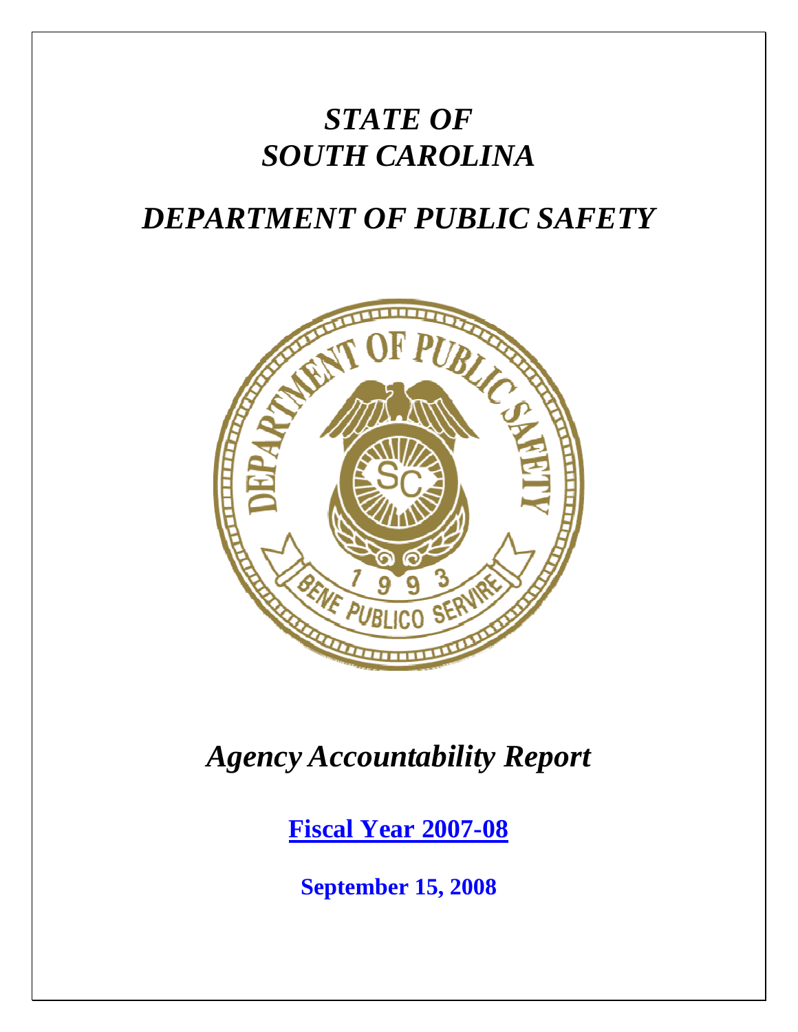# *STATE OF SOUTH CAROLINA*

# *DEPARTMENT OF PUBLIC SAFETY*

## *Agency Accountability Report*

**Fiscal Year 2007-08**

**September 15, 2008**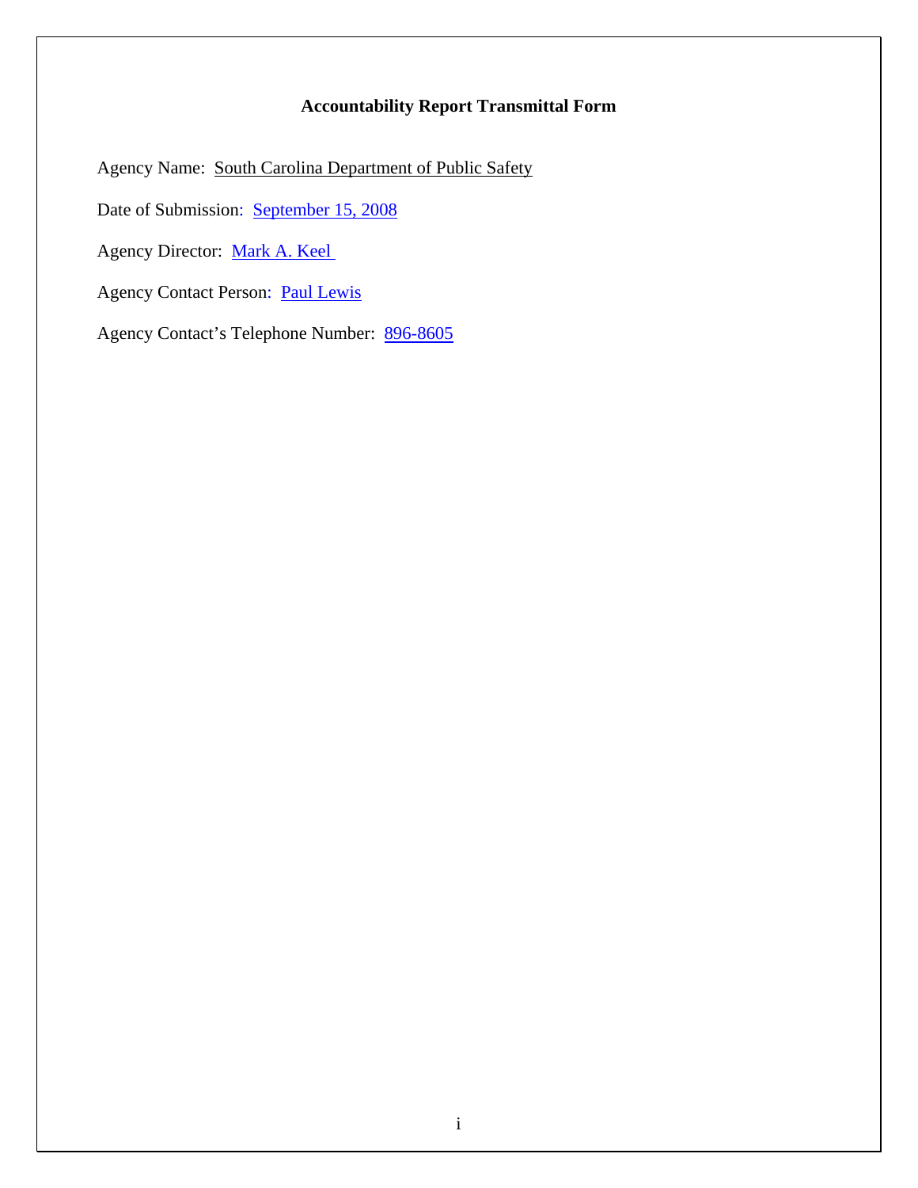## Accountability Report Transmittal Form

Agency Name: South Carolina Department of Public Safety

Date of Submission: September 15, 2008

Agency Director: Mark A. Keel

Agency Contact Person: Paul Lewis

Agency Contact's Telephone Number: 896-8605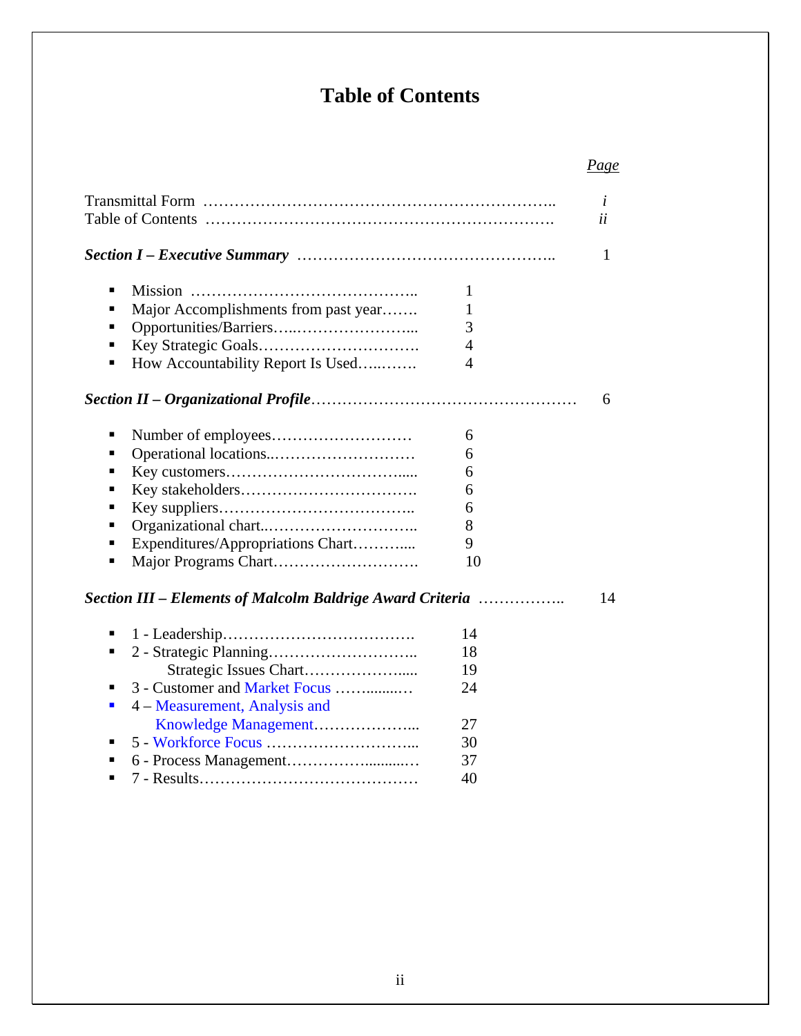# Table of Contents

| | | Page |
|---|---|---|
| Transmittal Form | | *i* |
| Table of Contents | | *ii* |
| ***Section I – Executive Summary*** | | 1 |
| ▪ Mission | 1 | |
| ▪ Major Accomplishments from past year | 1 | |
| ▪ Opportunities/Barriers | 3 | |
| ▪ Key Strategic Goals | 4 | |
| ▪ How Accountability Report Is Used | 4 | |
| ***Section II – Organizational Profile*** | | 6 |
| ▪ Number of employees | 6 | |
| ▪ Operational locations | 6 | |
| ▪ Key customers | 6 | |
| ▪ Key stakeholders | 6 | |
| ▪ Key suppliers | 6 | |
| ▪ Organizational chart | 8 | |
| ▪ Expenditures/Appropriations Chart | 9 | |
| ▪ Major Programs Chart | 10 | |
| ***Section III – Elements of Malcolm Baldrige Award Criteria*** | | 14 |
| ▪ 1 - Leadership | 14 | |
| ▪ 2 - Strategic Planning | 18 | |
| Strategic Issues Chart | 19 | |
| ▪ 3 - Customer and Market Focus | 24 | |
| ▪ 4 – Measurement, Analysis and Knowledge Management | 27 | |
| ▪ 5 - Workforce Focus | 30 | |
| ▪ 6 - Process Management | 37 | |
| ▪ 7 - Results | 40 | |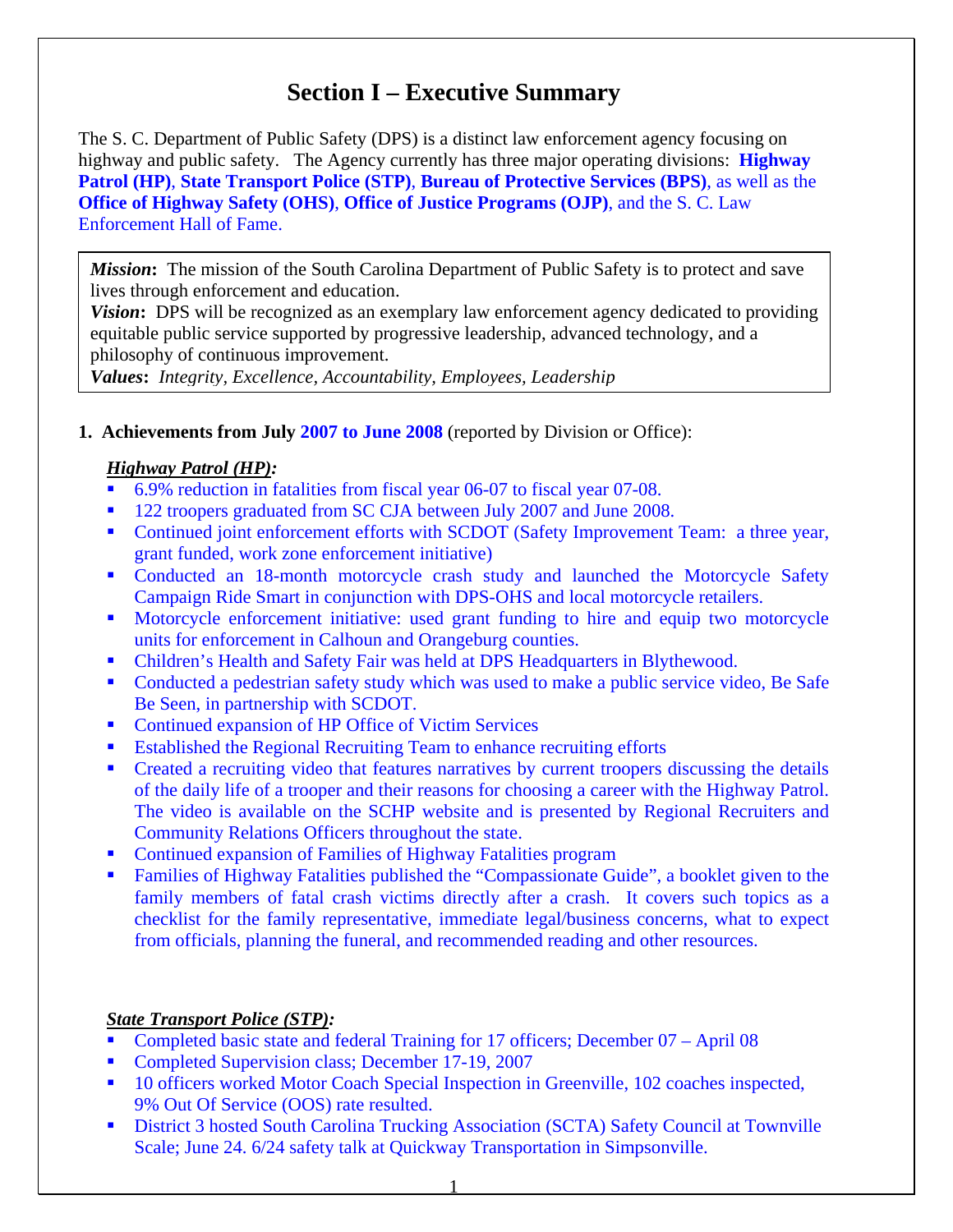# Section I – Executive Summary

The S. C. Department of Public Safety (DPS) is a distinct law enforcement agency focusing on highway and public safety. The Agency currently has three major operating divisions: **Highway Patrol (HP)**, **State Transport Police (STP)**, **Bureau of Protective Services (BPS)**, as well as the **Office of Highway Safety (OHS)**, **Office of Justice Programs (OJP)**, and the S. C. Law Enforcement Hall of Fame.

> ***Mission*:** The mission of the South Carolina Department of Public Safety is to protect and save lives through enforcement and education.
> ***Vision*:** DPS will be recognized as an exemplary law enforcement agency dedicated to providing equitable public service supported by progressive leadership, advanced technology, and a philosophy of continuous improvement.
> ***Values*:** *Integrity, Excellence, Accountability, Employees, Leadership*

**1. Achievements from July 2007 to June 2008** (reported by Division or Office):

***Highway Patrol (HP):***

- 6.9% reduction in fatalities from fiscal year 06-07 to fiscal year 07-08.
- 122 troopers graduated from SC CJA between July 2007 and June 2008.
- Continued joint enforcement efforts with SCDOT (Safety Improvement Team: a three year, grant funded, work zone enforcement initiative)
- Conducted an 18-month motorcycle crash study and launched the Motorcycle Safety Campaign Ride Smart in conjunction with DPS-OHS and local motorcycle retailers.
- Motorcycle enforcement initiative: used grant funding to hire and equip two motorcycle units for enforcement in Calhoun and Orangeburg counties.
- Children's Health and Safety Fair was held at DPS Headquarters in Blythewood.
- Conducted a pedestrian safety study which was used to make a public service video, Be Safe Be Seen, in partnership with SCDOT.
- Continued expansion of HP Office of Victim Services
- Established the Regional Recruiting Team to enhance recruiting efforts
- Created a recruiting video that features narratives by current troopers discussing the details of the daily life of a trooper and their reasons for choosing a career with the Highway Patrol. The video is available on the SCHP website and is presented by Regional Recruiters and Community Relations Officers throughout the state.
- Continued expansion of Families of Highway Fatalities program
- Families of Highway Fatalities published the "Compassionate Guide", a booklet given to the family members of fatal crash victims directly after a crash. It covers such topics as a checklist for the family representative, immediate legal/business concerns, what to expect from officials, planning the funeral, and recommended reading and other resources.

***State Transport Police (STP):***

- Completed basic state and federal Training for 17 officers; December 07 – April 08
- Completed Supervision class; December 17-19, 2007
- 10 officers worked Motor Coach Special Inspection in Greenville, 102 coaches inspected, 9% Out Of Service (OOS) rate resulted.
- District 3 hosted South Carolina Trucking Association (SCTA) Safety Council at Townville Scale; June 24. 6/24 safety talk at Quickway Transportation in Simpsonville.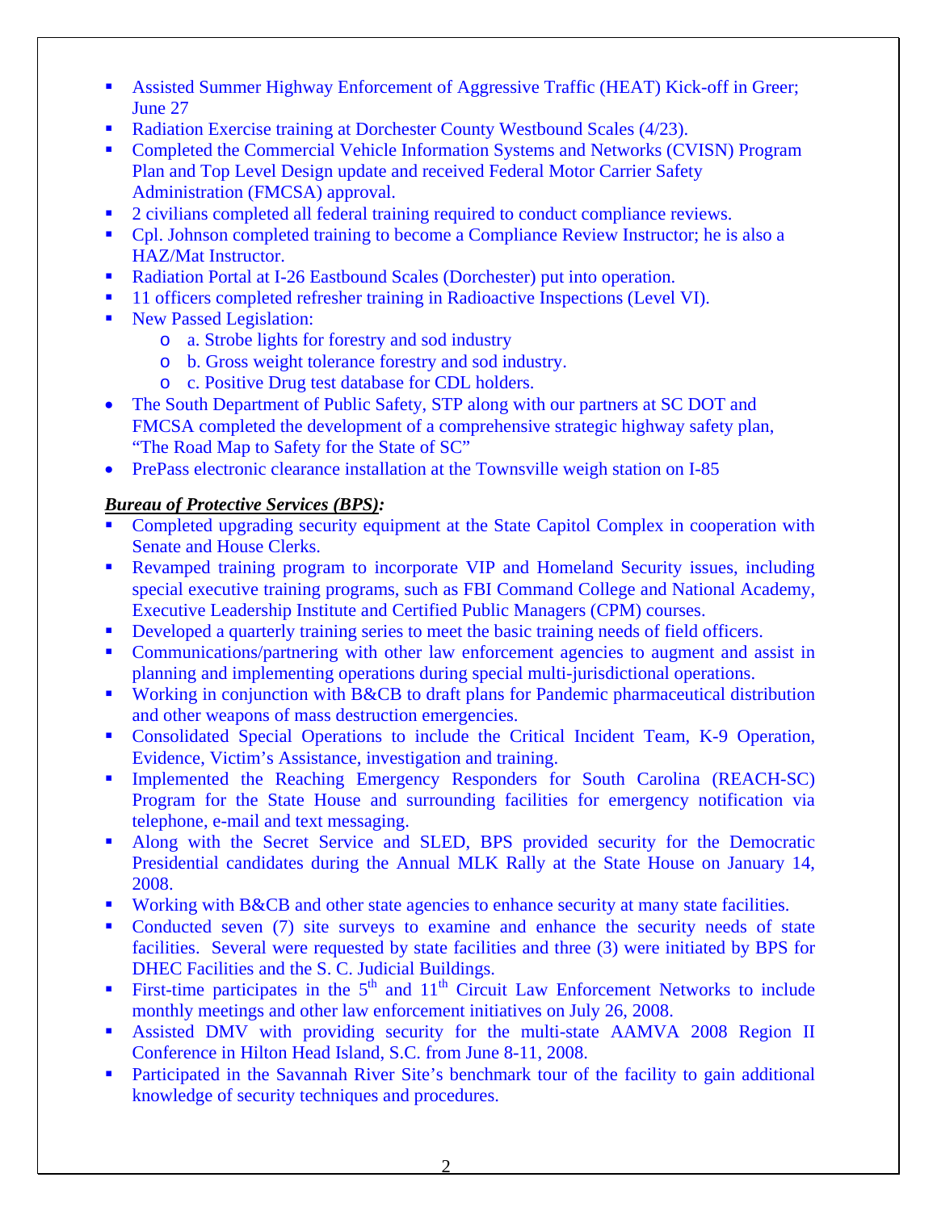- Assisted Summer Highway Enforcement of Aggressive Traffic (HEAT) Kick-off in Greer; June 27
- Radiation Exercise training at Dorchester County Westbound Scales (4/23).
- Completed the Commercial Vehicle Information Systems and Networks (CVISN) Program Plan and Top Level Design update and received Federal Motor Carrier Safety Administration (FMCSA) approval.
- 2 civilians completed all federal training required to conduct compliance reviews.
- Cpl. Johnson completed training to become a Compliance Review Instructor; he is also a HAZ/Mat Instructor.
- Radiation Portal at I-26 Eastbound Scales (Dorchester) put into operation.
- 11 officers completed refresher training in Radioactive Inspections (Level VI).
- New Passed Legislation:
    - a. Strobe lights for forestry and sod industry
    - b. Gross weight tolerance forestry and sod industry.
    - c. Positive Drug test database for CDL holders.
- The South Department of Public Safety, STP along with our partners at SC DOT and FMCSA completed the development of a comprehensive strategic highway safety plan, "The Road Map to Safety for the State of SC"
- PrePass electronic clearance installation at the Townsville weigh station on I-85

***Bureau of Protective Services (BPS):***

- Completed upgrading security equipment at the State Capitol Complex in cooperation with Senate and House Clerks.
- Revamped training program to incorporate VIP and Homeland Security issues, including special executive training programs, such as FBI Command College and National Academy, Executive Leadership Institute and Certified Public Managers (CPM) courses.
- Developed a quarterly training series to meet the basic training needs of field officers.
- Communications/partnering with other law enforcement agencies to augment and assist in planning and implementing operations during special multi-jurisdictional operations.
- Working in conjunction with B&CB to draft plans for Pandemic pharmaceutical distribution and other weapons of mass destruction emergencies.
- Consolidated Special Operations to include the Critical Incident Team, K-9 Operation, Evidence, Victim's Assistance, investigation and training.
- Implemented the Reaching Emergency Responders for South Carolina (REACH-SC) Program for the State House and surrounding facilities for emergency notification via telephone, e-mail and text messaging.
- Along with the Secret Service and SLED, BPS provided security for the Democratic Presidential candidates during the Annual MLK Rally at the State House on January 14, 2008.
- Working with B&CB and other state agencies to enhance security at many state facilities.
- Conducted seven (7) site surveys to examine and enhance the security needs of state facilities. Several were requested by state facilities and three (3) were initiated by BPS for DHEC Facilities and the S. C. Judicial Buildings.
- First-time participates in the 5th and 11th Circuit Law Enforcement Networks to include monthly meetings and other law enforcement initiatives on July 26, 2008.
- Assisted DMV with providing security for the multi-state AAMVA 2008 Region II Conference in Hilton Head Island, S.C. from June 8-11, 2008.
- Participated in the Savannah River Site's benchmark tour of the facility to gain additional knowledge of security techniques and procedures.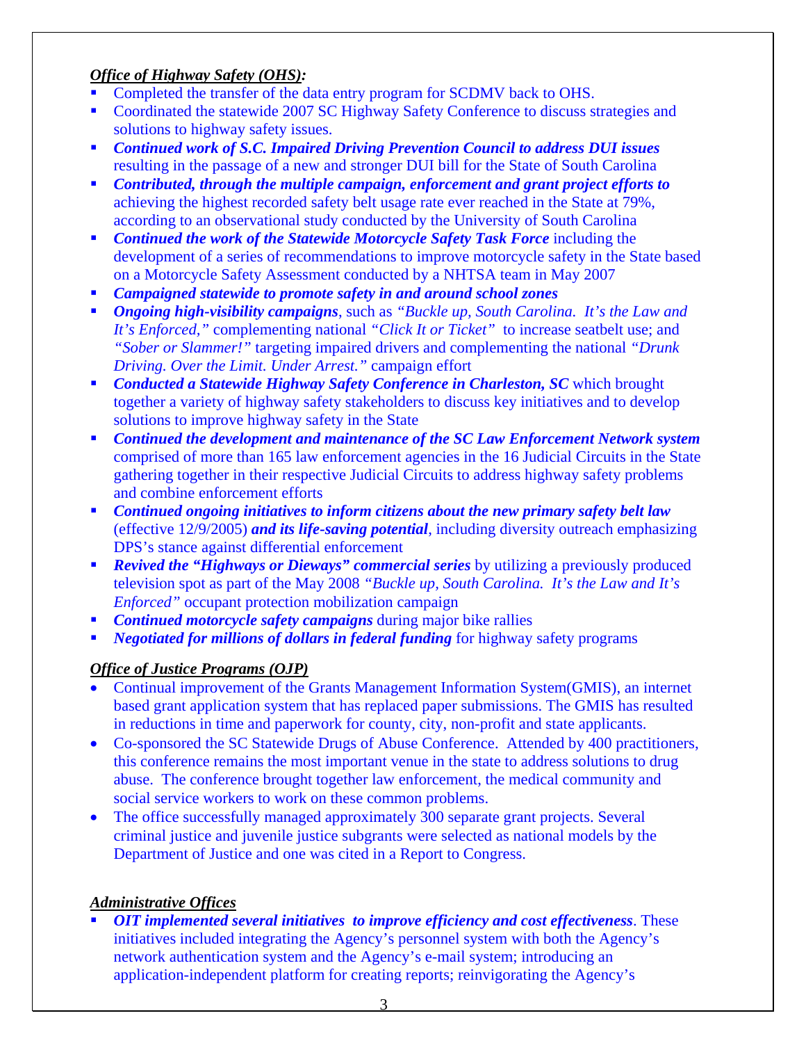***Office of Highway Safety (OHS):***

- Completed the transfer of the data entry program for SCDMV back to OHS.
- Coordinated the statewide 2007 SC Highway Safety Conference to discuss strategies and solutions to highway safety issues.
- ***Continued work of S.C. Impaired Driving Prevention Council to address DUI issues*** resulting in the passage of a new and stronger DUI bill for the State of South Carolina
- ***Contributed, through the multiple campaign, enforcement and grant project efforts to*** achieving the highest recorded safety belt usage rate ever reached in the State at 79%, according to an observational study conducted by the University of South Carolina
- ***Continued the work of the Statewide Motorcycle Safety Task Force*** including the development of a series of recommendations to improve motorcycle safety in the State based on a Motorcycle Safety Assessment conducted by a NHTSA team in May 2007
- ***Campaigned statewide to promote safety in and around school zones***
- ***Ongoing high-visibility campaigns***, such as *"Buckle up, South Carolina. It's the Law and It's Enforced,"* complementing national *"Click It or Ticket"* to increase seatbelt use; and *"Sober or Slammer!"* targeting impaired drivers and complementing the national *"Drunk Driving. Over the Limit. Under Arrest."* campaign effort
- ***Conducted a Statewide Highway Safety Conference in Charleston, SC*** which brought together a variety of highway safety stakeholders to discuss key initiatives and to develop solutions to improve highway safety in the State
- ***Continued the development and maintenance of the SC Law Enforcement Network system*** comprised of more than 165 law enforcement agencies in the 16 Judicial Circuits in the State gathering together in their respective Judicial Circuits to address highway safety problems and combine enforcement efforts
- ***Continued ongoing initiatives to inform citizens about the new primary safety belt law*** (effective 12/9/2005) ***and its life-saving potential***, including diversity outreach emphasizing DPS's stance against differential enforcement
- ***Revived the "Highways or Dieways" commercial series*** by utilizing a previously produced television spot as part of the May 2008 *"Buckle up, South Carolina. It's the Law and It's Enforced"* occupant protection mobilization campaign
- ***Continued motorcycle safety campaigns*** during major bike rallies
- ***Negotiated for millions of dollars in federal funding*** for highway safety programs

***Office of Justice Programs (OJP)***

- Continual improvement of the Grants Management Information System(GMIS), an internet based grant application system that has replaced paper submissions. The GMIS has resulted in reductions in time and paperwork for county, city, non-profit and state applicants.
- Co-sponsored the SC Statewide Drugs of Abuse Conference. Attended by 400 practitioners, this conference remains the most important venue in the state to address solutions to drug abuse. The conference brought together law enforcement, the medical community and social service workers to work on these common problems.
- The office successfully managed approximately 300 separate grant projects. Several criminal justice and juvenile justice subgrants were selected as national models by the Department of Justice and one was cited in a Report to Congress.

***Administrative Offices***

- ***OIT implemented several initiatives to improve efficiency and cost effectiveness***. These initiatives included integrating the Agency's personnel system with both the Agency's network authentication system and the Agency's e-mail system; introducing an application-independent platform for creating reports; reinvigorating the Agency's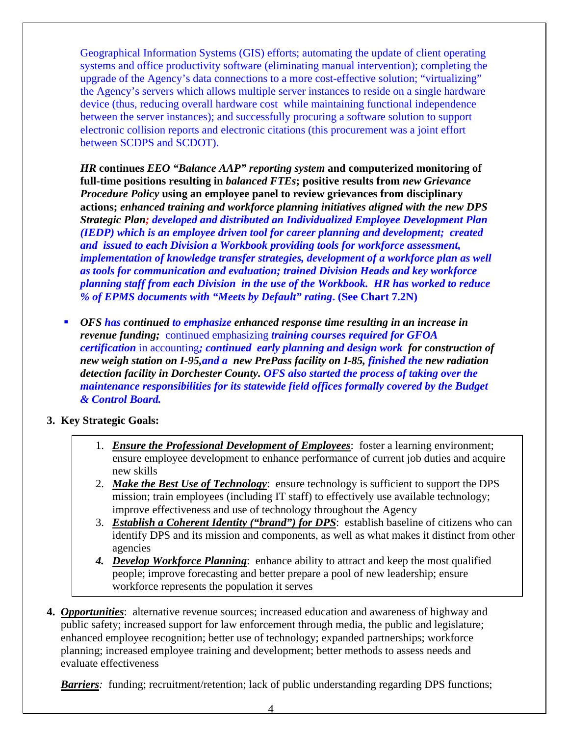Geographical Information Systems (GIS) efforts; automating the update of client operating systems and office productivity software (eliminating manual intervention); completing the upgrade of the Agency's data connections to a more cost-effective solution; "virtualizing" the Agency's servers which allows multiple server instances to reside on a single hardware device (thus, reducing overall hardware cost while maintaining functional independence between the server instances); and successfully procuring a software solution to support electronic collision reports and electronic citations (this procurement was a joint effort between SCDPS and SCDOT).

***HR* continues *EEO "Balance AAP" reporting system* and computerized monitoring of full-time positions resulting in *balanced FTEs*; positive results from *new Grievance Procedure Policy* using an employee panel to review grievances from disciplinary actions; *enhanced training and workforce planning initiatives aligned with the new DPS Strategic Plan; developed and distributed an Individualized Employee Development Plan (IEDP) which is an employee driven tool for career planning and development; created and issued to each Division a Workbook providing tools for workforce assessment, implementation of knowledge transfer strategies, development of a workforce plan as well as tools for communication and evaluation; trained Division Heads and key workforce planning staff from each Division in the use of the Workbook. HR has worked to reduce % of EPMS documents with "Meets by Default" rating*. (See Chart 7.2N)**

- ***OFS has continued to emphasize enhanced response time resulting in an increase in revenue funding;*** continued emphasizing ***training courses required for GFOA certification*** in accounting***; continued early planning and design work for construction of new weigh station on I-95, and a new PrePass facility on I-85, finished the new radiation detection facility in Dorchester County. OFS also started the process of taking over the maintenance responsibilities for its statewide field offices formally covered by the Budget & Control Board.***

**3. Key Strategic Goals:**

1. ***Ensure the Professional Development of Employees***: foster a learning environment; ensure employee development to enhance performance of current job duties and acquire new skills
2. ***Make the Best Use of Technology***: ensure technology is sufficient to support the DPS mission; train employees (including IT staff) to effectively use available technology; improve effectiveness and use of technology throughout the Agency
3. ***Establish a Coherent Identity ("brand") for DPS***: establish baseline of citizens who can identify DPS and its mission and components, as well as what makes it distinct from other agencies
4. ***Develop Workforce Planning***: enhance ability to attract and keep the most qualified people; improve forecasting and better prepare a pool of new leadership; ensure workforce represents the population it serves

**4. *Opportunities***: alternative revenue sources; increased education and awareness of highway and public safety; increased support for law enforcement through media, the public and legislature; enhanced employee recognition; better use of technology; expanded partnerships; workforce planning; increased employee training and development; better methods to assess needs and evaluate effectiveness

***Barriers****:* funding; recruitment/retention; lack of public understanding regarding DPS functions;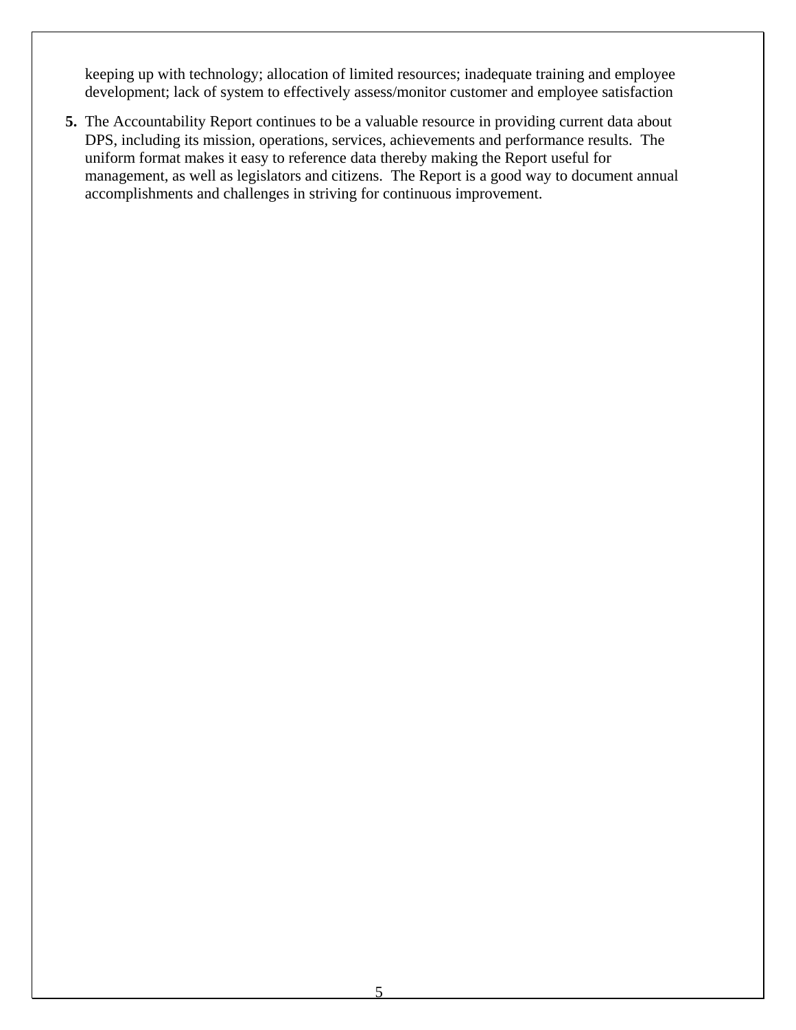keeping up with technology; allocation of limited resources; inadequate training and employee development; lack of system to effectively assess/monitor customer and employee satisfaction

**5.** The Accountability Report continues to be a valuable resource in providing current data about DPS, including its mission, operations, services, achievements and performance results. The uniform format makes it easy to reference data thereby making the Report useful for management, as well as legislators and citizens. The Report is a good way to document annual accomplishments and challenges in striving for continuous improvement.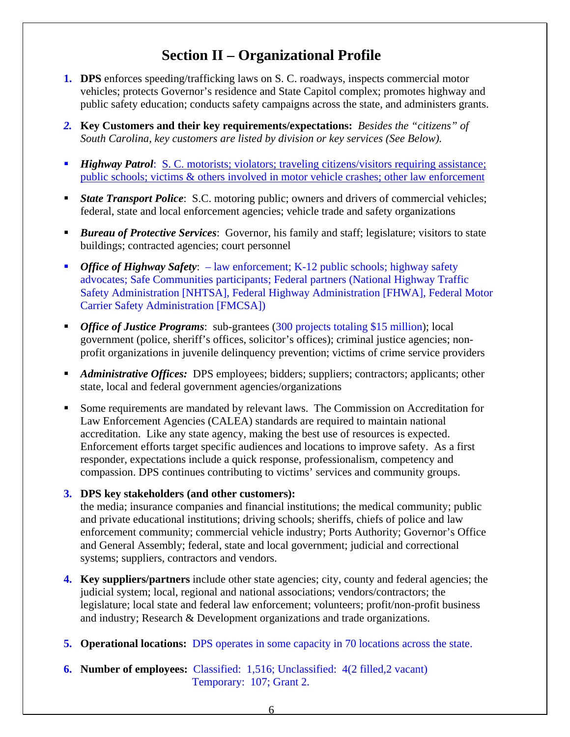# Section II – Organizational Profile

1. **DPS** enforces speeding/trafficking laws on S. C. roadways, inspects commercial motor vehicles; protects Governor's residence and State Capitol complex; promotes highway and public safety education; conducts safety campaigns across the state, and administers grants.

2. **Key Customers and their key requirements/expectations:** *Besides the "citizens" of South Carolina, key customers are listed by division or key services (See Below).*

- ***Highway Patrol***: S. C. motorists; violators; traveling citizens/visitors requiring assistance; public schools; victims & others involved in motor vehicle crashes; other law enforcement

- ***State Transport Police***: S.C. motoring public; owners and drivers of commercial vehicles; federal, state and local enforcement agencies; vehicle trade and safety organizations

- ***Bureau of Protective Services***: Governor, his family and staff; legislature; visitors to state buildings; contracted agencies; court personnel

- ***Office of Highway Safety***: – law enforcement; K-12 public schools; highway safety advocates; Safe Communities participants; Federal partners (National Highway Traffic Safety Administration [NHTSA], Federal Highway Administration [FHWA], Federal Motor Carrier Safety Administration [FMCSA])

- ***Office of Justice Programs***: sub-grantees (300 projects totaling $15 million); local government (police, sheriff's offices, solicitor's offices); criminal justice agencies; non-profit organizations in juvenile delinquency prevention; victims of crime service providers

- ***Administrative Offices:*** DPS employees; bidders; suppliers; contractors; applicants; other state, local and federal government agencies/organizations

- Some requirements are mandated by relevant laws. The Commission on Accreditation for Law Enforcement Agencies (CALEA) standards are required to maintain national accreditation. Like any state agency, making the best use of resources is expected. Enforcement efforts target specific audiences and locations to improve safety. As a first responder, expectations include a quick response, professionalism, competency and compassion. DPS continues contributing to victims' services and community groups.

3. **DPS key stakeholders (and other customers):**
the media; insurance companies and financial institutions; the medical community; public and private educational institutions; driving schools; sheriffs, chiefs of police and law enforcement community; commercial vehicle industry; Ports Authority; Governor's Office and General Assembly; federal, state and local government; judicial and correctional systems; suppliers, contractors and vendors.

4. **Key suppliers/partners** include other state agencies; city, county and federal agencies; the judicial system; local, regional and national associations; vendors/contractors; the legislature; local state and federal law enforcement; volunteers; profit/non-profit business and industry; Research & Development organizations and trade organizations.

5. **Operational locations:** DPS operates in some capacity in 70 locations across the state.

6. **Number of employees:** Classified: 1,516; Unclassified: 4(2 filled,2 vacant)
Temporary: 107; Grant 2.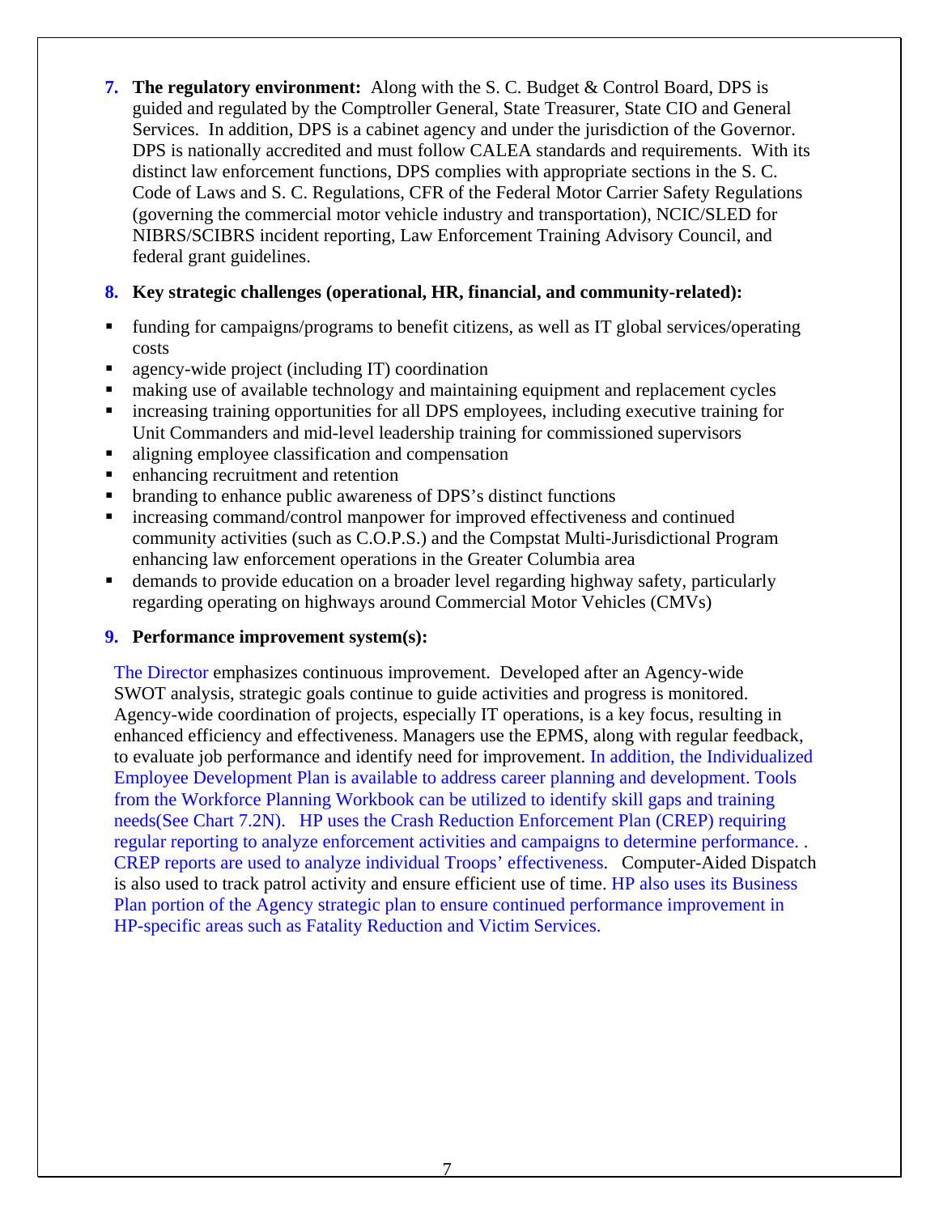7. **The regulatory environment:** Along with the S. C. Budget & Control Board, DPS is guided and regulated by the Comptroller General, State Treasurer, State CIO and General Services. In addition, DPS is a cabinet agency and under the jurisdiction of the Governor. DPS is nationally accredited and must follow CALEA standards and requirements. With its distinct law enforcement functions, DPS complies with appropriate sections in the S. C. Code of Laws and S. C. Regulations, CFR of the Federal Motor Carrier Safety Regulations (governing the commercial motor vehicle industry and transportation), NCIC/SLED for NIBRS/SCIBRS incident reporting, Law Enforcement Training Advisory Council, and federal grant guidelines.

8. **Key strategic challenges (operational, HR, financial, and community-related):**

- funding for campaigns/programs to benefit citizens, as well as IT global services/operating costs
- agency-wide project (including IT) coordination
- making use of available technology and maintaining equipment and replacement cycles
- increasing training opportunities for all DPS employees, including executive training for Unit Commanders and mid-level leadership training for commissioned supervisors
- aligning employee classification and compensation
- enhancing recruitment and retention
- branding to enhance public awareness of DPS's distinct functions
- increasing command/control manpower for improved effectiveness and continued community activities (such as C.O.P.S.) and the Compstat Multi-Jurisdictional Program enhancing law enforcement operations in the Greater Columbia area
- demands to provide education on a broader level regarding highway safety, particularly regarding operating on highways around Commercial Motor Vehicles (CMVs)

9. **Performance improvement system(s):**

The Director emphasizes continuous improvement. Developed after an Agency-wide SWOT analysis, strategic goals continue to guide activities and progress is monitored. Agency-wide coordination of projects, especially IT operations, is a key focus, resulting in enhanced efficiency and effectiveness. Managers use the EPMS, along with regular feedback, to evaluate job performance and identify need for improvement. In addition, the Individualized Employee Development Plan is available to address career planning and development. Tools from the Workforce Planning Workbook can be utilized to identify skill gaps and training needs(See Chart 7.2N). HP uses the Crash Reduction Enforcement Plan (CREP) requiring regular reporting to analyze enforcement activities and campaigns to determine performance. . CREP reports are used to analyze individual Troops' effectiveness. Computer-Aided Dispatch is also used to track patrol activity and ensure efficient use of time. HP also uses its Business Plan portion of the Agency strategic plan to ensure continued performance improvement in HP-specific areas such as Fatality Reduction and Victim Services.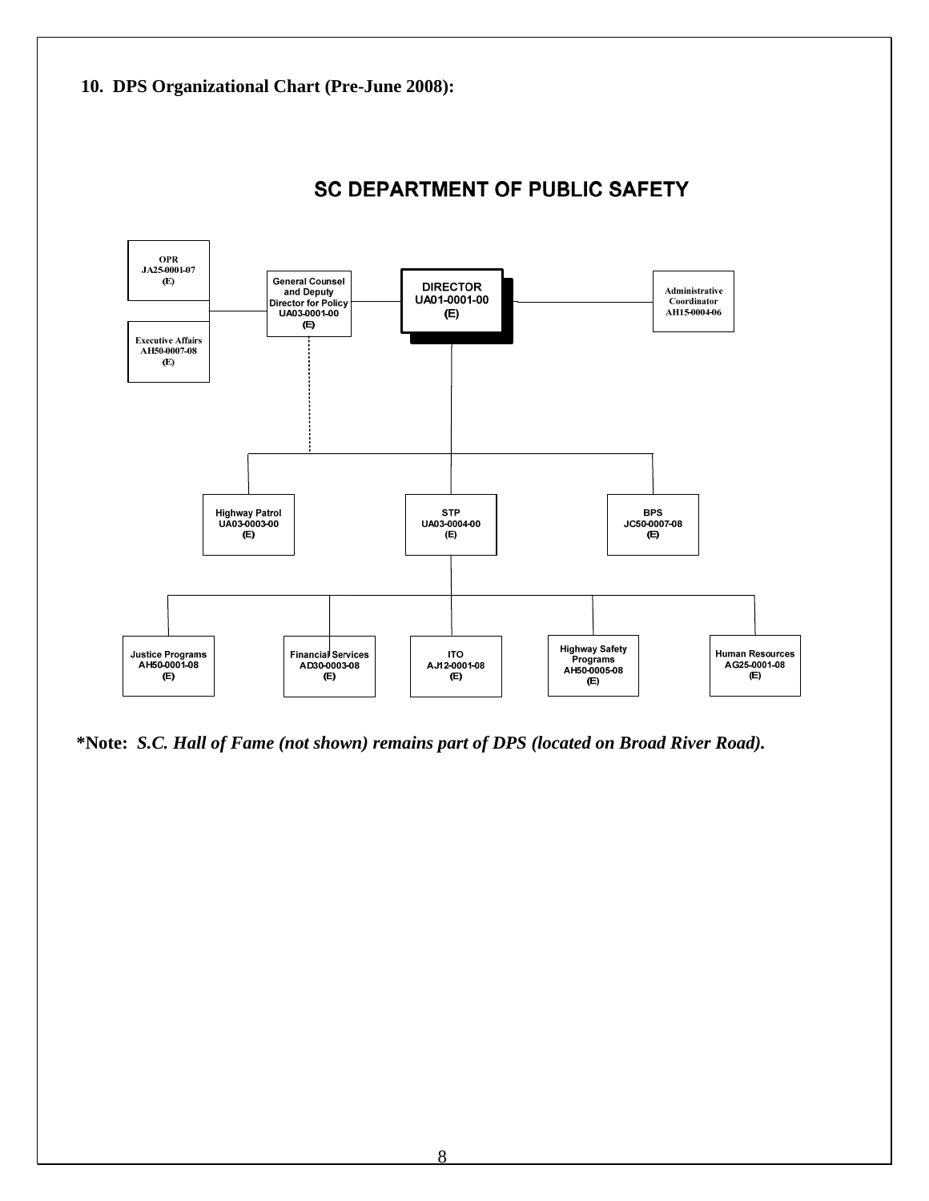**10. DPS Organizational Chart (Pre-June 2008):**

SC DEPARTMENT OF PUBLIC SAFETY

OPR
JA25-0001-07
(E)

Executive Affairs
AH50-0007-08
(E)

General Counsel and Deputy Director for Policy
UA03-0001-00
(E)

DIRECTOR
UA01-0001-00
(E)

Administrative Coordinator
AH15-0004-06

Highway Patrol
UA03-0003-00
(E)

STP
UA03-0004-00
(E)

BPS
JC50-0007-08
(E)

Justice Programs
AH50-0001-08
(E)

Financial Services
AD30-0003-08
(E)

ITO
AJ12-0001-08
(E)

Highway Safety Programs
AH50-0005-08
(E)

Human Resources
AG25-0001-08
(E)

***Note:** *S.C. Hall of Fame (not shown) remains part of DPS (located on Broad River Road).*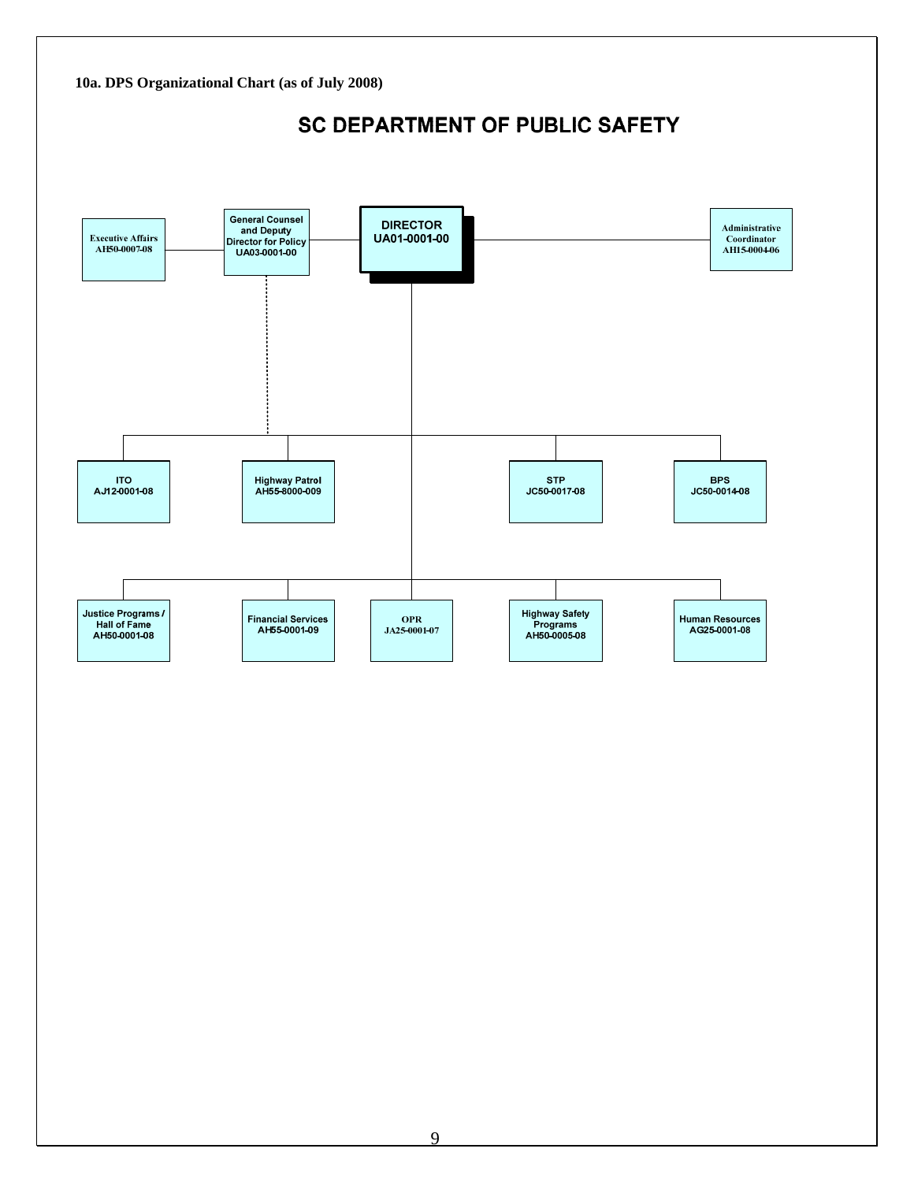**10a. DPS Organizational Chart (as of July 2008)**

SC DEPARTMENT OF PUBLIC SAFETY

DIRECTOR
UA01-0001-00

Executive Affairs
AH50-0007-08

General Counsel and Deputy Director for Policy
UA03-0001-00

Administrative Coordinator
AH15-0004-06

ITO
AJ12-0001-08

Highway Patrol
AH55-8000-009

STP
JC50-0017-08

BPS
JC50-0014-08

Justice Programs / Hall of Fame
AH50-0001-08

Financial Services
AH55-0001-09

OPR
JA25-0001-07

Highway Safety Programs
AH50-0005-08

Human Resources
AG25-0001-08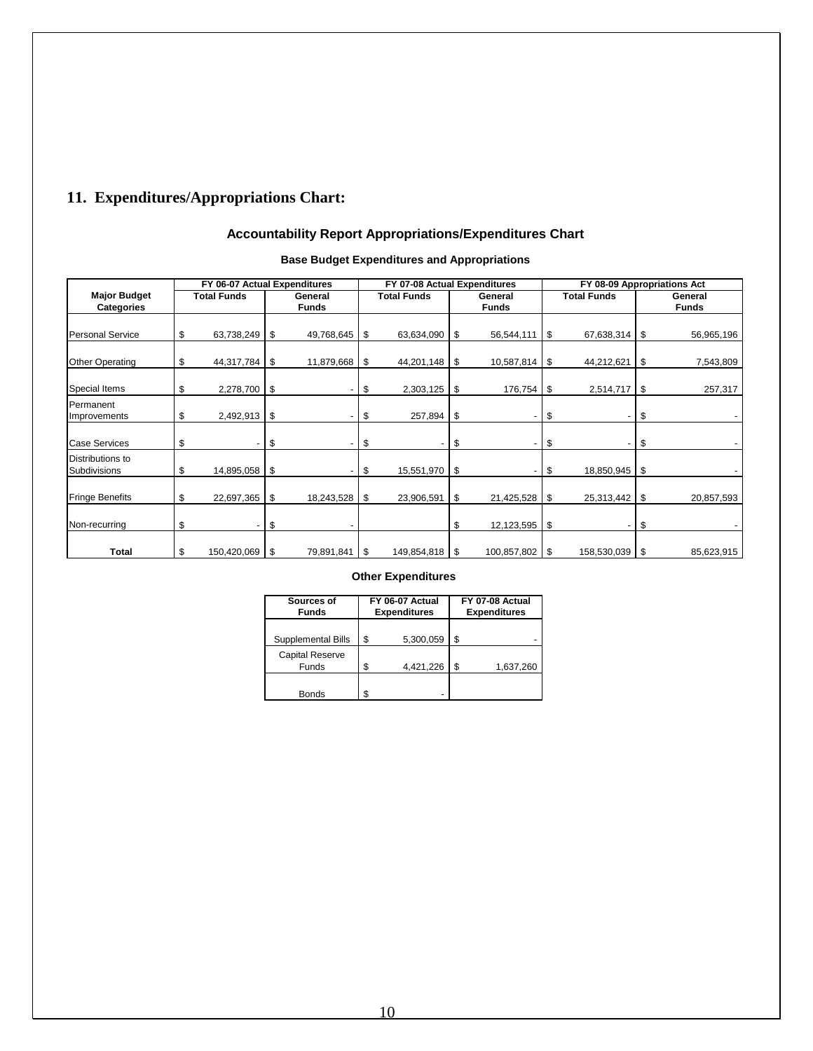## 11. Expenditures/Appropriations Chart:

### Accountability Report Appropriations/Expenditures Chart

#### Base Budget Expenditures and Appropriations

| Major Budget Categories | FY 06-07 Actual Expenditures | | FY 07-08 Actual Expenditures | | FY 08-09 Appropriations Act | |
|---|---|---|---|---|---|---|
| | Total Funds | General Funds | Total Funds | General Funds | Total Funds | General Funds |
| Personal Service | $ 63,738,249 | $ 49,768,645 | $ 63,634,090 | $ 56,544,111 | $ 67,638,314 | $ 56,965,196 |
| Other Operating | $ 44,317,784 | $ 11,879,668 | $ 44,201,148 | $ 10,587,814 | $ 44,212,621 | $ 7,543,809 |
| Special Items | $ 2,278,700 | $ - | $ 2,303,125 | $ 176,754 | $ 2,514,717 | $ 257,317 |
| Permanent Improvements | $ 2,492,913 | $ - | $ 257,894 | $ - | $ - | $ - |
| Case Services | $ - | $ - | $ - | $ - | $ - | $ - |
| Distributions to Subdivisions | $ 14,895,058 | $ - | $ 15,551,970 | $ - | $ 18,850,945 | $ - |
| Fringe Benefits | $ 22,697,365 | $ 18,243,528 | $ 23,906,591 | $ 21,425,528 | $ 25,313,442 | $ 20,857,593 |
| Non-recurring | $ - | $ - | | $ 12,123,595 | $ - | $ - |
| **Total** | $ 150,420,069 | $ 79,891,841 | $ 149,854,818 | $ 100,857,802 | $ 158,530,039 | $ 85,623,915 |

#### Other Expenditures

| Sources of Funds | FY 06-07 Actual Expenditures | FY 07-08 Actual Expenditures |
|---|---|---|
| Supplemental Bills | $ 5,300,059 | $ - |
| Capital Reserve Funds | $ 4,421,226 | $ 1,637,260 |
| Bonds | $ - | |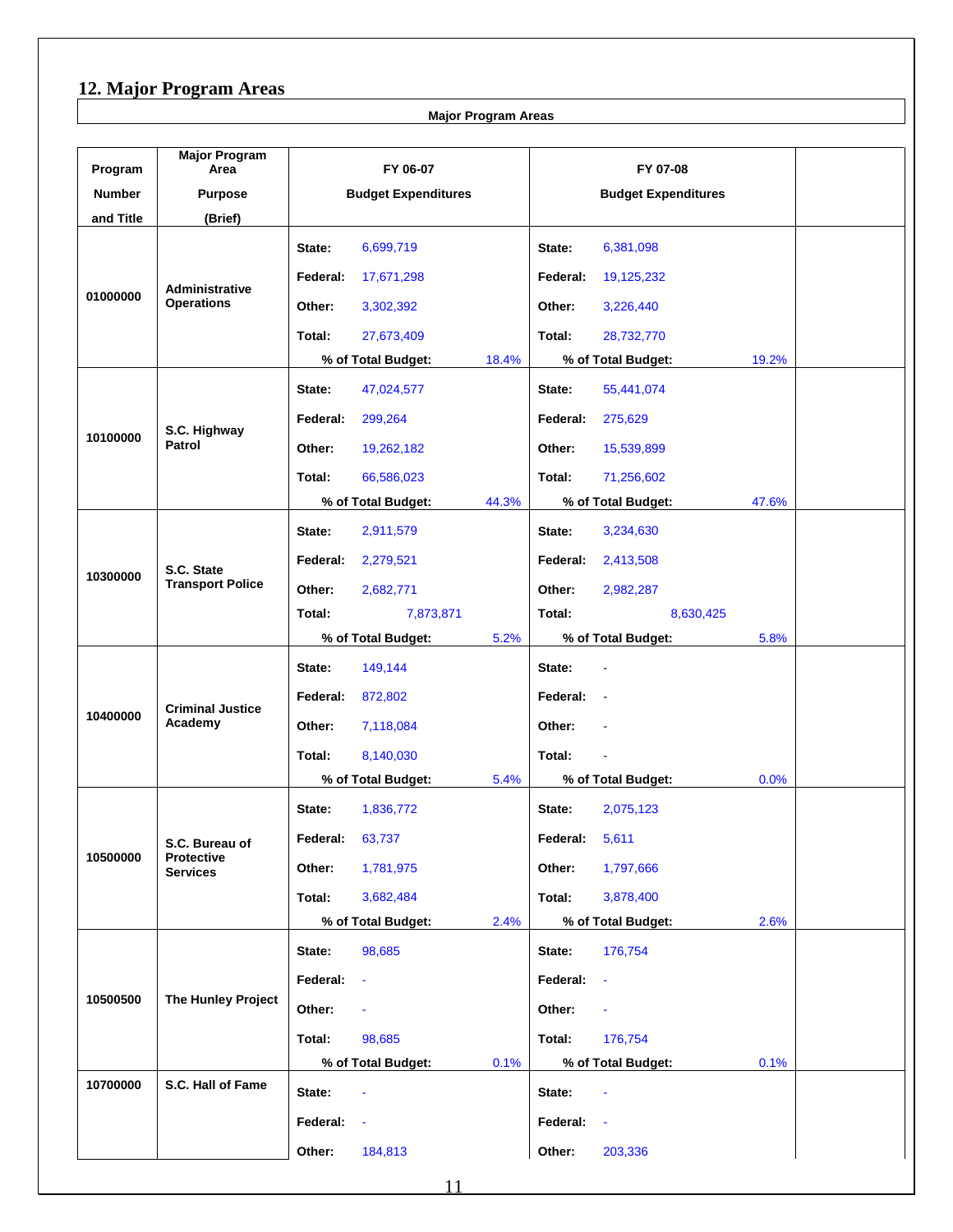## 12. Major Program Areas

**Major Program Areas**

| Program Number and Title | Major Program Area Purpose (Brief) | FY 06-07 Budget Expenditures | | | FY 07-08 Budget Expenditures | | | |
|---|---|---|---|---|---|---|---|---|
| 01000000 | Administrative Operations | State: | 6,699,719 | | State: | 6,381,098 | | |
| | | Federal: | 17,671,298 | | Federal: | 19,125,232 | | |
| | | Other: | 3,302,392 | | Other: | 3,226,440 | | |
| | | Total: | 27,673,409 | | Total: | 28,732,770 | | |
| | | % of Total Budget: | | 18.4% | % of Total Budget: | | 19.2% | |
| 10100000 | S.C. Highway Patrol | State: | 47,024,577 | | State: | 55,441,074 | | |
| | | Federal: | 299,264 | | Federal: | 275,629 | | |
| | | Other: | 19,262,182 | | Other: | 15,539,899 | | |
| | | Total: | 66,586,023 | | Total: | 71,256,602 | | |
| | | % of Total Budget: | | 44.3% | % of Total Budget: | | 47.6% | |
| 10300000 | S.C. State Transport Police | State: | 2,911,579 | | State: | 3,234,630 | | |
| | | Federal: | 2,279,521 | | Federal: | 2,413,508 | | |
| | | Other: | 2,682,771 | | Other: | 2,982,287 | | |
| | | Total: | 7,873,871 | | Total: | 8,630,425 | | |
| | | % of Total Budget: | | 5.2% | % of Total Budget: | | 5.8% | |
| 10400000 | Criminal Justice Academy | State: | 149,144 | | State: | - | | |
| | | Federal: | 872,802 | | Federal: | - | | |
| | | Other: | 7,118,084 | | Other: | - | | |
| | | Total: | 8,140,030 | | Total: | - | | |
| | | % of Total Budget: | | 5.4% | % of Total Budget: | | 0.0% | |
| 10500000 | S.C. Bureau of Protective Services | State: | 1,836,772 | | State: | 2,075,123 | | |
| | | Federal: | 63,737 | | Federal: | 5,611 | | |
| | | Other: | 1,781,975 | | Other: | 1,797,666 | | |
| | | Total: | 3,682,484 | | Total: | 3,878,400 | | |
| | | % of Total Budget: | | 2.4% | % of Total Budget: | | 2.6% | |
| 10500500 | The Hunley Project | State: | 98,685 | | State: | 176,754 | | |
| | | Federal: | - | | Federal: | - | | |
| | | Other: | - | | Other: | - | | |
| | | Total: | 98,685 | | Total: | 176,754 | | |
| | | % of Total Budget: | | 0.1% | % of Total Budget: | | 0.1% | |
| 10700000 | S.C. Hall of Fame | State: | - | | State: | - | | |
| | | Federal: | - | | Federal: | - | | |
| | | Other: | 184,813 | | Other: | 203,336 | | |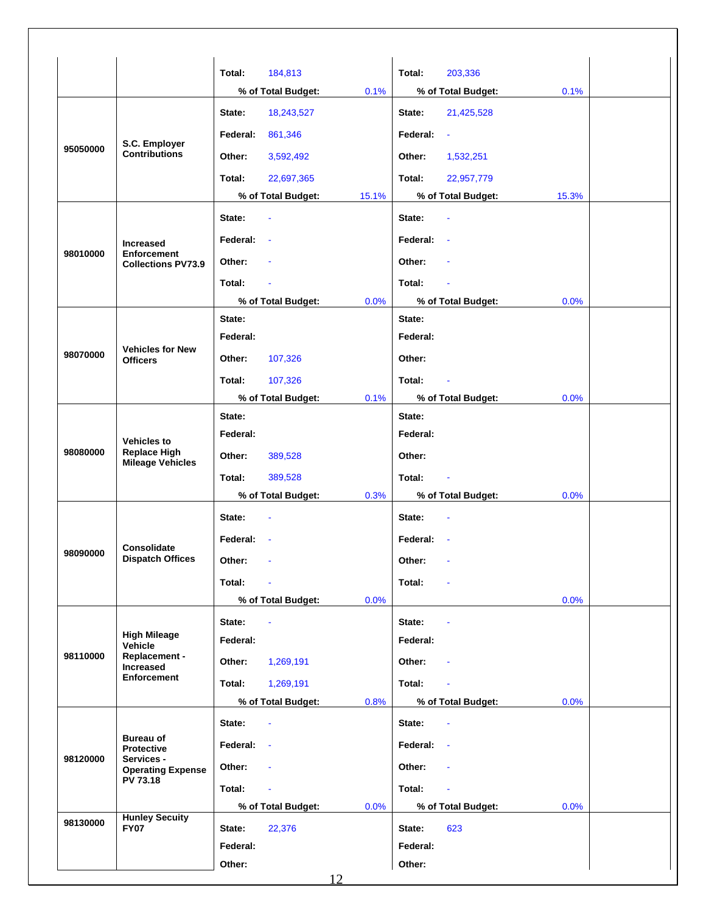| | | | | |
|---|---|---|---|---|
| | | **Total:** 184,813<br>**% of Total Budget:** 0.1% | **Total:** 203,336<br>**% of Total Budget:** 0.1% | |
| 95050000 | **S.C. Employer Contributions** | **State:** 18,243,527<br>**Federal:** 861,346<br>**Other:** 3,592,492<br>**Total:** 22,697,365<br>**% of Total Budget:** 15.1% | **State:** 21,425,528<br>**Federal:** -<br>**Other:** 1,532,251<br>**Total:** 22,957,779<br>**% of Total Budget:** 15.3% | |
| 98010000 | **Increased Enforcement Collections PV73.9** | **State:** -<br>**Federal:** -<br>**Other:** -<br>**Total:** -<br>**% of Total Budget:** 0.0% | **State:** -<br>**Federal:** -<br>**Other:** -<br>**Total:** -<br>**% of Total Budget:** 0.0% | |
| 98070000 | **Vehicles for New Officers** | **State:**<br>**Federal:**<br>**Other:** 107,326<br>**Total:** 107,326<br>**% of Total Budget:** 0.1% | **State:**<br>**Federal:**<br>**Other:**<br>**Total:** -<br>**% of Total Budget:** 0.0% | |
| 98080000 | **Vehicles to Replace High Mileage Vehicles** | **State:**<br>**Federal:**<br>**Other:** 389,528<br>**Total:** 389,528<br>**% of Total Budget:** 0.3% | **State:**<br>**Federal:**<br>**Other:**<br>**Total:** -<br>**% of Total Budget:** 0.0% | |
| 98090000 | **Consolidate Dispatch Offices** | **State:** -<br>**Federal:** -<br>**Other:** -<br>**Total:** -<br>**% of Total Budget:** 0.0% | **State:** -<br>**Federal:** -<br>**Other:** -<br>**Total:** -<br>0.0% | |
| 98110000 | **High Mileage Vehicle Replacement - Increased Enforcement** | **State:** -<br>**Federal:**<br>**Other:** 1,269,191<br>**Total:** 1,269,191<br>**% of Total Budget:** 0.8% | **State:** -<br>**Federal:**<br>**Other:** -<br>**Total:** -<br>**% of Total Budget:** 0.0% | |
| 98120000 | **Bureau of Protective Services - Operating Expense PV 73.18** | **State:** -<br>**Federal:** -<br>**Other:** -<br>**Total:** -<br>**% of Total Budget:** 0.0% | **State:** -<br>**Federal:** -<br>**Other:** -<br>**Total:** -<br>**% of Total Budget:** 0.0% | |
| 98130000 | **Hunley Secuity FY07** | **State:** 22,376<br>**Federal:**<br>**Other:** | **State:** 623<br>**Federal:**<br>**Other:** | |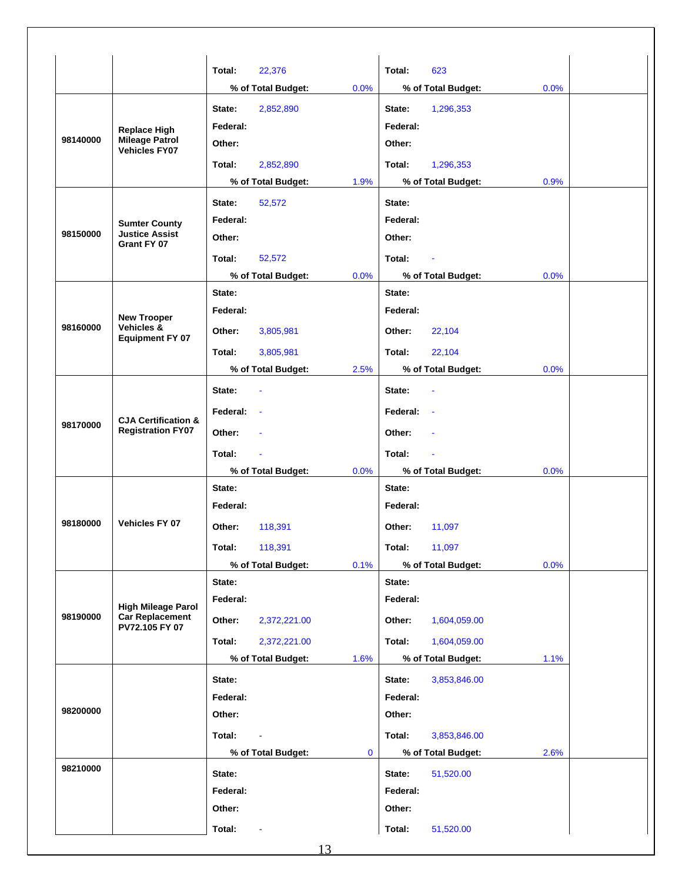| | | | | |
|---|---|---|---|---|
| | | **Total:** 22,376<br>**% of Total Budget:** 0.0% | **Total:** 623<br>**% of Total Budget:** 0.0% | |
| 98140000 | **Replace High Mileage Patrol Vehicles FY07** | **State:** 2,852,890<br>**Federal:**<br>**Other:**<br>**Total:** 2,852,890<br>**% of Total Budget:** 1.9% | **State:** 1,296,353<br>**Federal:**<br>**Other:**<br>**Total:** 1,296,353<br>**% of Total Budget:** 0.9% | |
| 98150000 | **Sumter County Justice Assist Grant FY 07** | **State:** 52,572<br>**Federal:**<br>**Other:**<br>**Total:** 52,572<br>**% of Total Budget:** 0.0% | **State:**<br>**Federal:**<br>**Other:**<br>**Total:** -<br>**% of Total Budget:** 0.0% | |
| 98160000 | **New Trooper Vehicles & Equipment FY 07** | **State:**<br>**Federal:**<br>**Other:** 3,805,981<br>**Total:** 3,805,981<br>**% of Total Budget:** 2.5% | **State:**<br>**Federal:**<br>**Other:** 22,104<br>**Total:** 22,104<br>**% of Total Budget:** 0.0% | |
| 98170000 | **CJA Certification & Registration FY07** | **State:** -<br>**Federal:** -<br>**Other:** -<br>**Total:** -<br>**% of Total Budget:** 0.0% | **State:** -<br>**Federal:** -<br>**Other:** -<br>**Total:** -<br>**% of Total Budget:** 0.0% | |
| 98180000 | **Vehicles FY 07** | **State:**<br>**Federal:**<br>**Other:** 118,391<br>**Total:** 118,391<br>**% of Total Budget:** 0.1% | **State:**<br>**Federal:**<br>**Other:** 11,097<br>**Total:** 11,097<br>**% of Total Budget:** 0.0% | |
| 98190000 | **High Mileage Parol Car Replacement PV72.105 FY 07** | **State:**<br>**Federal:**<br>**Other:** 2,372,221.00<br>**Total:** 2,372,221.00<br>**% of Total Budget:** 1.6% | **State:**<br>**Federal:**<br>**Other:** 1,604,059.00<br>**Total:** 1,604,059.00<br>**% of Total Budget:** 1.1% | |
| 98200000 | | **State:**<br>**Federal:**<br>**Other:**<br>**Total:** -<br>**% of Total Budget:** 0 | **State:** 3,853,846.00<br>**Federal:**<br>**Other:**<br>**Total:** 3,853,846.00<br>**% of Total Budget:** 2.6% | |
| 98210000 | | **State:**<br>**Federal:**<br>**Other:**<br>**Total:** - | **State:** 51,520.00<br>**Federal:**<br>**Other:**<br>**Total:** 51,520.00 | |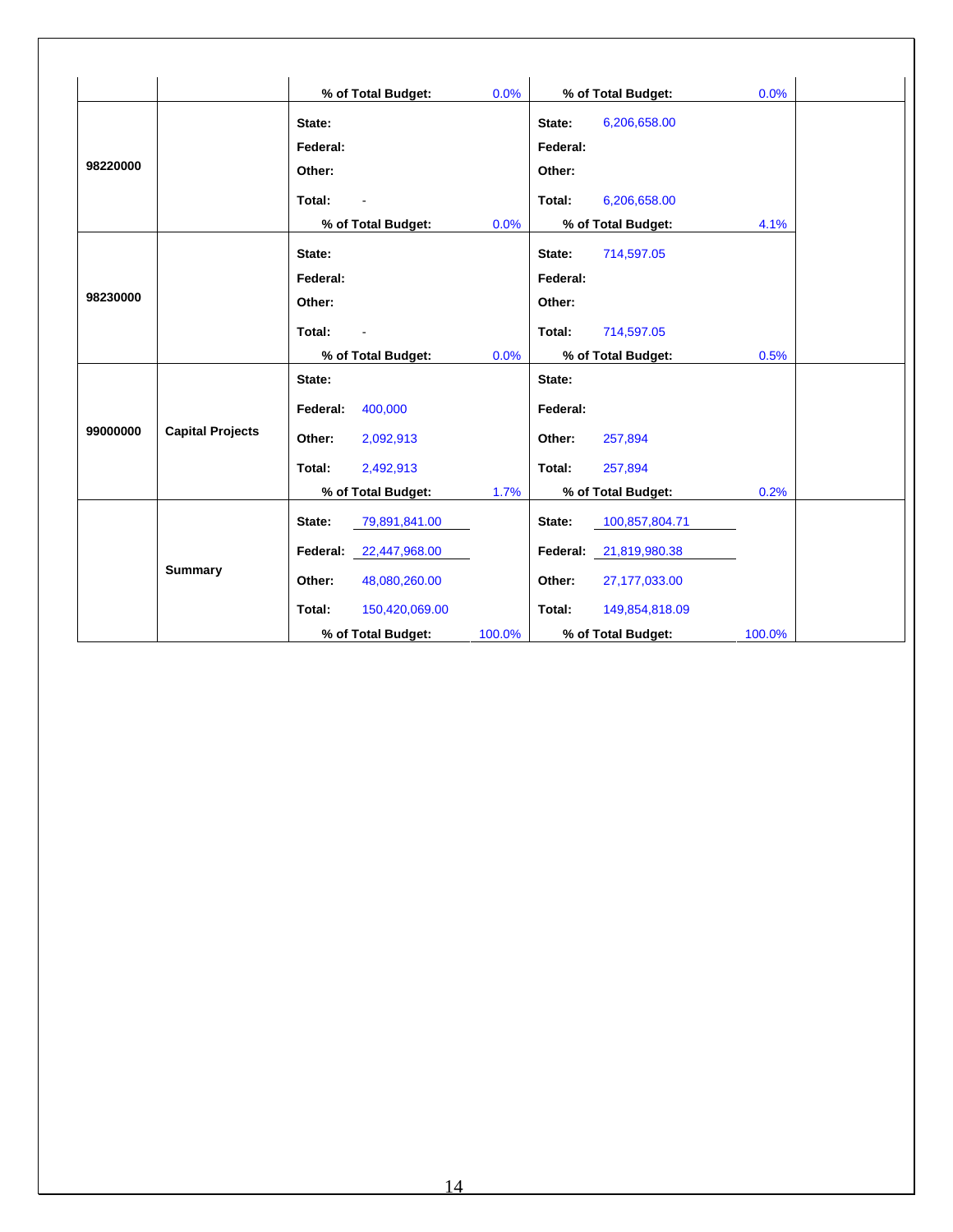| | | | | |
|---|---|---|---|---|
| | | % of Total Budget: 0.0% | % of Total Budget: 0.0% | |
| 98220000 | | State:<br>Federal:<br>Other:<br>Total: -<br>% of Total Budget: 0.0% | State: 6,206,658.00<br>Federal:<br>Other:<br>Total: 6,206,658.00<br>% of Total Budget: 4.1% | |
| 98230000 | | State:<br>Federal:<br>Other:<br>Total: -<br>% of Total Budget: 0.0% | State: 714,597.05<br>Federal:<br>Other:<br>Total: 714,597.05<br>% of Total Budget: 0.5% | |
| 99000000 | **Capital Projects** | State:<br>Federal: 400,000<br>Other: 2,092,913<br>Total: 2,492,913<br>% of Total Budget: 1.7% | State:<br>Federal:<br>Other: 257,894<br>Total: 257,894<br>% of Total Budget: 0.2% | |
| | **Summary** | State: 79,891,841.00<br>Federal: 22,447,968.00<br>Other: 48,080,260.00<br>Total: 150,420,069.00<br>% of Total Budget: 100.0% | State: 100,857,804.71<br>Federal: 21,819,980.38<br>Other: 27,177,033.00<br>Total: 149,854,818.09<br>% of Total Budget: 100.0% | |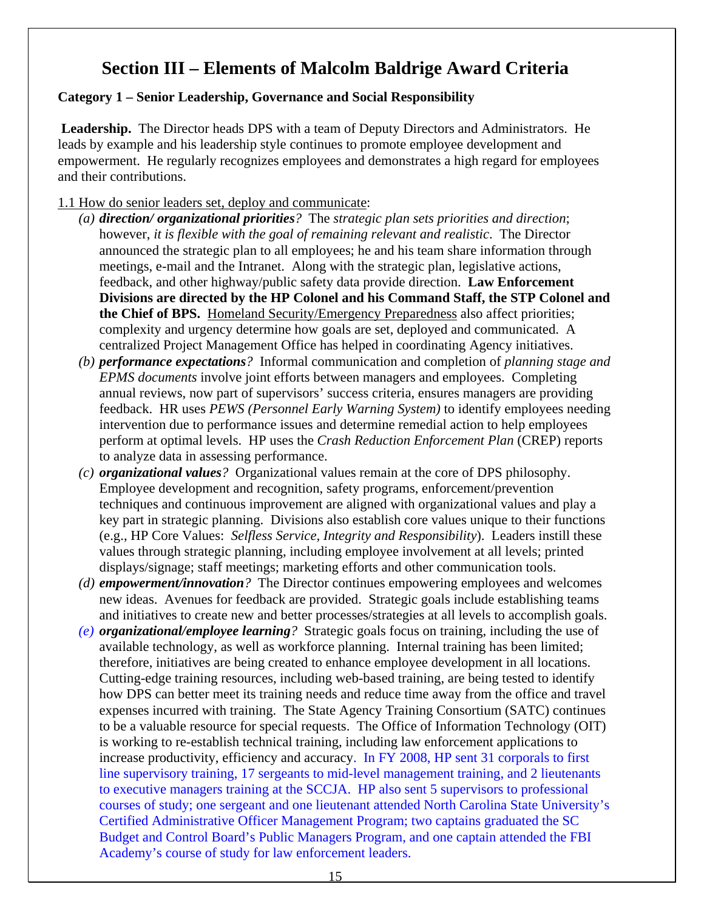# Section III – Elements of Malcolm Baldrige Award Criteria

**Category 1 – Senior Leadership, Governance and Social Responsibility**

**Leadership.** The Director heads DPS with a team of Deputy Directors and Administrators. He leads by example and his leadership style continues to promote employee development and empowerment. He regularly recognizes employees and demonstrates a high regard for employees and their contributions.

1.1 How do senior leaders set, deploy and communicate:

*(a)* ***direction/ organizational priorities****?* The *strategic plan sets priorities and direction*; however, *it is flexible with the goal of remaining relevant and realistic*. The Director announced the strategic plan to all employees; he and his team share information through meetings, e-mail and the Intranet. Along with the strategic plan, legislative actions, feedback, and other highway/public safety data provide direction. **Law Enforcement Divisions are directed by the HP Colonel and his Command Staff, the STP Colonel and the Chief of BPS.** Homeland Security/Emergency Preparedness also affect priorities; complexity and urgency determine how goals are set, deployed and communicated. A centralized Project Management Office has helped in coordinating Agency initiatives.

*(b)* ***performance expectations****?* Informal communication and completion of *planning stage and EPMS documents* involve joint efforts between managers and employees. Completing annual reviews, now part of supervisors' success criteria, ensures managers are providing feedback. HR uses *PEWS (Personnel Early Warning System)* to identify employees needing intervention due to performance issues and determine remedial action to help employees perform at optimal levels. HP uses the *Crash Reduction Enforcement Plan* (CREP) reports to analyze data in assessing performance.

*(c)* ***organizational values****?* Organizational values remain at the core of DPS philosophy. Employee development and recognition, safety programs, enforcement/prevention techniques and continuous improvement are aligned with organizational values and play a key part in strategic planning. Divisions also establish core values unique to their functions (e.g., HP Core Values: *Selfless Service, Integrity and Responsibility*). Leaders instill these values through strategic planning, including employee involvement at all levels; printed displays/signage; staff meetings; marketing efforts and other communication tools.

*(d)* ***empowerment/innovation****?* The Director continues empowering employees and welcomes new ideas. Avenues for feedback are provided. Strategic goals include establishing teams and initiatives to create new and better processes/strategies at all levels to accomplish goals.

*(e)* ***organizational/employee learning****?* Strategic goals focus on training, including the use of available technology, as well as workforce planning. Internal training has been limited; therefore, initiatives are being created to enhance employee development in all locations. Cutting-edge training resources, including web-based training, are being tested to identify how DPS can better meet its training needs and reduce time away from the office and travel expenses incurred with training. The State Agency Training Consortium (SATC) continues to be a valuable resource for special requests. The Office of Information Technology (OIT) is working to re-establish technical training, including law enforcement applications to increase productivity, efficiency and accuracy. In FY 2008, HP sent 31 corporals to first line supervisory training, 17 sergeants to mid-level management training, and 2 lieutenants to executive managers training at the SCCJA. HP also sent 5 supervisors to professional courses of study; one sergeant and one lieutenant attended North Carolina State University's Certified Administrative Officer Management Program; two captains graduated the SC Budget and Control Board's Public Managers Program, and one captain attended the FBI Academy's course of study for law enforcement leaders.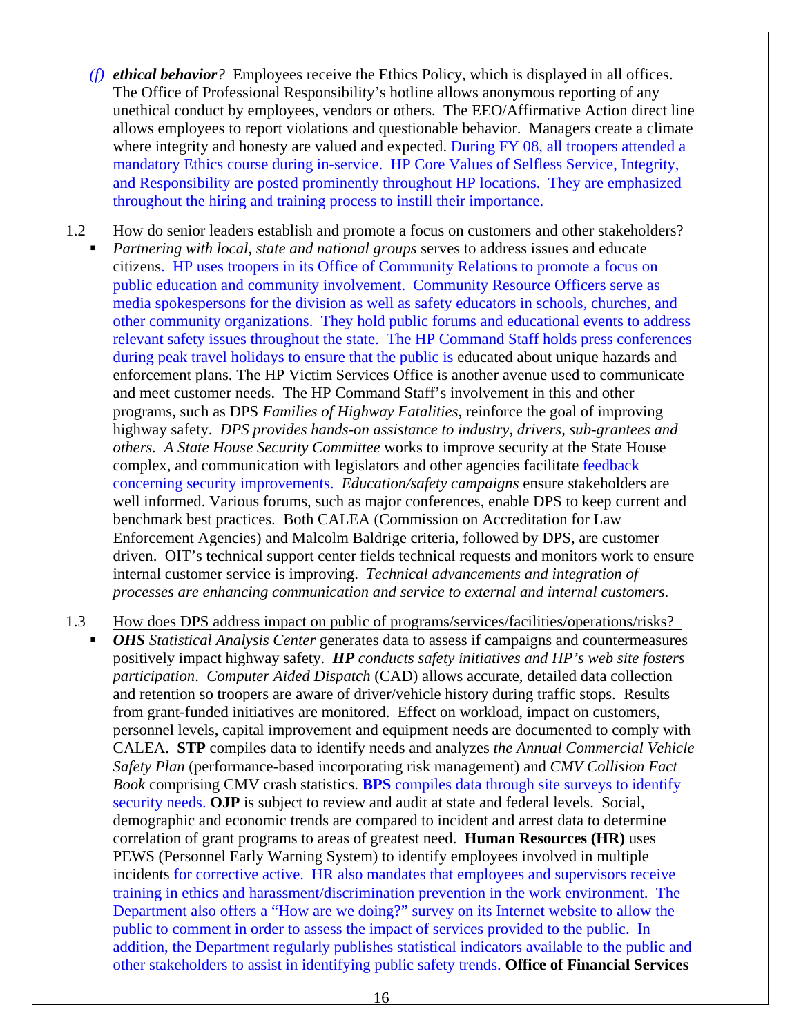(f) ***ethical behavior****?* Employees receive the Ethics Policy, which is displayed in all offices. The Office of Professional Responsibility's hotline allows anonymous reporting of any unethical conduct by employees, vendors or others. The EEO/Affirmative Action direct line allows employees to report violations and questionable behavior. Managers create a climate where integrity and honesty are valued and expected. During FY 08, all troopers attended a mandatory Ethics course during in-service. HP Core Values of Selfless Service, Integrity, and Responsibility are posted prominently throughout HP locations. They are emphasized throughout the hiring and training process to instill their importance.

1.2 How do senior leaders establish and promote a focus on customers and other stakeholders?

- *Partnering with local, state and national groups* serves to address issues and educate citizens. HP uses troopers in its Office of Community Relations to promote a focus on public education and community involvement. Community Resource Officers serve as media spokespersons for the division as well as safety educators in schools, churches, and other community organizations. They hold public forums and educational events to address relevant safety issues throughout the state. The HP Command Staff holds press conferences during peak travel holidays to ensure that the public is educated about unique hazards and enforcement plans. The HP Victim Services Office is another avenue used to communicate and meet customer needs. The HP Command Staff's involvement in this and other programs, such as DPS *Families of Highway Fatalities*, reinforce the goal of improving highway safety. *DPS provides hands-on assistance to industry, drivers, sub-grantees and others. A State House Security Committee* works to improve security at the State House complex, and communication with legislators and other agencies facilitate feedback concerning security improvements. *Education/safety campaigns* ensure stakeholders are well informed. Various forums, such as major conferences, enable DPS to keep current and benchmark best practices. Both CALEA (Commission on Accreditation for Law Enforcement Agencies) and Malcolm Baldrige criteria, followed by DPS, are customer driven. OIT's technical support center fields technical requests and monitors work to ensure internal customer service is improving. *Technical advancements and integration of processes are enhancing communication and service to external and internal customers.*

1.3 How does DPS address impact on public of programs/services/facilities/operations/risks?

- ***OHS*** *Statistical Analysis Center* generates data to assess if campaigns and countermeasures positively impact highway safety. ***HP*** *conducts safety initiatives and HP's web site fosters participation*. *Computer Aided Dispatch* (CAD) allows accurate, detailed data collection and retention so troopers are aware of driver/vehicle history during traffic stops. Results from grant-funded initiatives are monitored. Effect on workload, impact on customers, personnel levels, capital improvement and equipment needs are documented to comply with CALEA. **STP** compiles data to identify needs and analyzes *the Annual Commercial Vehicle Safety Plan* (performance-based incorporating risk management) and *CMV Collision Fact Book* comprising CMV crash statistics. **BPS** compiles data through site surveys to identify security needs. **OJP** is subject to review and audit at state and federal levels. Social, demographic and economic trends are compared to incident and arrest data to determine correlation of grant programs to areas of greatest need. **Human Resources (HR)** uses PEWS (Personnel Early Warning System) to identify employees involved in multiple incidents for corrective active. HR also mandates that employees and supervisors receive training in ethics and harassment/discrimination prevention in the work environment. The Department also offers a "How are we doing?" survey on its Internet website to allow the public to comment in order to assess the impact of services provided to the public. In addition, the Department regularly publishes statistical indicators available to the public and other stakeholders to assist in identifying public safety trends. **Office of Financial Services**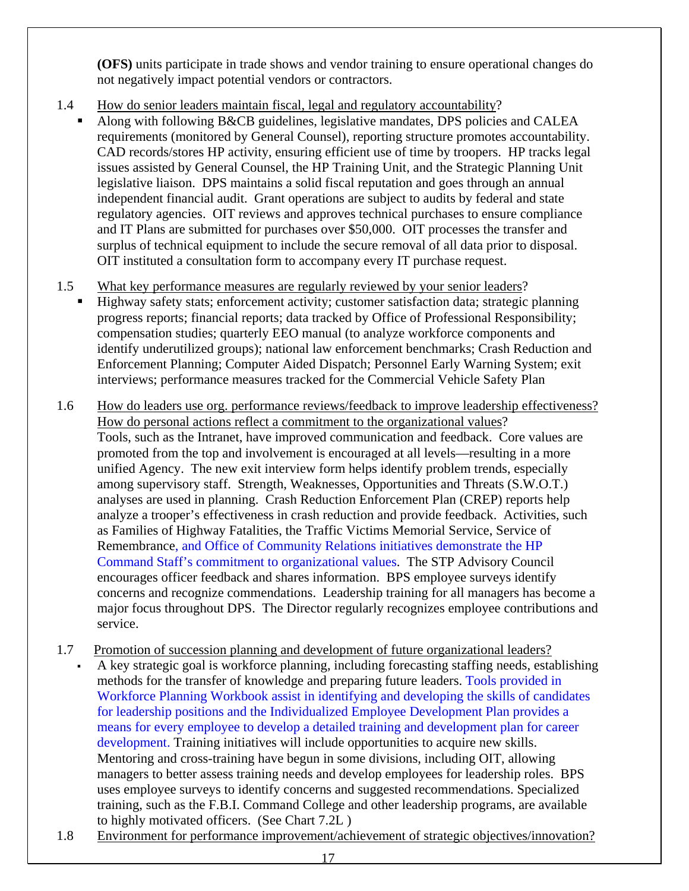**(OFS)** units participate in trade shows and vendor training to ensure operational changes do not negatively impact potential vendors or contractors.

1.4 How do senior leaders maintain fiscal, legal and regulatory accountability?

- Along with following B&CB guidelines, legislative mandates, DPS policies and CALEA requirements (monitored by General Counsel), reporting structure promotes accountability. CAD records/stores HP activity, ensuring efficient use of time by troopers. HP tracks legal issues assisted by General Counsel, the HP Training Unit, and the Strategic Planning Unit legislative liaison. DPS maintains a solid fiscal reputation and goes through an annual independent financial audit. Grant operations are subject to audits by federal and state regulatory agencies. OIT reviews and approves technical purchases to ensure compliance and IT Plans are submitted for purchases over $50,000. OIT processes the transfer and surplus of technical equipment to include the secure removal of all data prior to disposal. OIT instituted a consultation form to accompany every IT purchase request.

1.5 What key performance measures are regularly reviewed by your senior leaders?

- Highway safety stats; enforcement activity; customer satisfaction data; strategic planning progress reports; financial reports; data tracked by Office of Professional Responsibility; compensation studies; quarterly EEO manual (to analyze workforce components and identify underutilized groups); national law enforcement benchmarks; Crash Reduction and Enforcement Planning; Computer Aided Dispatch; Personnel Early Warning System; exit interviews; performance measures tracked for the Commercial Vehicle Safety Plan

1.6 How do leaders use org. performance reviews/feedback to improve leadership effectiveness? How do personal actions reflect a commitment to the organizational values?

Tools, such as the Intranet, have improved communication and feedback. Core values are promoted from the top and involvement is encouraged at all levels—resulting in a more unified Agency. The new exit interview form helps identify problem trends, especially among supervisory staff. Strength, Weaknesses, Opportunities and Threats (S.W.O.T.) analyses are used in planning. Crash Reduction Enforcement Plan (CREP) reports help analyze a trooper's effectiveness in crash reduction and provide feedback. Activities, such as Families of Highway Fatalities, the Traffic Victims Memorial Service, Service of Remembrance, and Office of Community Relations initiatives demonstrate the HP Command Staff's commitment to organizational values. The STP Advisory Council encourages officer feedback and shares information. BPS employee surveys identify concerns and recognize commendations. Leadership training for all managers has become a major focus throughout DPS. The Director regularly recognizes employee contributions and service.

1.7 Promotion of succession planning and development of future organizational leaders?

- A key strategic goal is workforce planning, including forecasting staffing needs, establishing methods for the transfer of knowledge and preparing future leaders. Tools provided in Workforce Planning Workbook assist in identifying and developing the skills of candidates for leadership positions and the Individualized Employee Development Plan provides a means for every employee to develop a detailed training and development plan for career development. Training initiatives will include opportunities to acquire new skills. Mentoring and cross-training have begun in some divisions, including OIT, allowing managers to better assess training needs and develop employees for leadership roles. BPS uses employee surveys to identify concerns and suggested recommendations. Specialized training, such as the F.B.I. Command College and other leadership programs, are available to highly motivated officers. (See Chart 7.2L )

1.8 Environment for performance improvement/achievement of strategic objectives/innovation?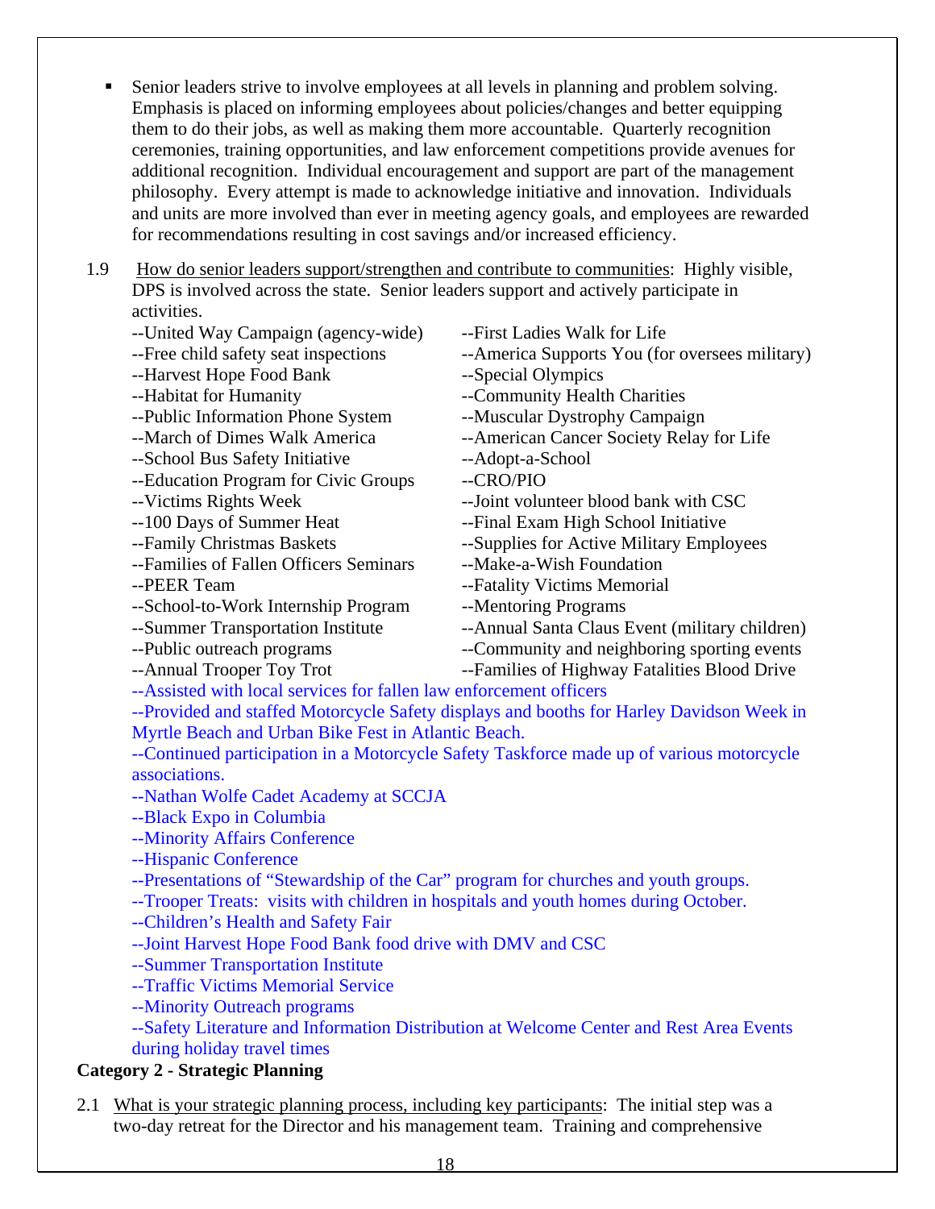- Senior leaders strive to involve employees at all levels in planning and problem solving. Emphasis is placed on informing employees about policies/changes and better equipping them to do their jobs, as well as making them more accountable. Quarterly recognition ceremonies, training opportunities, and law enforcement competitions provide avenues for additional recognition. Individual encouragement and support are part of the management philosophy. Every attempt is made to acknowledge initiative and innovation. Individuals and units are more involved than ever in meeting agency goals, and employees are rewarded for recommendations resulting in cost savings and/or increased efficiency.

1.9 How do senior leaders support/strengthen and contribute to communities: Highly visible, DPS is involved across the state. Senior leaders support and actively participate in activities.

--United Way Campaign (agency-wide)
--Free child safety seat inspections
--Harvest Hope Food Bank
--Habitat for Humanity
--Public Information Phone System
--March of Dimes Walk America
--School Bus Safety Initiative
--Education Program for Civic Groups
--Victims Rights Week
--100 Days of Summer Heat
--Family Christmas Baskets
--Families of Fallen Officers Seminars
--PEER Team
--School-to-Work Internship Program
--Summer Transportation Institute
--Public outreach programs
--Annual Trooper Toy Trot
--First Ladies Walk for Life
--America Supports You (for oversees military)
--Special Olympics
--Community Health Charities
--Muscular Dystrophy Campaign
--American Cancer Society Relay for Life
--Adopt-a-School
--CRO/PIO
--Joint volunteer blood bank with CSC
--Final Exam High School Initiative
--Supplies for Active Military Employees
--Make-a-Wish Foundation
--Fatality Victims Memorial
--Mentoring Programs
--Annual Santa Claus Event (military children)
--Community and neighboring sporting events
--Families of Highway Fatalities Blood Drive
--Assisted with local services for fallen law enforcement officers
--Provided and staffed Motorcycle Safety displays and booths for Harley Davidson Week in Myrtle Beach and Urban Bike Fest in Atlantic Beach.
--Continued participation in a Motorcycle Safety Taskforce made up of various motorcycle associations.
--Nathan Wolfe Cadet Academy at SCCJA
--Black Expo in Columbia
--Minority Affairs Conference
--Hispanic Conference
--Presentations of "Stewardship of the Car" program for churches and youth groups.
--Trooper Treats: visits with children in hospitals and youth homes during October.
--Children's Health and Safety Fair
--Joint Harvest Hope Food Bank food drive with DMV and CSC
--Summer Transportation Institute
--Traffic Victims Memorial Service
--Minority Outreach programs
--Safety Literature and Information Distribution at Welcome Center and Rest Area Events during holiday travel times

**Category 2 - Strategic Planning**

2.1 What is your strategic planning process, including key participants: The initial step was a two-day retreat for the Director and his management team. Training and comprehensive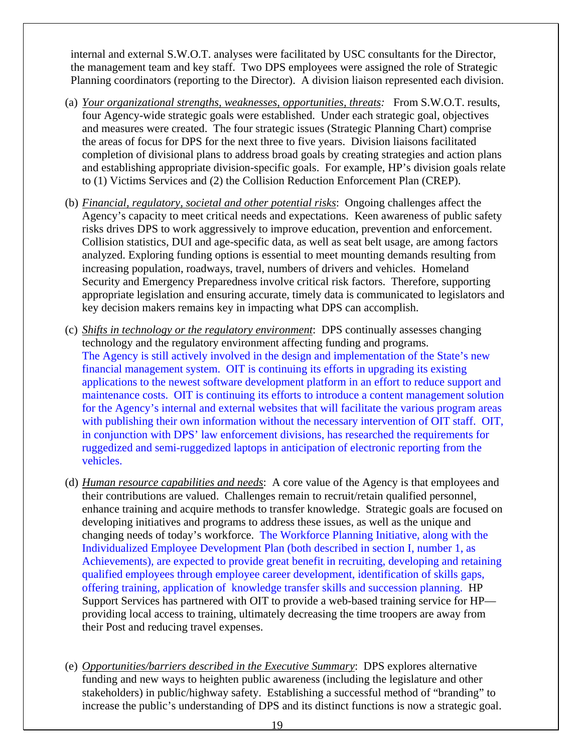internal and external S.W.O.T. analyses were facilitated by USC consultants for the Director, the management team and key staff. Two DPS employees were assigned the role of Strategic Planning coordinators (reporting to the Director). A division liaison represented each division.

(a) *Your organizational strengths, weaknesses, opportunities, threats:* From S.W.O.T. results, four Agency-wide strategic goals were established. Under each strategic goal, objectives and measures were created. The four strategic issues (Strategic Planning Chart) comprise the areas of focus for DPS for the next three to five years. Division liaisons facilitated completion of divisional plans to address broad goals by creating strategies and action plans and establishing appropriate division-specific goals. For example, HP's division goals relate to (1) Victims Services and (2) the Collision Reduction Enforcement Plan (CREP).

(b) *Financial, regulatory, societal and other potential risks*: Ongoing challenges affect the Agency's capacity to meet critical needs and expectations. Keen awareness of public safety risks drives DPS to work aggressively to improve education, prevention and enforcement. Collision statistics, DUI and age-specific data, as well as seat belt usage, are among factors analyzed. Exploring funding options is essential to meet mounting demands resulting from increasing population, roadways, travel, numbers of drivers and vehicles. Homeland Security and Emergency Preparedness involve critical risk factors. Therefore, supporting appropriate legislation and ensuring accurate, timely data is communicated to legislators and key decision makers remains key in impacting what DPS can accomplish.

(c) *Shifts in technology or the regulatory environment*: DPS continually assesses changing technology and the regulatory environment affecting funding and programs. The Agency is still actively involved in the design and implementation of the State's new financial management system. OIT is continuing its efforts in upgrading its existing applications to the newest software development platform in an effort to reduce support and maintenance costs. OIT is continuing its efforts to introduce a content management solution for the Agency's internal and external websites that will facilitate the various program areas with publishing their own information without the necessary intervention of OIT staff. OIT, in conjunction with DPS' law enforcement divisions, has researched the requirements for ruggedized and semi-ruggedized laptops in anticipation of electronic reporting from the vehicles.

(d) *Human resource capabilities and needs*: A core value of the Agency is that employees and their contributions are valued. Challenges remain to recruit/retain qualified personnel, enhance training and acquire methods to transfer knowledge. Strategic goals are focused on developing initiatives and programs to address these issues, as well as the unique and changing needs of today's workforce. The Workforce Planning Initiative, along with the Individualized Employee Development Plan (both described in section I, number 1, as Achievements), are expected to provide great benefit in recruiting, developing and retaining qualified employees through employee career development, identification of skills gaps, offering training, application of knowledge transfer skills and succession planning. HP Support Services has partnered with OIT to provide a web-based training service for HP—providing local access to training, ultimately decreasing the time troopers are away from their Post and reducing travel expenses.

(e) *Opportunities/barriers described in the Executive Summary*: DPS explores alternative funding and new ways to heighten public awareness (including the legislature and other stakeholders) in public/highway safety. Establishing a successful method of "branding" to increase the public's understanding of DPS and its distinct functions is now a strategic goal.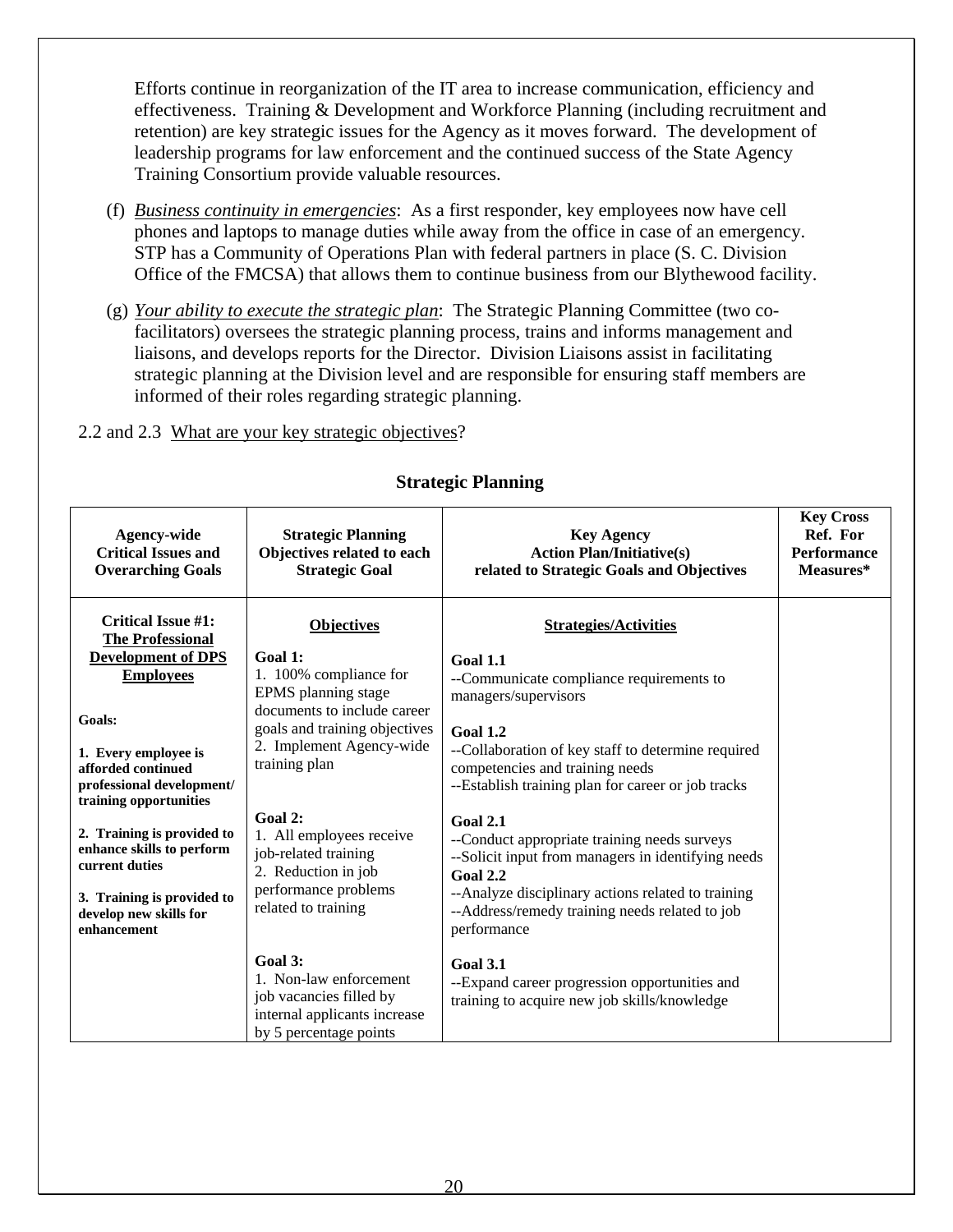Efforts continue in reorganization of the IT area to increase communication, efficiency and effectiveness. Training & Development and Workforce Planning (including recruitment and retention) are key strategic issues for the Agency as it moves forward. The development of leadership programs for law enforcement and the continued success of the State Agency Training Consortium provide valuable resources.

(f) *Business continuity in emergencies*: As a first responder, key employees now have cell phones and laptops to manage duties while away from the office in case of an emergency. STP has a Community of Operations Plan with federal partners in place (S. C. Division Office of the FMCSA) that allows them to continue business from our Blythewood facility.

(g) *Your ability to execute the strategic plan*: The Strategic Planning Committee (two co-facilitators) oversees the strategic planning process, trains and informs management and liaisons, and develops reports for the Director. Division Liaisons assist in facilitating strategic planning at the Division level and are responsible for ensuring staff members are informed of their roles regarding strategic planning.

2.2 and 2.3 What are your key strategic objectives?

## Strategic Planning

| Agency-wide Critical Issues and Overarching Goals | Strategic Planning Objectives related to each Strategic Goal | Key Agency Action Plan/Initiative(s) related to Strategic Goals and Objectives | Key Cross Ref. For Performance Measures* |
|---|---|---|---|
| **Critical Issue #1: The Professional Development of DPS Employees** | **Objectives** | **Strategies/Activities** | |
| **Goals:**<br><br>**1. Every employee is afforded continued professional development/ training opportunities** | **Goal 1:**<br>1. 100% compliance for EPMS planning stage documents to include career goals and training objectives<br>2. Implement Agency-wide training plan | **Goal 1.1**<br>--Communicate compliance requirements to managers/supervisors<br><br>**Goal 1.2**<br>--Collaboration of key staff to determine required competencies and training needs<br>--Establish training plan for career or job tracks | |
| **2. Training is provided to enhance skills to perform current duties**<br><br>**3. Training is provided to develop new skills for enhancement** | **Goal 2:**<br>1. All employees receive job-related training<br>2. Reduction in job performance problems related to training | **Goal 2.1**<br>--Conduct appropriate training needs surveys<br>--Solicit input from managers in identifying needs<br>**Goal 2.2**<br>--Analyze disciplinary actions related to training<br>--Address/remedy training needs related to job performance | |
| | **Goal 3:**<br>1. Non-law enforcement job vacancies filled by internal applicants increase by 5 percentage points | **Goal 3.1**<br>--Expand career progression opportunities and training to acquire new job skills/knowledge | |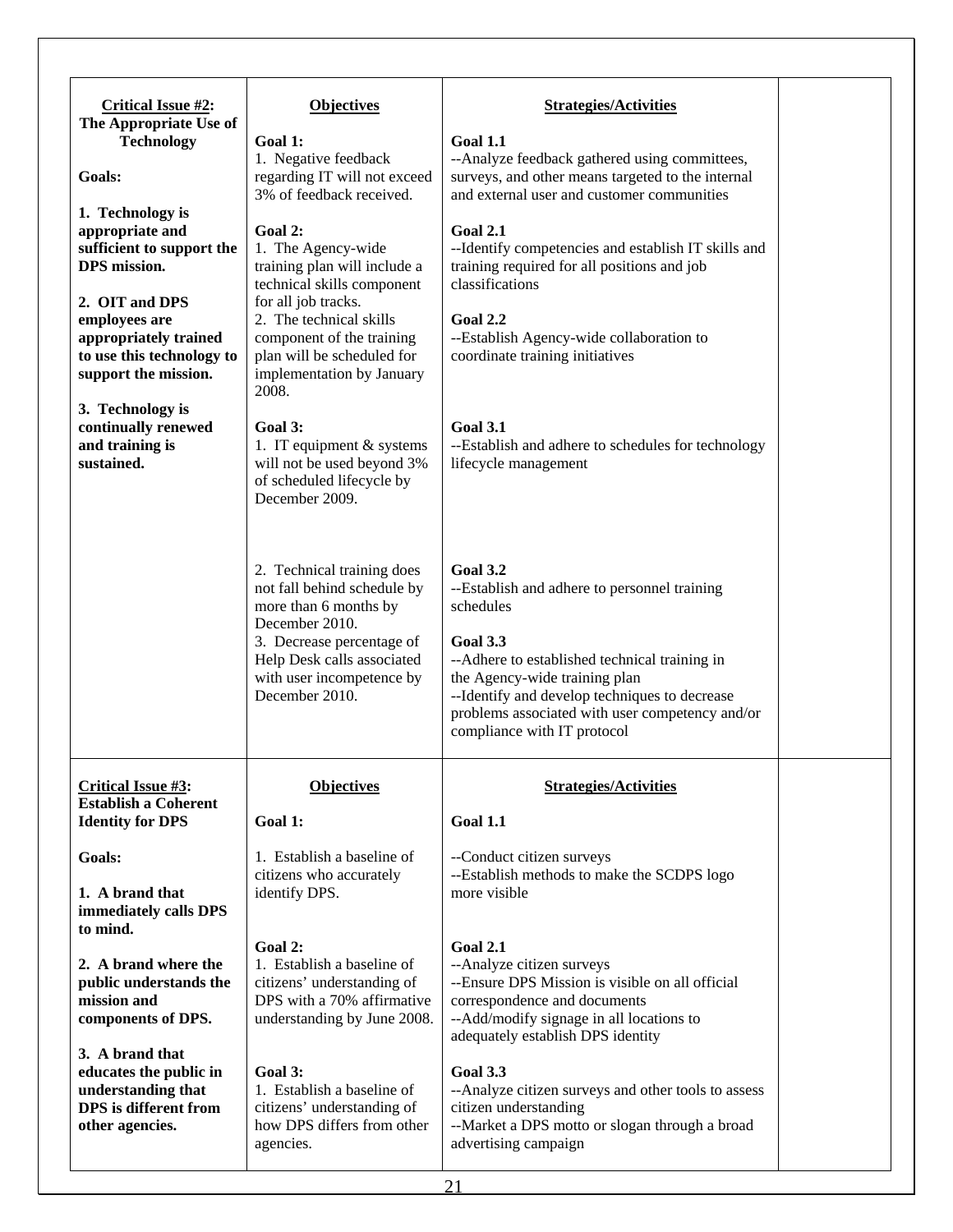| **Critical Issue #2: The Appropriate Use of Technology** | **Objectives** | **Strategies/Activities** | |
|---|---|---|---|
| **Goals:**<br><br>**1. Technology is appropriate and sufficient to support the DPS mission.**<br><br>**2. OIT and DPS employees are appropriately trained to use this technology to support the mission.**<br><br>**3. Technology is continually renewed and training is sustained.** | **Goal 1:**<br>1. Negative feedback regarding IT will not exceed 3% of feedback received.<br><br>**Goal 2:**<br>1. The Agency-wide training plan will include a technical skills component for all job tracks.<br>2. The technical skills component of the training plan will be scheduled for implementation by January 2008.<br><br>**Goal 3:**<br>1. IT equipment & systems will not be used beyond 3% of scheduled lifecycle by December 2009.<br><br>2. Technical training does not fall behind schedule by more than 6 months by December 2010.<br>3. Decrease percentage of Help Desk calls associated with user incompetence by December 2010. | **Goal 1.1**<br>--Analyze feedback gathered using committees, surveys, and other means targeted to the internal and external user and customer communities<br><br>**Goal 2.1**<br>--Identify competencies and establish IT skills and training required for all positions and job classifications<br><br>**Goal 2.2**<br>--Establish Agency-wide collaboration to coordinate training initiatives<br><br>**Goal 3.1**<br>--Establish and adhere to schedules for technology lifecycle management<br><br>**Goal 3.2**<br>--Establish and adhere to personnel training schedules<br><br>**Goal 3.3**<br>--Adhere to established technical training in the Agency-wide training plan<br>--Identify and develop techniques to decrease problems associated with user competency and/or compliance with IT protocol | |
| **Critical Issue #3: Establish a Coherent Identity for DPS** | **Objectives** | **Strategies/Activities** | |
| **Goals:**<br><br>**1. A brand that immediately calls DPS to mind.**<br><br>**2. A brand where the public understands the mission and components of DPS.**<br><br>**3. A brand that educates the public in understanding that DPS is different from other agencies.** | **Goal 1:**<br><br>1. Establish a baseline of citizens who accurately identify DPS.<br><br>**Goal 2:**<br>1. Establish a baseline of citizens' understanding of DPS with a 70% affirmative understanding by June 2008.<br><br>**Goal 3:**<br>1. Establish a baseline of citizens' understanding of how DPS differs from other agencies. | **Goal 1.1**<br><br>--Conduct citizen surveys<br>--Establish methods to make the SCDPS logo more visible<br><br>**Goal 2.1**<br>--Analyze citizen surveys<br>--Ensure DPS Mission is visible on all official correspondence and documents<br>--Add/modify signage in all locations to adequately establish DPS identity<br><br>**Goal 3.3**<br>--Analyze citizen surveys and other tools to assess citizen understanding<br>--Market a DPS motto or slogan through a broad advertising campaign | |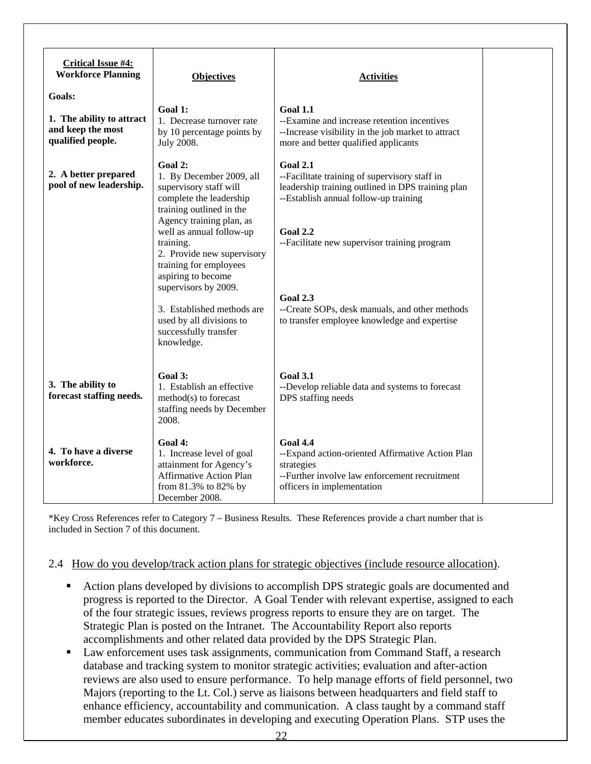| Critical Issue #4: Workforce Planning | Objectives | Activities | |
|---|---|---|---|
| **Goals:** | | | |
| **1. The ability to attract and keep the most qualified people.** | **Goal 1:**<br>1. Decrease turnover rate by 10 percentage points by July 2008. | **Goal 1.1**<br>--Examine and increase retention incentives<br>--Increase visibility in the job market to attract more and better qualified applicants | |
| **2. A better prepared pool of new leadership.** | **Goal 2:**<br>1. By December 2009, all supervisory staff will complete the leadership training outlined in the Agency training plan, as well as annual follow-up training.<br>2. Provide new supervisory training for employees aspiring to become supervisors by 2009.<br>3. Established methods are used by all divisions to successfully transfer knowledge. | **Goal 2.1**<br>--Facilitate training of supervisory staff in leadership training outlined in DPS training plan<br>--Establish annual follow-up training<br>**Goal 2.2**<br>--Facilitate new supervisor training program<br>**Goal 2.3**<br>--Create SOPs, desk manuals, and other methods to transfer employee knowledge and expertise | |
| **3. The ability to forecast staffing needs.** | **Goal 3:**<br>1. Establish an effective method(s) to forecast staffing needs by December 2008. | **Goal 3.1**<br>--Develop reliable data and systems to forecast DPS staffing needs | |
| **4. To have a diverse workforce.** | **Goal 4:**<br>1. Increase level of goal attainment for Agency's Affirmative Action Plan from 81.3% to 82% by December 2008. | **Goal 4.4**<br>--Expand action-oriented Affirmative Action Plan strategies<br>--Further involve law enforcement recruitment officers in implementation | |

*Key Cross References refer to Category 7 – Business Results. These References provide a chart number that is included in Section 7 of this document.

2.4 How do you develop/track action plans for strategic objectives (include resource allocation).

- Action plans developed by divisions to accomplish DPS strategic goals are documented and progress is reported to the Director. A Goal Tender with relevant expertise, assigned to each of the four strategic issues, reviews progress reports to ensure they are on target. The Strategic Plan is posted on the Intranet. The Accountability Report also reports accomplishments and other related data provided by the DPS Strategic Plan.
- Law enforcement uses task assignments, communication from Command Staff, a research database and tracking system to monitor strategic activities; evaluation and after-action reviews are also used to ensure performance. To help manage efforts of field personnel, two Majors (reporting to the Lt. Col.) serve as liaisons between headquarters and field staff to enhance efficiency, accountability and communication. A class taught by a command staff member educates subordinates in developing and executing Operation Plans. STP uses the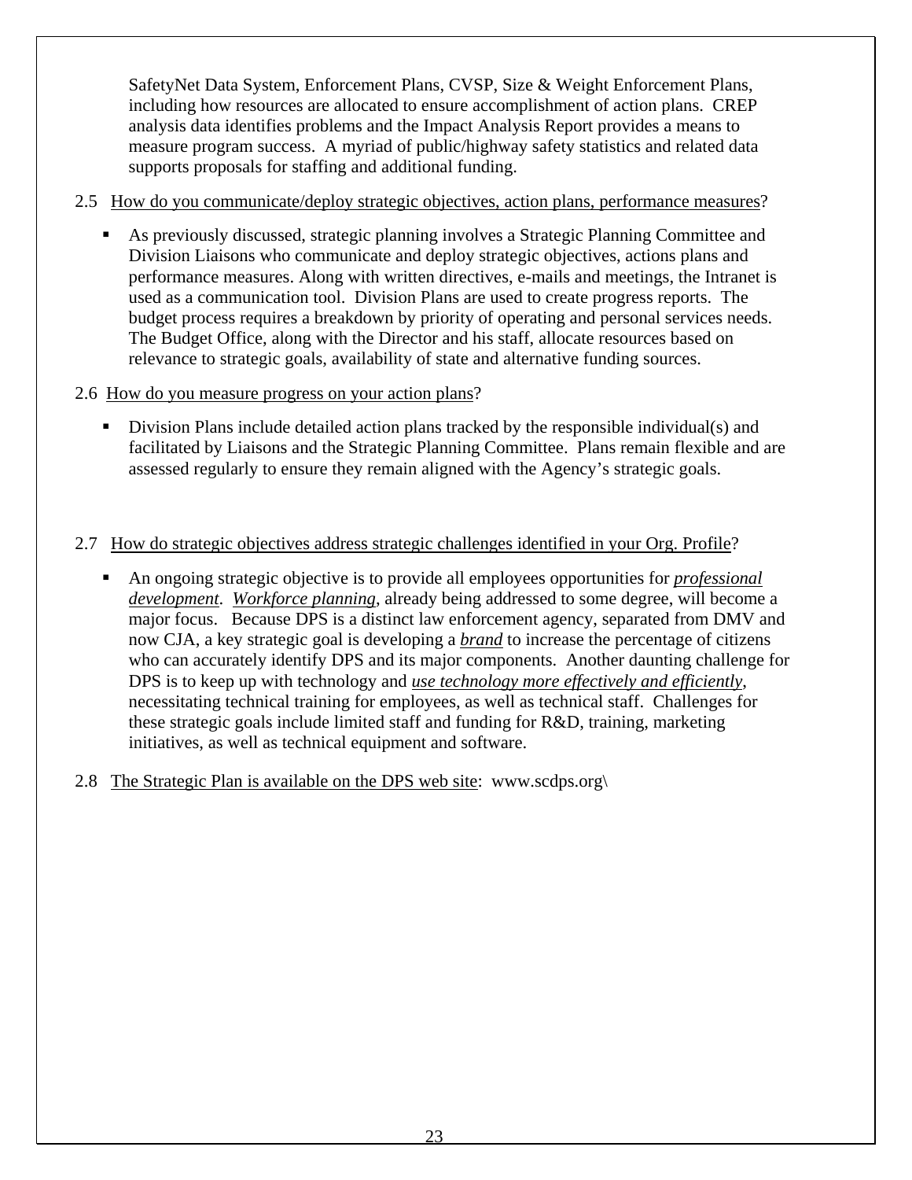SafetyNet Data System, Enforcement Plans, CVSP, Size & Weight Enforcement Plans, including how resources are allocated to ensure accomplishment of action plans. CREP analysis data identifies problems and the Impact Analysis Report provides a means to measure program success. A myriad of public/highway safety statistics and related data supports proposals for staffing and additional funding.

2.5 <u>How do you communicate/deploy strategic objectives, action plans, performance measures</u>?

- As previously discussed, strategic planning involves a Strategic Planning Committee and Division Liaisons who communicate and deploy strategic objectives, actions plans and performance measures. Along with written directives, e-mails and meetings, the Intranet is used as a communication tool. Division Plans are used to create progress reports. The budget process requires a breakdown by priority of operating and personal services needs. The Budget Office, along with the Director and his staff, allocate resources based on relevance to strategic goals, availability of state and alternative funding sources.

2.6 <u>How do you measure progress on your action plans</u>?

- Division Plans include detailed action plans tracked by the responsible individual(s) and facilitated by Liaisons and the Strategic Planning Committee. Plans remain flexible and are assessed regularly to ensure they remain aligned with the Agency's strategic goals.

2.7 <u>How do strategic objectives address strategic challenges identified in your Org. Profile</u>?

- An ongoing strategic objective is to provide all employees opportunities for <u>*professional development*</u>. <u>*Workforce planning*</u>, already being addressed to some degree, will become a major focus. Because DPS is a distinct law enforcement agency, separated from DMV and now CJA, a key strategic goal is developing a <u>*brand*</u> to increase the percentage of citizens who can accurately identify DPS and its major components. Another daunting challenge for DPS is to keep up with technology and <u>*use technology more effectively and efficiently*</u>, necessitating technical training for employees, as well as technical staff. Challenges for these strategic goals include limited staff and funding for R&D, training, marketing initiatives, as well as technical equipment and software.

2.8 <u>The Strategic Plan is available on the DPS web site</u>: www.scdps.org\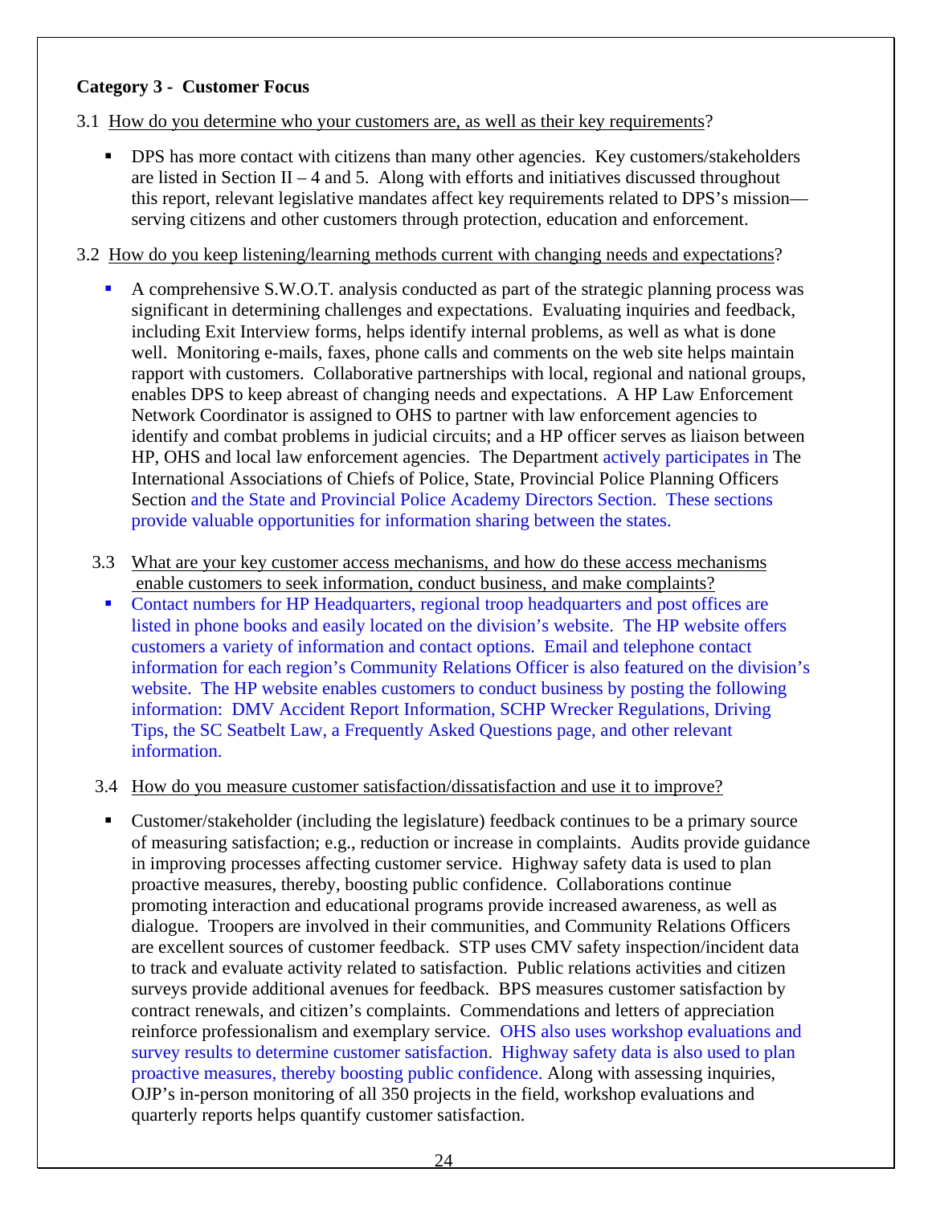**Category 3 - Customer Focus**

3.1 How do you determine who your customers are, as well as their key requirements?

- DPS has more contact with citizens than many other agencies. Key customers/stakeholders are listed in Section II – 4 and 5. Along with efforts and initiatives discussed throughout this report, relevant legislative mandates affect key requirements related to DPS's mission—serving citizens and other customers through protection, education and enforcement.

3.2 How do you keep listening/learning methods current with changing needs and expectations?

- A comprehensive S.W.O.T. analysis conducted as part of the strategic planning process was significant in determining challenges and expectations. Evaluating inquiries and feedback, including Exit Interview forms, helps identify internal problems, as well as what is done well. Monitoring e-mails, faxes, phone calls and comments on the web site helps maintain rapport with customers. Collaborative partnerships with local, regional and national groups, enables DPS to keep abreast of changing needs and expectations. A HP Law Enforcement Network Coordinator is assigned to OHS to partner with law enforcement agencies to identify and combat problems in judicial circuits; and a HP officer serves as liaison between HP, OHS and local law enforcement agencies. The Department actively participates in The International Associations of Chiefs of Police, State, Provincial Police Planning Officers Section and the State and Provincial Police Academy Directors Section. These sections provide valuable opportunities for information sharing between the states.

3.3 What are your key customer access mechanisms, and how do these access mechanisms enable customers to seek information, conduct business, and make complaints?

- Contact numbers for HP Headquarters, regional troop headquarters and post offices are listed in phone books and easily located on the division's website. The HP website offers customers a variety of information and contact options. Email and telephone contact information for each region's Community Relations Officer is also featured on the division's website. The HP website enables customers to conduct business by posting the following information: DMV Accident Report Information, SCHP Wrecker Regulations, Driving Tips, the SC Seatbelt Law, a Frequently Asked Questions page, and other relevant information.

3.4 How do you measure customer satisfaction/dissatisfaction and use it to improve?

- Customer/stakeholder (including the legislature) feedback continues to be a primary source of measuring satisfaction; e.g., reduction or increase in complaints. Audits provide guidance in improving processes affecting customer service. Highway safety data is used to plan proactive measures, thereby, boosting public confidence. Collaborations continue promoting interaction and educational programs provide increased awareness, as well as dialogue. Troopers are involved in their communities, and Community Relations Officers are excellent sources of customer feedback. STP uses CMV safety inspection/incident data to track and evaluate activity related to satisfaction. Public relations activities and citizen surveys provide additional avenues for feedback. BPS measures customer satisfaction by contract renewals, and citizen's complaints. Commendations and letters of appreciation reinforce professionalism and exemplary service. OHS also uses workshop evaluations and survey results to determine customer satisfaction. Highway safety data is also used to plan proactive measures, thereby boosting public confidence. Along with assessing inquiries, OJP's in-person monitoring of all 350 projects in the field, workshop evaluations and quarterly reports helps quantify customer satisfaction.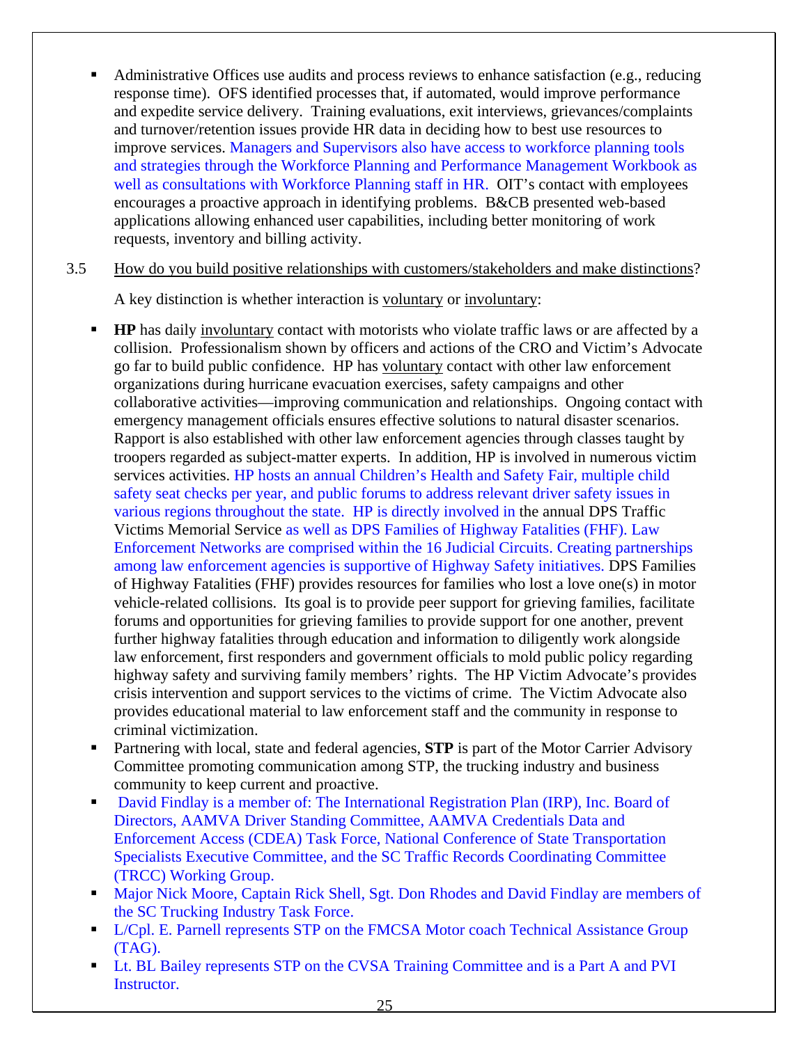- Administrative Offices use audits and process reviews to enhance satisfaction (e.g., reducing response time). OFS identified processes that, if automated, would improve performance and expedite service delivery. Training evaluations, exit interviews, grievances/complaints and turnover/retention issues provide HR data in deciding how to best use resources to improve services. Managers and Supervisors also have access to workforce planning tools and strategies through the Workforce Planning and Performance Management Workbook as well as consultations with Workforce Planning staff in HR. OIT's contact with employees encourages a proactive approach in identifying problems. B&CB presented web-based applications allowing enhanced user capabilities, including better monitoring of work requests, inventory and billing activity.

3.5 How do you build positive relationships with customers/stakeholders and make distinctions?

A key distinction is whether interaction is voluntary or involuntary:

- **HP** has daily involuntary contact with motorists who violate traffic laws or are affected by a collision. Professionalism shown by officers and actions of the CRO and Victim's Advocate go far to build public confidence. HP has voluntary contact with other law enforcement organizations during hurricane evacuation exercises, safety campaigns and other collaborative activities—improving communication and relationships. Ongoing contact with emergency management officials ensures effective solutions to natural disaster scenarios. Rapport is also established with other law enforcement agencies through classes taught by troopers regarded as subject-matter experts. In addition, HP is involved in numerous victim services activities. HP hosts an annual Children's Health and Safety Fair, multiple child safety seat checks per year, and public forums to address relevant driver safety issues in various regions throughout the state. HP is directly involved in the annual DPS Traffic Victims Memorial Service as well as DPS Families of Highway Fatalities (FHF). Law Enforcement Networks are comprised within the 16 Judicial Circuits. Creating partnerships among law enforcement agencies is supportive of Highway Safety initiatives. DPS Families of Highway Fatalities (FHF) provides resources for families who lost a love one(s) in motor vehicle-related collisions. Its goal is to provide peer support for grieving families, facilitate forums and opportunities for grieving families to provide support for one another, prevent further highway fatalities through education and information to diligently work alongside law enforcement, first responders and government officials to mold public policy regarding highway safety and surviving family members' rights. The HP Victim Advocate's provides crisis intervention and support services to the victims of crime. The Victim Advocate also provides educational material to law enforcement staff and the community in response to criminal victimization.
- Partnering with local, state and federal agencies, **STP** is part of the Motor Carrier Advisory Committee promoting communication among STP, the trucking industry and business community to keep current and proactive.
- David Findlay is a member of: The International Registration Plan (IRP), Inc. Board of Directors, AAMVA Driver Standing Committee, AAMVA Credentials Data and Enforcement Access (CDEA) Task Force, National Conference of State Transportation Specialists Executive Committee, and the SC Traffic Records Coordinating Committee (TRCC) Working Group.
- Major Nick Moore, Captain Rick Shell, Sgt. Don Rhodes and David Findlay are members of the SC Trucking Industry Task Force.
- L/Cpl. E. Parnell represents STP on the FMCSA Motor coach Technical Assistance Group (TAG).
- Lt. BL Bailey represents STP on the CVSA Training Committee and is a Part A and PVI Instructor.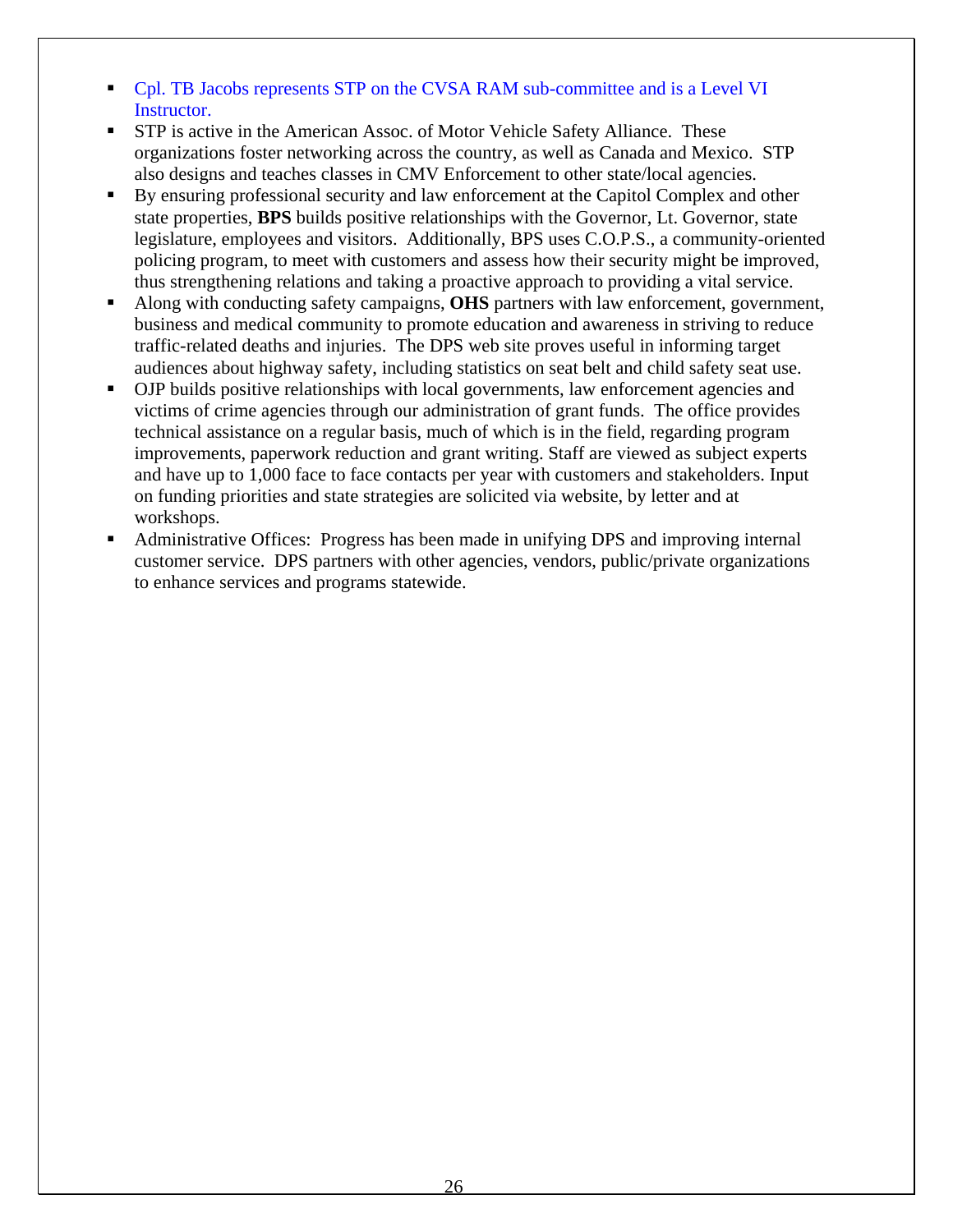- Cpl. TB Jacobs represents STP on the CVSA RAM sub-committee and is a Level VI Instructor.
- STP is active in the American Assoc. of Motor Vehicle Safety Alliance. These organizations foster networking across the country, as well as Canada and Mexico. STP also designs and teaches classes in CMV Enforcement to other state/local agencies.
- By ensuring professional security and law enforcement at the Capitol Complex and other state properties, **BPS** builds positive relationships with the Governor, Lt. Governor, state legislature, employees and visitors. Additionally, BPS uses C.O.P.S., a community-oriented policing program, to meet with customers and assess how their security might be improved, thus strengthening relations and taking a proactive approach to providing a vital service.
- Along with conducting safety campaigns, **OHS** partners with law enforcement, government, business and medical community to promote education and awareness in striving to reduce traffic-related deaths and injuries. The DPS web site proves useful in informing target audiences about highway safety, including statistics on seat belt and child safety seat use.
- OJP builds positive relationships with local governments, law enforcement agencies and victims of crime agencies through our administration of grant funds. The office provides technical assistance on a regular basis, much of which is in the field, regarding program improvements, paperwork reduction and grant writing. Staff are viewed as subject experts and have up to 1,000 face to face contacts per year with customers and stakeholders. Input on funding priorities and state strategies are solicited via website, by letter and at workshops.
- Administrative Offices: Progress has been made in unifying DPS and improving internal customer service. DPS partners with other agencies, vendors, public/private organizations to enhance services and programs statewide.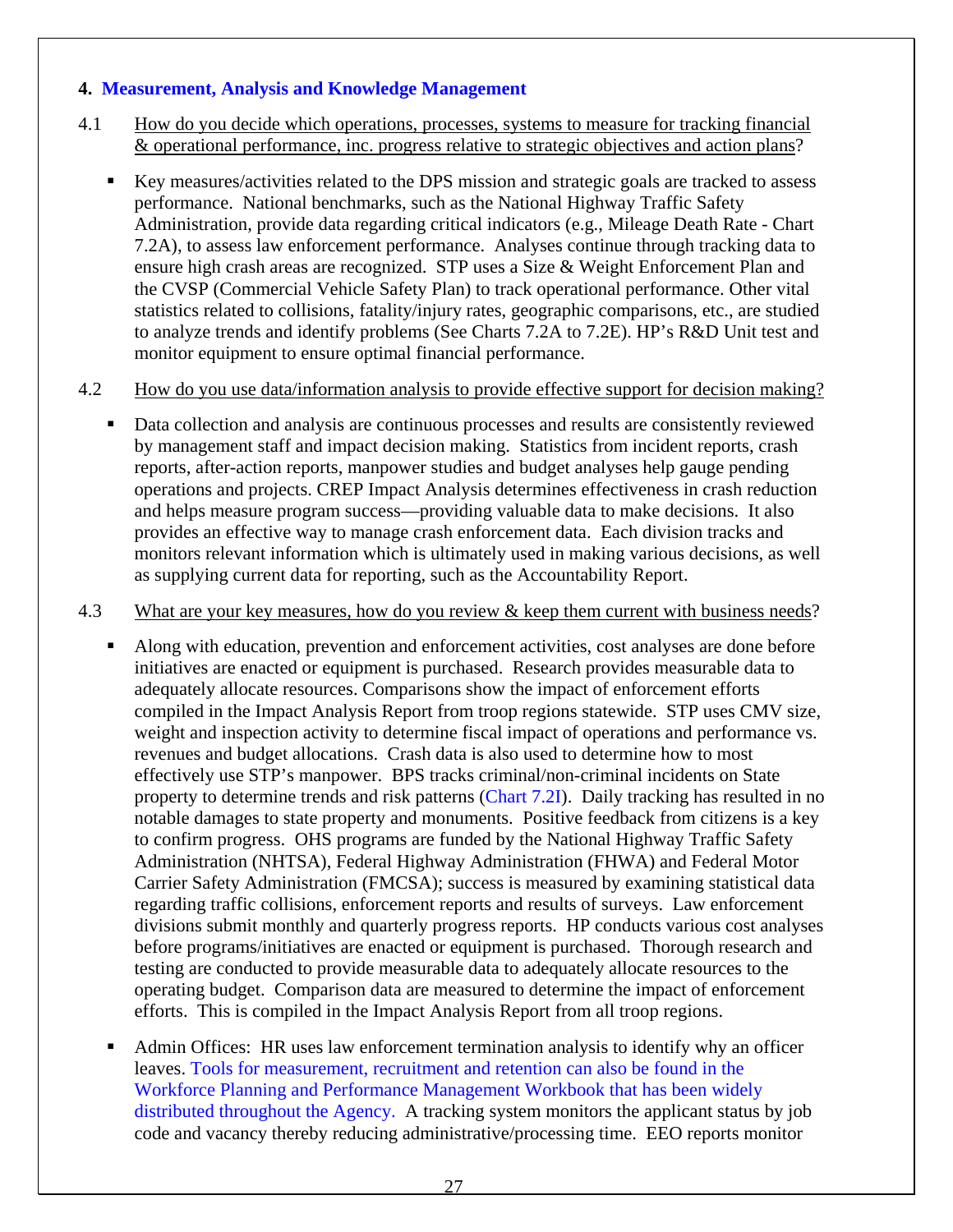## 4. Measurement, Analysis and Knowledge Management

4.1 How do you decide which operations, processes, systems to measure for tracking financial & operational performance, inc. progress relative to strategic objectives and action plans?

- Key measures/activities related to the DPS mission and strategic goals are tracked to assess performance. National benchmarks, such as the National Highway Traffic Safety Administration, provide data regarding critical indicators (e.g., Mileage Death Rate - Chart 7.2A), to assess law enforcement performance. Analyses continue through tracking data to ensure high crash areas are recognized. STP uses a Size & Weight Enforcement Plan and the CVSP (Commercial Vehicle Safety Plan) to track operational performance. Other vital statistics related to collisions, fatality/injury rates, geographic comparisons, etc., are studied to analyze trends and identify problems (See Charts 7.2A to 7.2E). HP's R&D Unit test and monitor equipment to ensure optimal financial performance.

4.2 How do you use data/information analysis to provide effective support for decision making?

- Data collection and analysis are continuous processes and results are consistently reviewed by management staff and impact decision making. Statistics from incident reports, crash reports, after-action reports, manpower studies and budget analyses help gauge pending operations and projects. CREP Impact Analysis determines effectiveness in crash reduction and helps measure program success—providing valuable data to make decisions. It also provides an effective way to manage crash enforcement data. Each division tracks and monitors relevant information which is ultimately used in making various decisions, as well as supplying current data for reporting, such as the Accountability Report.

4.3 What are your key measures, how do you review & keep them current with business needs?

- Along with education, prevention and enforcement activities, cost analyses are done before initiatives are enacted or equipment is purchased. Research provides measurable data to adequately allocate resources. Comparisons show the impact of enforcement efforts compiled in the Impact Analysis Report from troop regions statewide. STP uses CMV size, weight and inspection activity to determine fiscal impact of operations and performance vs. revenues and budget allocations. Crash data is also used to determine how to most effectively use STP's manpower. BPS tracks criminal/non-criminal incidents on State property to determine trends and risk patterns (Chart 7.2I). Daily tracking has resulted in no notable damages to state property and monuments. Positive feedback from citizens is a key to confirm progress. OHS programs are funded by the National Highway Traffic Safety Administration (NHTSA), Federal Highway Administration (FHWA) and Federal Motor Carrier Safety Administration (FMCSA); success is measured by examining statistical data regarding traffic collisions, enforcement reports and results of surveys. Law enforcement divisions submit monthly and quarterly progress reports. HP conducts various cost analyses before programs/initiatives are enacted or equipment is purchased. Thorough research and testing are conducted to provide measurable data to adequately allocate resources to the operating budget. Comparison data are measured to determine the impact of enforcement efforts. This is compiled in the Impact Analysis Report from all troop regions.

- Admin Offices: HR uses law enforcement termination analysis to identify why an officer leaves. Tools for measurement, recruitment and retention can also be found in the Workforce Planning and Performance Management Workbook that has been widely distributed throughout the Agency. A tracking system monitors the applicant status by job code and vacancy thereby reducing administrative/processing time. EEO reports monitor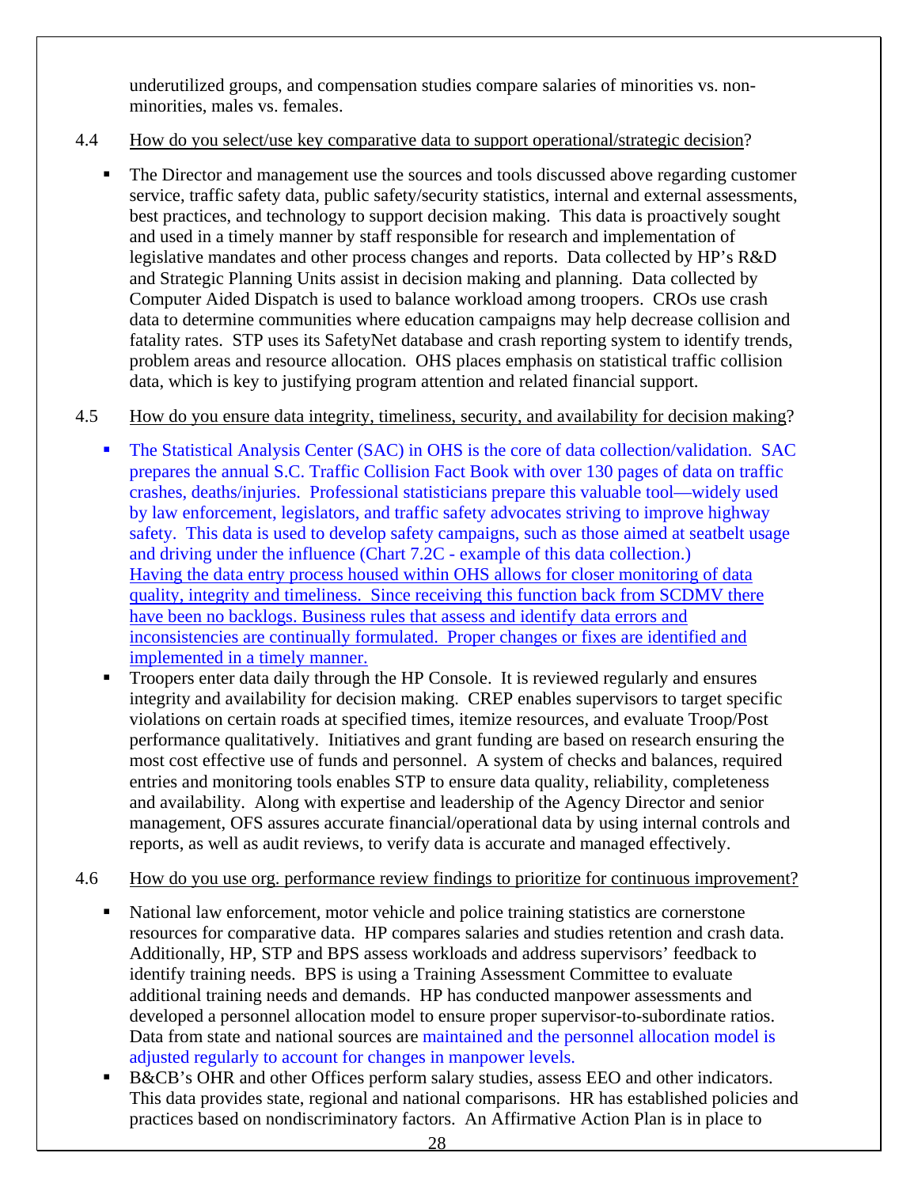underutilized groups, and compensation studies compare salaries of minorities vs. non-minorities, males vs. females.

4.4 How do you select/use key comparative data to support operational/strategic decision?

- The Director and management use the sources and tools discussed above regarding customer service, traffic safety data, public safety/security statistics, internal and external assessments, best practices, and technology to support decision making. This data is proactively sought and used in a timely manner by staff responsible for research and implementation of legislative mandates and other process changes and reports. Data collected by HP's R&D and Strategic Planning Units assist in decision making and planning. Data collected by Computer Aided Dispatch is used to balance workload among troopers. CROs use crash data to determine communities where education campaigns may help decrease collision and fatality rates. STP uses its SafetyNet database and crash reporting system to identify trends, problem areas and resource allocation. OHS places emphasis on statistical traffic collision data, which is key to justifying program attention and related financial support.

4.5 How do you ensure data integrity, timeliness, security, and availability for decision making?

- The Statistical Analysis Center (SAC) in OHS is the core of data collection/validation. SAC prepares the annual S.C. Traffic Collision Fact Book with over 130 pages of data on traffic crashes, deaths/injuries. Professional statisticians prepare this valuable tool—widely used by law enforcement, legislators, and traffic safety advocates striving to improve highway safety. This data is used to develop safety campaigns, such as those aimed at seatbelt usage and driving under the influence (Chart 7.2C - example of this data collection.) Having the data entry process housed within OHS allows for closer monitoring of data quality, integrity and timeliness. Since receiving this function back from SCDMV there have been no backlogs. Business rules that assess and identify data errors and inconsistencies are continually formulated. Proper changes or fixes are identified and implemented in a timely manner.
- Troopers enter data daily through the HP Console. It is reviewed regularly and ensures integrity and availability for decision making. CREP enables supervisors to target specific violations on certain roads at specified times, itemize resources, and evaluate Troop/Post performance qualitatively. Initiatives and grant funding are based on research ensuring the most cost effective use of funds and personnel. A system of checks and balances, required entries and monitoring tools enables STP to ensure data quality, reliability, completeness and availability. Along with expertise and leadership of the Agency Director and senior management, OFS assures accurate financial/operational data by using internal controls and reports, as well as audit reviews, to verify data is accurate and managed effectively.

4.6 How do you use org. performance review findings to prioritize for continuous improvement?

- National law enforcement, motor vehicle and police training statistics are cornerstone resources for comparative data. HP compares salaries and studies retention and crash data. Additionally, HP, STP and BPS assess workloads and address supervisors' feedback to identify training needs. BPS is using a Training Assessment Committee to evaluate additional training needs and demands. HP has conducted manpower assessments and developed a personnel allocation model to ensure proper supervisor-to-subordinate ratios. Data from state and national sources are maintained and the personnel allocation model is adjusted regularly to account for changes in manpower levels.
- B&CB's OHR and other Offices perform salary studies, assess EEO and other indicators. This data provides state, regional and national comparisons. HR has established policies and practices based on nondiscriminatory factors. An Affirmative Action Plan is in place to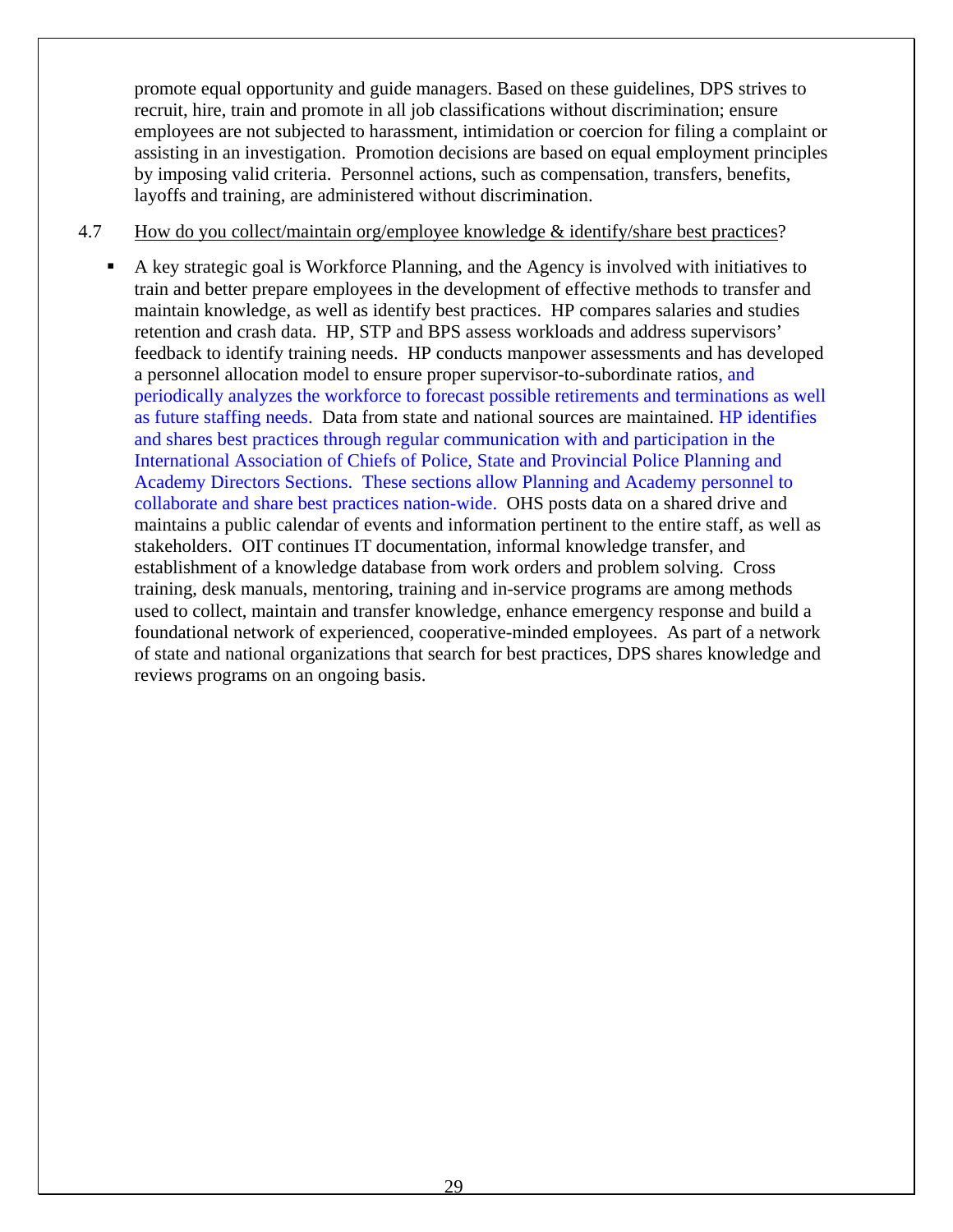promote equal opportunity and guide managers. Based on these guidelines, DPS strives to recruit, hire, train and promote in all job classifications without discrimination; ensure employees are not subjected to harassment, intimidation or coercion for filing a complaint or assisting in an investigation. Promotion decisions are based on equal employment principles by imposing valid criteria. Personnel actions, such as compensation, transfers, benefits, layoffs and training, are administered without discrimination.

4.7 How do you collect/maintain org/employee knowledge & identify/share best practices?

- A key strategic goal is Workforce Planning, and the Agency is involved with initiatives to train and better prepare employees in the development of effective methods to transfer and maintain knowledge, as well as identify best practices. HP compares salaries and studies retention and crash data. HP, STP and BPS assess workloads and address supervisors' feedback to identify training needs. HP conducts manpower assessments and has developed a personnel allocation model to ensure proper supervisor-to-subordinate ratios, and periodically analyzes the workforce to forecast possible retirements and terminations as well as future staffing needs. Data from state and national sources are maintained. HP identifies and shares best practices through regular communication with and participation in the International Association of Chiefs of Police, State and Provincial Police Planning and Academy Directors Sections. These sections allow Planning and Academy personnel to collaborate and share best practices nation-wide. OHS posts data on a shared drive and maintains a public calendar of events and information pertinent to the entire staff, as well as stakeholders. OIT continues IT documentation, informal knowledge transfer, and establishment of a knowledge database from work orders and problem solving. Cross training, desk manuals, mentoring, training and in-service programs are among methods used to collect, maintain and transfer knowledge, enhance emergency response and build a foundational network of experienced, cooperative-minded employees. As part of a network of state and national organizations that search for best practices, DPS shares knowledge and reviews programs on an ongoing basis.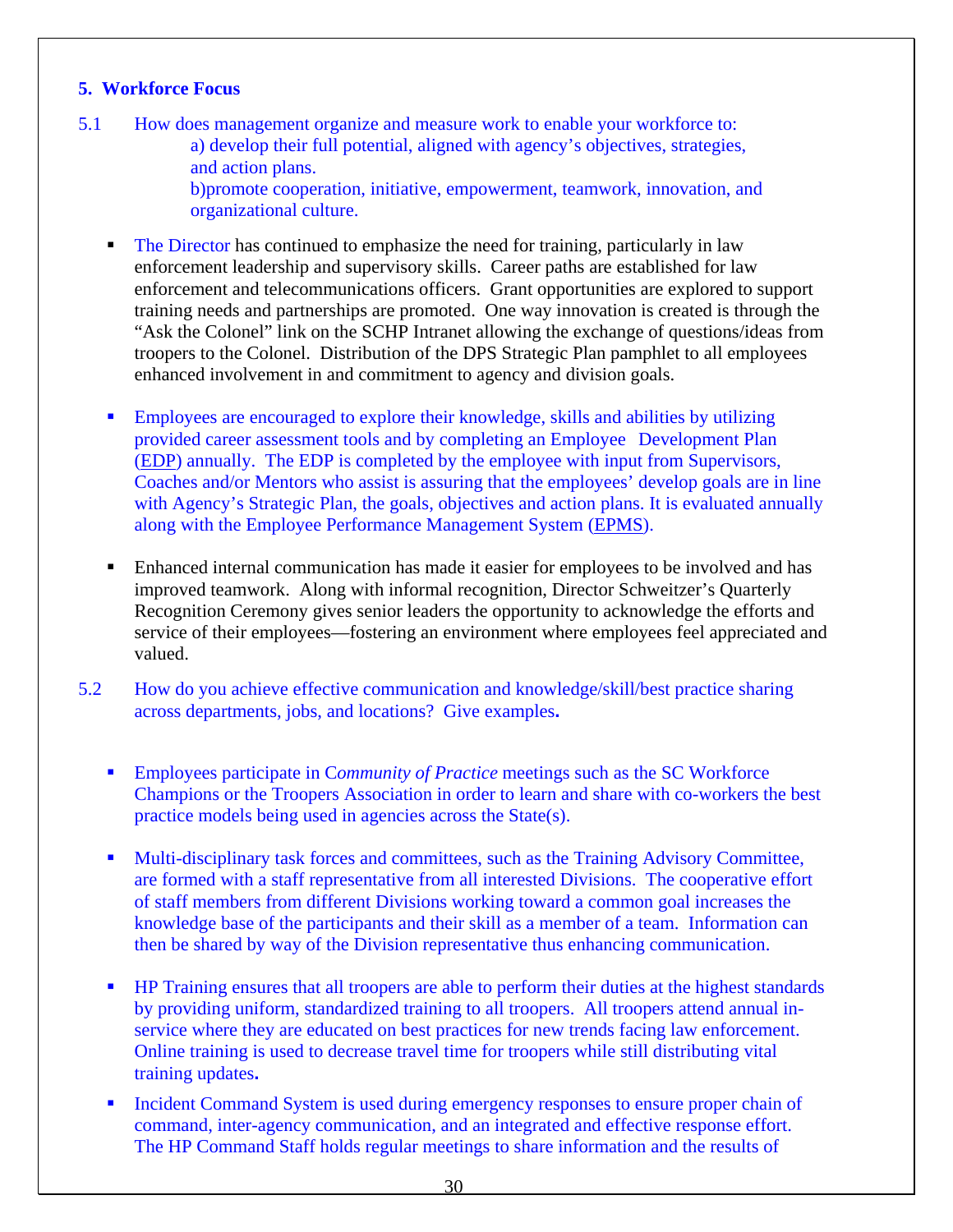## 5. Workforce Focus

5.1 How does management organize and measure work to enable your workforce to:
a) develop their full potential, aligned with agency's objectives, strategies, and action plans.
b)promote cooperation, initiative, empowerment, teamwork, innovation, and organizational culture.

- The Director has continued to emphasize the need for training, particularly in law enforcement leadership and supervisory skills. Career paths are established for law enforcement and telecommunications officers. Grant opportunities are explored to support training needs and partnerships are promoted. One way innovation is created is through the "Ask the Colonel" link on the SCHP Intranet allowing the exchange of questions/ideas from troopers to the Colonel. Distribution of the DPS Strategic Plan pamphlet to all employees enhanced involvement in and commitment to agency and division goals.

- Employees are encouraged to explore their knowledge, skills and abilities by utilizing provided career assessment tools and by completing an Employee Development Plan (EDP) annually. The EDP is completed by the employee with input from Supervisors, Coaches and/or Mentors who assist is assuring that the employees' develop goals are in line with Agency's Strategic Plan, the goals, objectives and action plans. It is evaluated annually along with the Employee Performance Management System (EPMS).

- Enhanced internal communication has made it easier for employees to be involved and has improved teamwork. Along with informal recognition, Director Schweitzer's Quarterly Recognition Ceremony gives senior leaders the opportunity to acknowledge the efforts and service of their employees—fostering an environment where employees feel appreciated and valued.

5.2 How do you achieve effective communication and knowledge/skill/best practice sharing across departments, jobs, and locations? Give examples.

- Employees participate in C*ommunity of Practice* meetings such as the SC Workforce Champions or the Troopers Association in order to learn and share with co-workers the best practice models being used in agencies across the State(s).

- Multi-disciplinary task forces and committees, such as the Training Advisory Committee, are formed with a staff representative from all interested Divisions. The cooperative effort of staff members from different Divisions working toward a common goal increases the knowledge base of the participants and their skill as a member of a team. Information can then be shared by way of the Division representative thus enhancing communication.

- HP Training ensures that all troopers are able to perform their duties at the highest standards by providing uniform, standardized training to all troopers. All troopers attend annual in-service where they are educated on best practices for new trends facing law enforcement. Online training is used to decrease travel time for troopers while still distributing vital training updates.

- Incident Command System is used during emergency responses to ensure proper chain of command, inter-agency communication, and an integrated and effective response effort. The HP Command Staff holds regular meetings to share information and the results of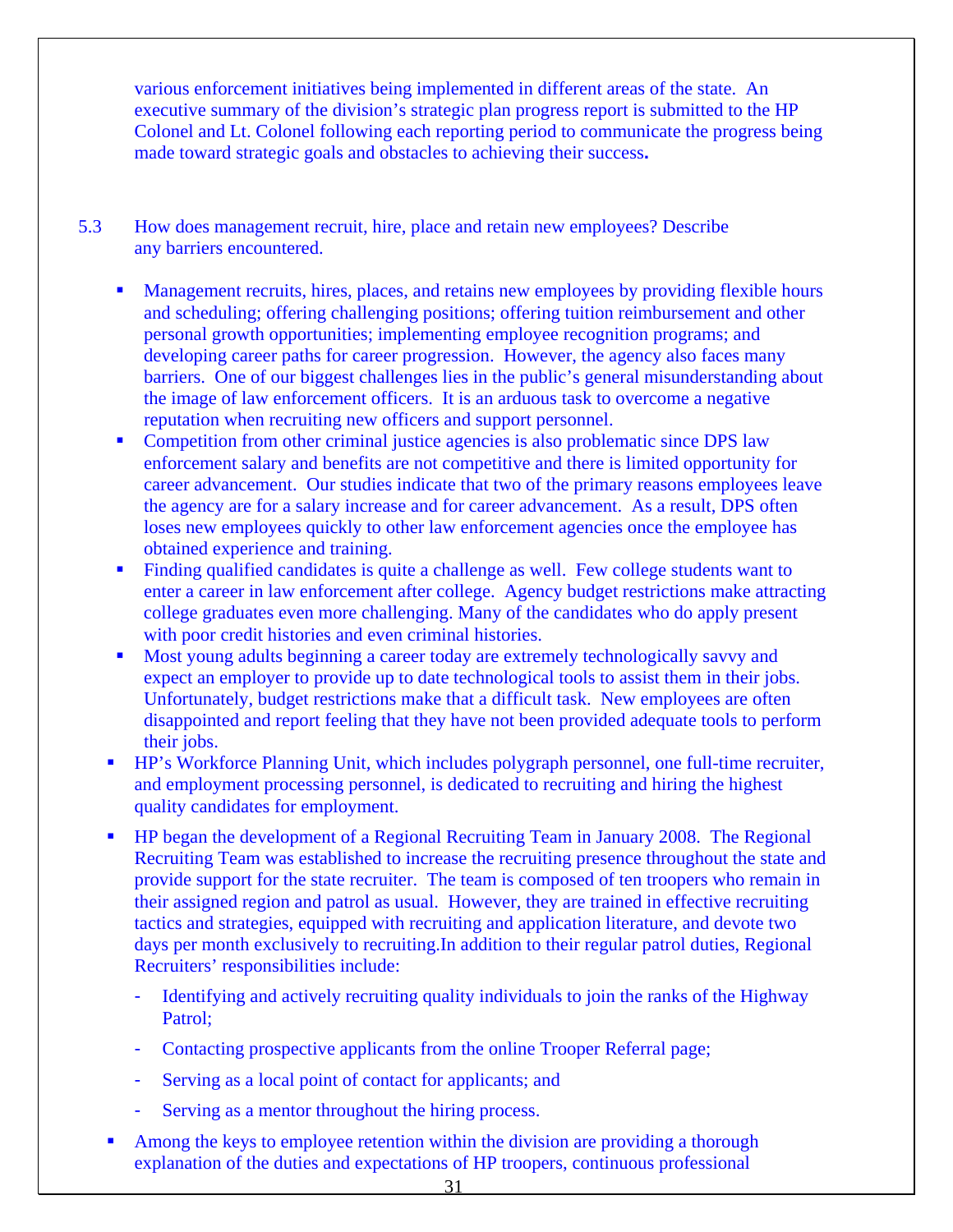various enforcement initiatives being implemented in different areas of the state. An executive summary of the division's strategic plan progress report is submitted to the HP Colonel and Lt. Colonel following each reporting period to communicate the progress being made toward strategic goals and obstacles to achieving their success**.**

5.3 How does management recruit, hire, place and retain new employees? Describe any barriers encountered.

- Management recruits, hires, places, and retains new employees by providing flexible hours and scheduling; offering challenging positions; offering tuition reimbursement and other personal growth opportunities; implementing employee recognition programs; and developing career paths for career progression. However, the agency also faces many barriers. One of our biggest challenges lies in the public's general misunderstanding about the image of law enforcement officers. It is an arduous task to overcome a negative reputation when recruiting new officers and support personnel.
- Competition from other criminal justice agencies is also problematic since DPS law enforcement salary and benefits are not competitive and there is limited opportunity for career advancement. Our studies indicate that two of the primary reasons employees leave the agency are for a salary increase and for career advancement. As a result, DPS often loses new employees quickly to other law enforcement agencies once the employee has obtained experience and training.
- Finding qualified candidates is quite a challenge as well. Few college students want to enter a career in law enforcement after college. Agency budget restrictions make attracting college graduates even more challenging. Many of the candidates who do apply present with poor credit histories and even criminal histories.
- Most young adults beginning a career today are extremely technologically savvy and expect an employer to provide up to date technological tools to assist them in their jobs. Unfortunately, budget restrictions make that a difficult task. New employees are often disappointed and report feeling that they have not been provided adequate tools to perform their jobs.
- HP's Workforce Planning Unit, which includes polygraph personnel, one full-time recruiter, and employment processing personnel, is dedicated to recruiting and hiring the highest quality candidates for employment.
- HP began the development of a Regional Recruiting Team in January 2008. The Regional Recruiting Team was established to increase the recruiting presence throughout the state and provide support for the state recruiter. The team is composed of ten troopers who remain in their assigned region and patrol as usual. However, they are trained in effective recruiting tactics and strategies, equipped with recruiting and application literature, and devote two days per month exclusively to recruiting.In addition to their regular patrol duties, Regional Recruiters' responsibilities include:
  - Identifying and actively recruiting quality individuals to join the ranks of the Highway Patrol;
  - Contacting prospective applicants from the online Trooper Referral page;
  - Serving as a local point of contact for applicants; and
  - Serving as a mentor throughout the hiring process.
- Among the keys to employee retention within the division are providing a thorough explanation of the duties and expectations of HP troopers, continuous professional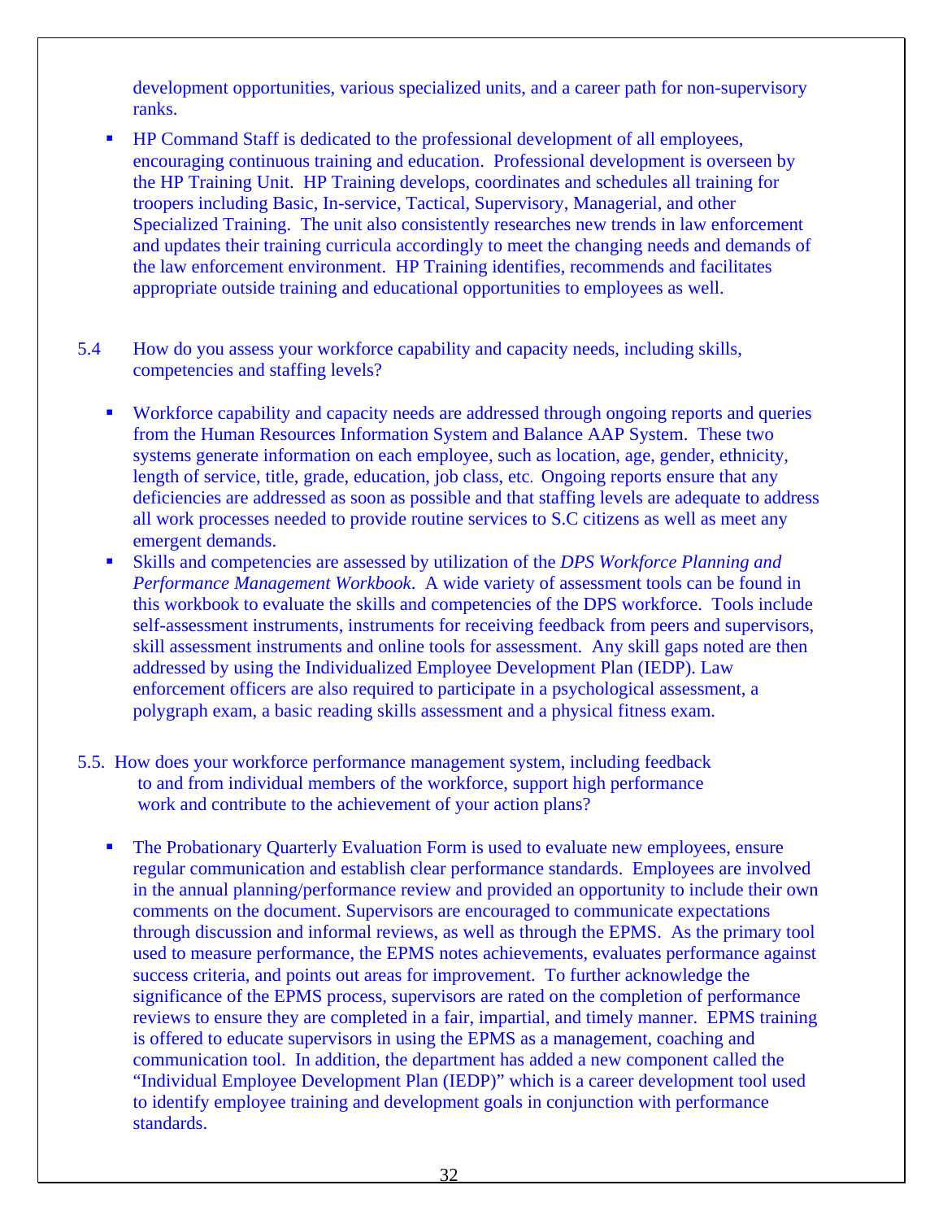development opportunities, various specialized units, and a career path for non-supervisory ranks.

- HP Command Staff is dedicated to the professional development of all employees, encouraging continuous training and education. Professional development is overseen by the HP Training Unit. HP Training develops, coordinates and schedules all training for troopers including Basic, In-service, Tactical, Supervisory, Managerial, and other Specialized Training. The unit also consistently researches new trends in law enforcement and updates their training curricula accordingly to meet the changing needs and demands of the law enforcement environment. HP Training identifies, recommends and facilitates appropriate outside training and educational opportunities to employees as well.

5.4 How do you assess your workforce capability and capacity needs, including skills, competencies and staffing levels?

- Workforce capability and capacity needs are addressed through ongoing reports and queries from the Human Resources Information System and Balance AAP System. These two systems generate information on each employee, such as location, age, gender, ethnicity, length of service, title, grade, education, job class, etc. Ongoing reports ensure that any deficiencies are addressed as soon as possible and that staffing levels are adequate to address all work processes needed to provide routine services to S.C citizens as well as meet any emergent demands.
- Skills and competencies are assessed by utilization of the *DPS Workforce Planning and Performance Management Workbook*. A wide variety of assessment tools can be found in this workbook to evaluate the skills and competencies of the DPS workforce. Tools include self-assessment instruments, instruments for receiving feedback from peers and supervisors, skill assessment instruments and online tools for assessment. Any skill gaps noted are then addressed by using the Individualized Employee Development Plan (IEDP). Law enforcement officers are also required to participate in a psychological assessment, a polygraph exam, a basic reading skills assessment and a physical fitness exam.

5.5. How does your workforce performance management system, including feedback to and from individual members of the workforce, support high performance work and contribute to the achievement of your action plans?

- The Probationary Quarterly Evaluation Form is used to evaluate new employees, ensure regular communication and establish clear performance standards. Employees are involved in the annual planning/performance review and provided an opportunity to include their own comments on the document. Supervisors are encouraged to communicate expectations through discussion and informal reviews, as well as through the EPMS. As the primary tool used to measure performance, the EPMS notes achievements, evaluates performance against success criteria, and points out areas for improvement. To further acknowledge the significance of the EPMS process, supervisors are rated on the completion of performance reviews to ensure they are completed in a fair, impartial, and timely manner. EPMS training is offered to educate supervisors in using the EPMS as a management, coaching and communication tool. In addition, the department has added a new component called the "Individual Employee Development Plan (IEDP)" which is a career development tool used to identify employee training and development goals in conjunction with performance standards.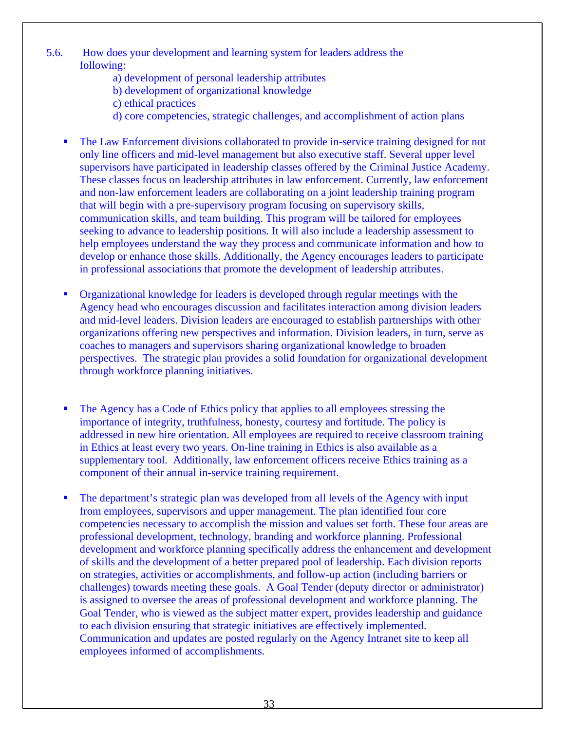5.6. How does your development and learning system for leaders address the following:

a) development of personal leadership attributes
b) development of organizational knowledge
c) ethical practices
d) core competencies, strategic challenges, and accomplishment of action plans

- The Law Enforcement divisions collaborated to provide in-service training designed for not only line officers and mid-level management but also executive staff. Several upper level supervisors have participated in leadership classes offered by the Criminal Justice Academy. These classes focus on leadership attributes in law enforcement. Currently, law enforcement and non-law enforcement leaders are collaborating on a joint leadership training program that will begin with a pre-supervisory program focusing on supervisory skills, communication skills, and team building. This program will be tailored for employees seeking to advance to leadership positions. It will also include a leadership assessment to help employees understand the way they process and communicate information and how to develop or enhance those skills. Additionally, the Agency encourages leaders to participate in professional associations that promote the development of leadership attributes.

- Organizational knowledge for leaders is developed through regular meetings with the Agency head who encourages discussion and facilitates interaction among division leaders and mid-level leaders. Division leaders are encouraged to establish partnerships with other organizations offering new perspectives and information. Division leaders, in turn, serve as coaches to managers and supervisors sharing organizational knowledge to broaden perspectives. The strategic plan provides a solid foundation for organizational development through workforce planning initiatives.

- The Agency has a Code of Ethics policy that applies to all employees stressing the importance of integrity, truthfulness, honesty, courtesy and fortitude. The policy is addressed in new hire orientation. All employees are required to receive classroom training in Ethics at least every two years. On-line training in Ethics is also available as a supplementary tool. Additionally, law enforcement officers receive Ethics training as a component of their annual in-service training requirement.

- The department's strategic plan was developed from all levels of the Agency with input from employees, supervisors and upper management. The plan identified four core competencies necessary to accomplish the mission and values set forth. These four areas are professional development, technology, branding and workforce planning. Professional development and workforce planning specifically address the enhancement and development of skills and the development of a better prepared pool of leadership. Each division reports on strategies, activities or accomplishments, and follow-up action (including barriers or challenges) towards meeting these goals. A Goal Tender (deputy director or administrator) is assigned to oversee the areas of professional development and workforce planning. The Goal Tender, who is viewed as the subject matter expert, provides leadership and guidance to each division ensuring that strategic initiatives are effectively implemented. Communication and updates are posted regularly on the Agency Intranet site to keep all employees informed of accomplishments.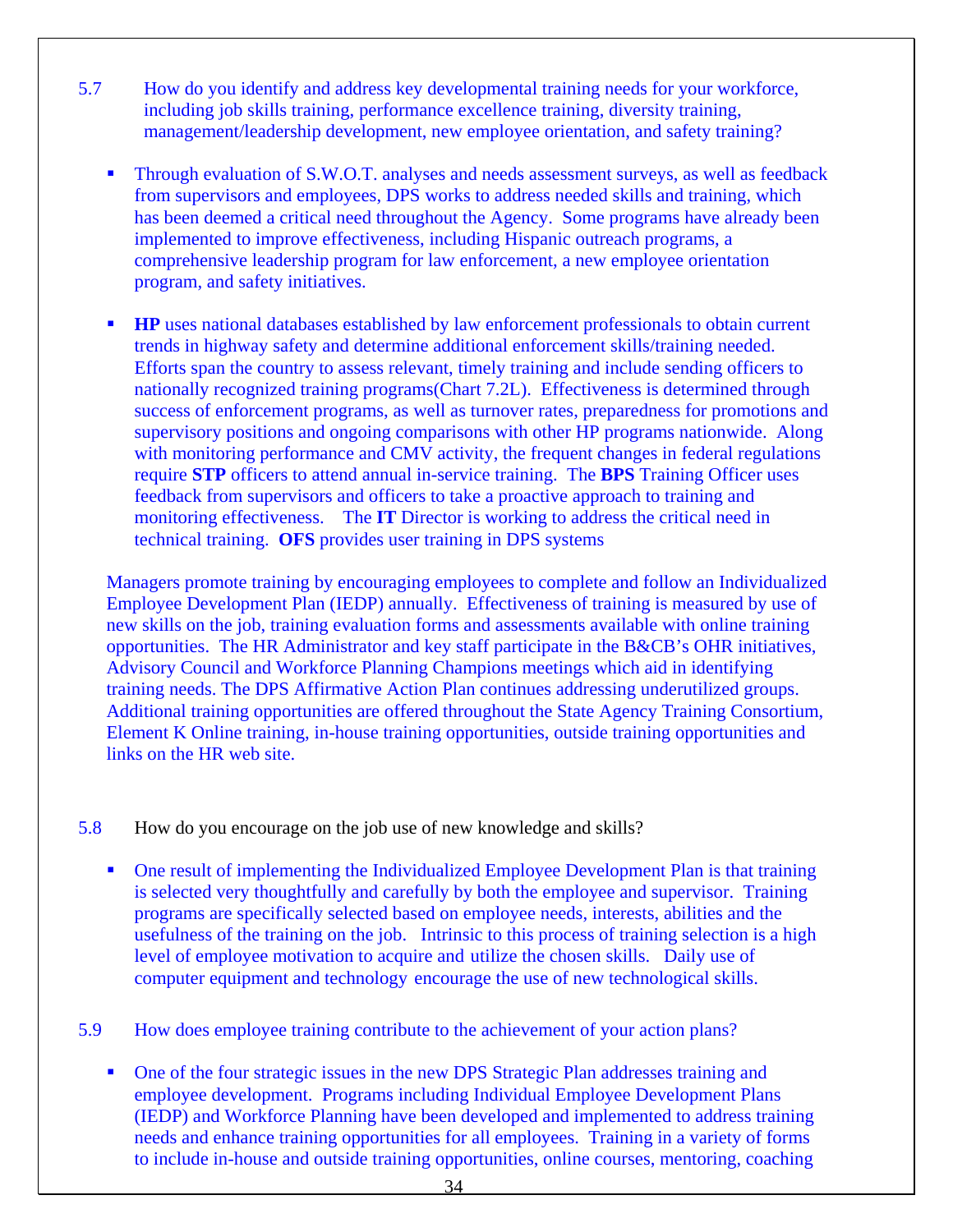5.7 How do you identify and address key developmental training needs for your workforce, including job skills training, performance excellence training, diversity training, management/leadership development, new employee orientation, and safety training?

- Through evaluation of S.W.O.T. analyses and needs assessment surveys, as well as feedback from supervisors and employees, DPS works to address needed skills and training, which has been deemed a critical need throughout the Agency. Some programs have already been implemented to improve effectiveness, including Hispanic outreach programs, a comprehensive leadership program for law enforcement, a new employee orientation program, and safety initiatives.

- **HP** uses national databases established by law enforcement professionals to obtain current trends in highway safety and determine additional enforcement skills/training needed. Efforts span the country to assess relevant, timely training and include sending officers to nationally recognized training programs(Chart 7.2L). Effectiveness is determined through success of enforcement programs, as well as turnover rates, preparedness for promotions and supervisory positions and ongoing comparisons with other HP programs nationwide. Along with monitoring performance and CMV activity, the frequent changes in federal regulations require **STP** officers to attend annual in-service training. The **BPS** Training Officer uses feedback from supervisors and officers to take a proactive approach to training and monitoring effectiveness. The **IT** Director is working to address the critical need in technical training. **OFS** provides user training in DPS systems

Managers promote training by encouraging employees to complete and follow an Individualized Employee Development Plan (IEDP) annually. Effectiveness of training is measured by use of new skills on the job, training evaluation forms and assessments available with online training opportunities. The HR Administrator and key staff participate in the B&CB's OHR initiatives, Advisory Council and Workforce Planning Champions meetings which aid in identifying training needs. The DPS Affirmative Action Plan continues addressing underutilized groups. Additional training opportunities are offered throughout the State Agency Training Consortium, Element K Online training, in-house training opportunities, outside training opportunities and links on the HR web site.

5.8 How do you encourage on the job use of new knowledge and skills?

- One result of implementing the Individualized Employee Development Plan is that training is selected very thoughtfully and carefully by both the employee and supervisor. Training programs are specifically selected based on employee needs, interests, abilities and the usefulness of the training on the job. Intrinsic to this process of training selection is a high level of employee motivation to acquire and utilize the chosen skills. Daily use of computer equipment and technology encourage the use of new technological skills.

5.9 How does employee training contribute to the achievement of your action plans?

- One of the four strategic issues in the new DPS Strategic Plan addresses training and employee development. Programs including Individual Employee Development Plans (IEDP) and Workforce Planning have been developed and implemented to address training needs and enhance training opportunities for all employees. Training in a variety of forms to include in-house and outside training opportunities, online courses, mentoring, coaching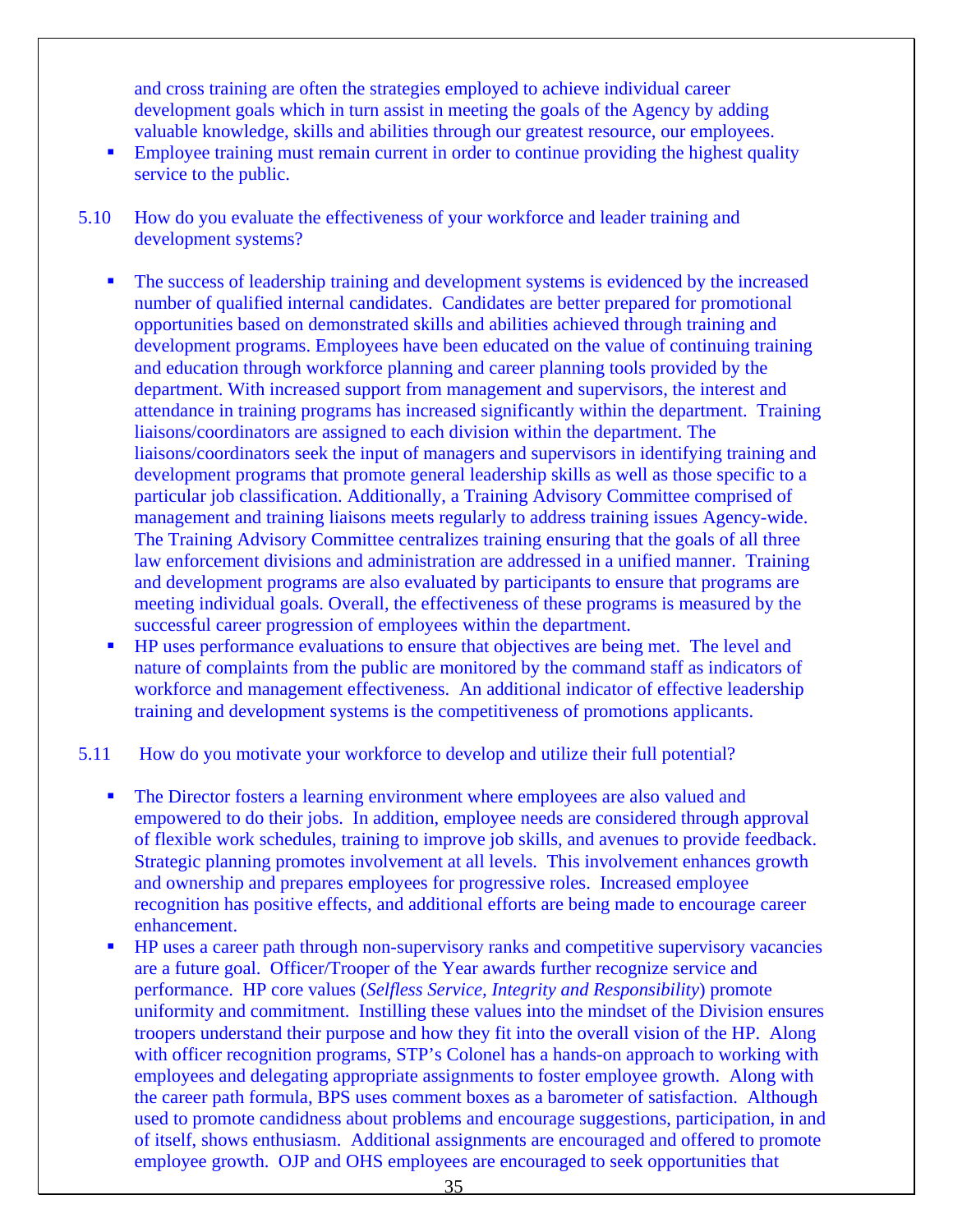and cross training are often the strategies employed to achieve individual career development goals which in turn assist in meeting the goals of the Agency by adding valuable knowledge, skills and abilities through our greatest resource, our employees.

- Employee training must remain current in order to continue providing the highest quality service to the public.

5.10 How do you evaluate the effectiveness of your workforce and leader training and development systems?

- The success of leadership training and development systems is evidenced by the increased number of qualified internal candidates. Candidates are better prepared for promotional opportunities based on demonstrated skills and abilities achieved through training and development programs. Employees have been educated on the value of continuing training and education through workforce planning and career planning tools provided by the department. With increased support from management and supervisors, the interest and attendance in training programs has increased significantly within the department. Training liaisons/coordinators are assigned to each division within the department. The liaisons/coordinators seek the input of managers and supervisors in identifying training and development programs that promote general leadership skills as well as those specific to a particular job classification. Additionally, a Training Advisory Committee comprised of management and training liaisons meets regularly to address training issues Agency-wide. The Training Advisory Committee centralizes training ensuring that the goals of all three law enforcement divisions and administration are addressed in a unified manner. Training and development programs are also evaluated by participants to ensure that programs are meeting individual goals. Overall, the effectiveness of these programs is measured by the successful career progression of employees within the department.
- HP uses performance evaluations to ensure that objectives are being met. The level and nature of complaints from the public are monitored by the command staff as indicators of workforce and management effectiveness. An additional indicator of effective leadership training and development systems is the competitiveness of promotions applicants.

5.11 How do you motivate your workforce to develop and utilize their full potential?

- The Director fosters a learning environment where employees are also valued and empowered to do their jobs. In addition, employee needs are considered through approval of flexible work schedules, training to improve job skills, and avenues to provide feedback. Strategic planning promotes involvement at all levels. This involvement enhances growth and ownership and prepares employees for progressive roles. Increased employee recognition has positive effects, and additional efforts are being made to encourage career enhancement.
- HP uses a career path through non-supervisory ranks and competitive supervisory vacancies are a future goal. Officer/Trooper of the Year awards further recognize service and performance. HP core values (*Selfless Service, Integrity and Responsibility*) promote uniformity and commitment. Instilling these values into the mindset of the Division ensures troopers understand their purpose and how they fit into the overall vision of the HP. Along with officer recognition programs, STP's Colonel has a hands-on approach to working with employees and delegating appropriate assignments to foster employee growth. Along with the career path formula, BPS uses comment boxes as a barometer of satisfaction. Although used to promote candidness about problems and encourage suggestions, participation, in and of itself, shows enthusiasm. Additional assignments are encouraged and offered to promote employee growth. OJP and OHS employees are encouraged to seek opportunities that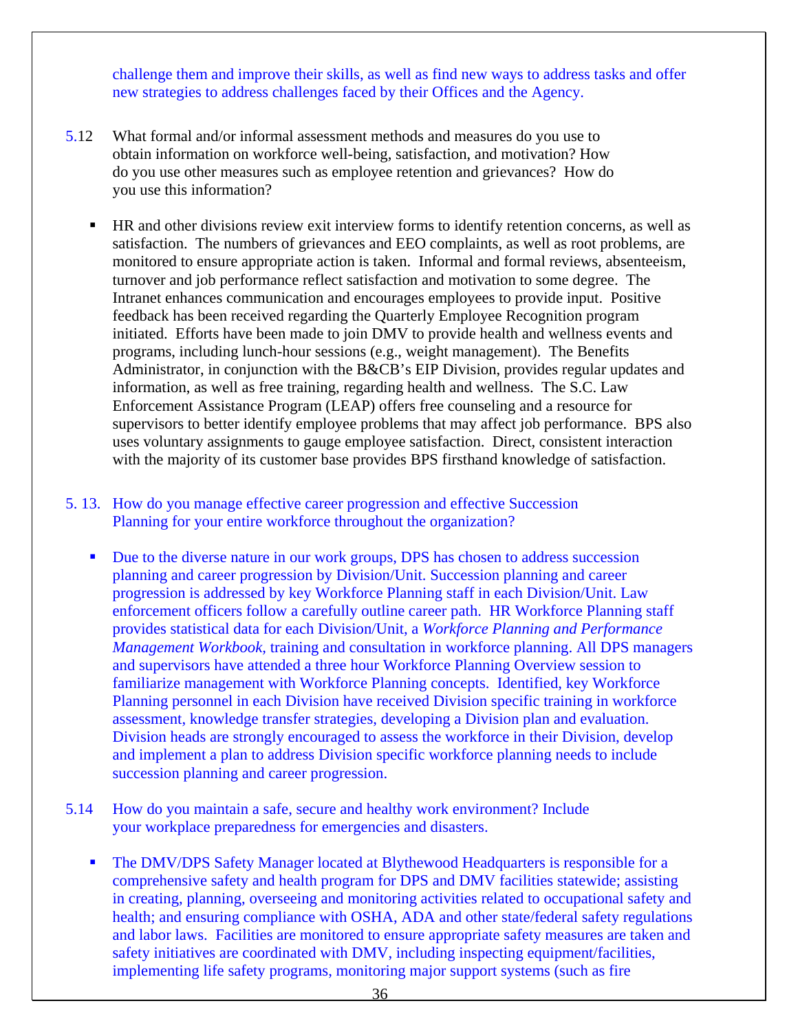challenge them and improve their skills, as well as find new ways to address tasks and offer new strategies to address challenges faced by their Offices and the Agency.

5.12 What formal and/or informal assessment methods and measures do you use to obtain information on workforce well-being, satisfaction, and motivation? How do you use other measures such as employee retention and grievances? How do you use this information?

- HR and other divisions review exit interview forms to identify retention concerns, as well as satisfaction. The numbers of grievances and EEO complaints, as well as root problems, are monitored to ensure appropriate action is taken. Informal and formal reviews, absenteeism, turnover and job performance reflect satisfaction and motivation to some degree. The Intranet enhances communication and encourages employees to provide input. Positive feedback has been received regarding the Quarterly Employee Recognition program initiated. Efforts have been made to join DMV to provide health and wellness events and programs, including lunch-hour sessions (e.g., weight management). The Benefits Administrator, in conjunction with the B&CB's EIP Division, provides regular updates and information, as well as free training, regarding health and wellness. The S.C. Law Enforcement Assistance Program (LEAP) offers free counseling and a resource for supervisors to better identify employee problems that may affect job performance. BPS also uses voluntary assignments to gauge employee satisfaction. Direct, consistent interaction with the majority of its customer base provides BPS firsthand knowledge of satisfaction.

5. 13. How do you manage effective career progression and effective Succession Planning for your entire workforce throughout the organization?

- Due to the diverse nature in our work groups, DPS has chosen to address succession planning and career progression by Division/Unit. Succession planning and career progression is addressed by key Workforce Planning staff in each Division/Unit. Law enforcement officers follow a carefully outline career path. HR Workforce Planning staff provides statistical data for each Division/Unit, a *Workforce Planning and Performance Management Workbook,* training and consultation in workforce planning. All DPS managers and supervisors have attended a three hour Workforce Planning Overview session to familiarize management with Workforce Planning concepts. Identified, key Workforce Planning personnel in each Division have received Division specific training in workforce assessment, knowledge transfer strategies, developing a Division plan and evaluation. Division heads are strongly encouraged to assess the workforce in their Division, develop and implement a plan to address Division specific workforce planning needs to include succession planning and career progression.

5.14 How do you maintain a safe, secure and healthy work environment? Include your workplace preparedness for emergencies and disasters.

- The DMV/DPS Safety Manager located at Blythewood Headquarters is responsible for a comprehensive safety and health program for DPS and DMV facilities statewide; assisting in creating, planning, overseeing and monitoring activities related to occupational safety and health; and ensuring compliance with OSHA, ADA and other state/federal safety regulations and labor laws. Facilities are monitored to ensure appropriate safety measures are taken and safety initiatives are coordinated with DMV, including inspecting equipment/facilities, implementing life safety programs, monitoring major support systems (such as fire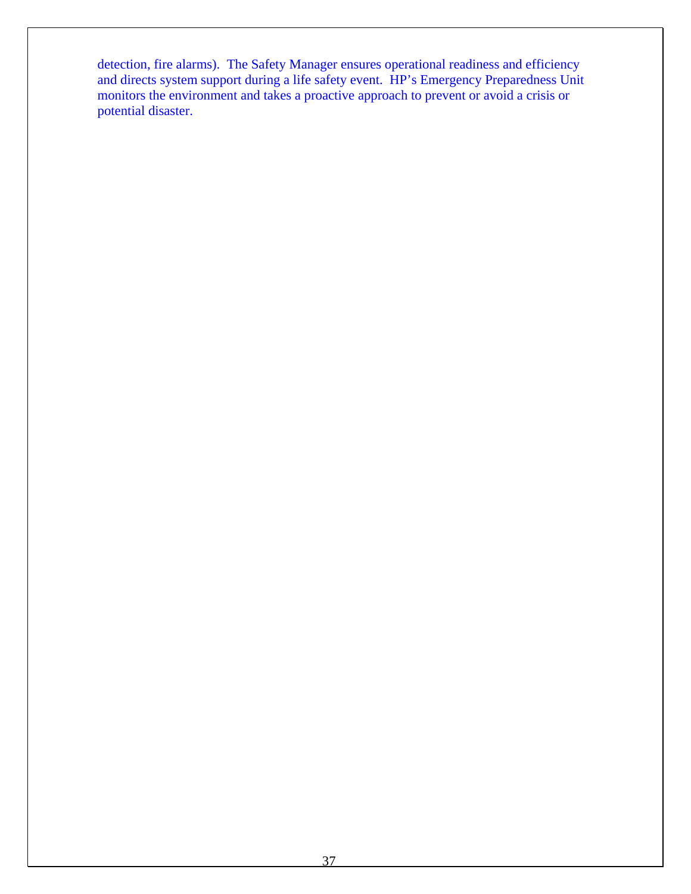detection, fire alarms). The Safety Manager ensures operational readiness and efficiency and directs system support during a life safety event. HP's Emergency Preparedness Unit monitors the environment and takes a proactive approach to prevent or avoid a crisis or potential disaster.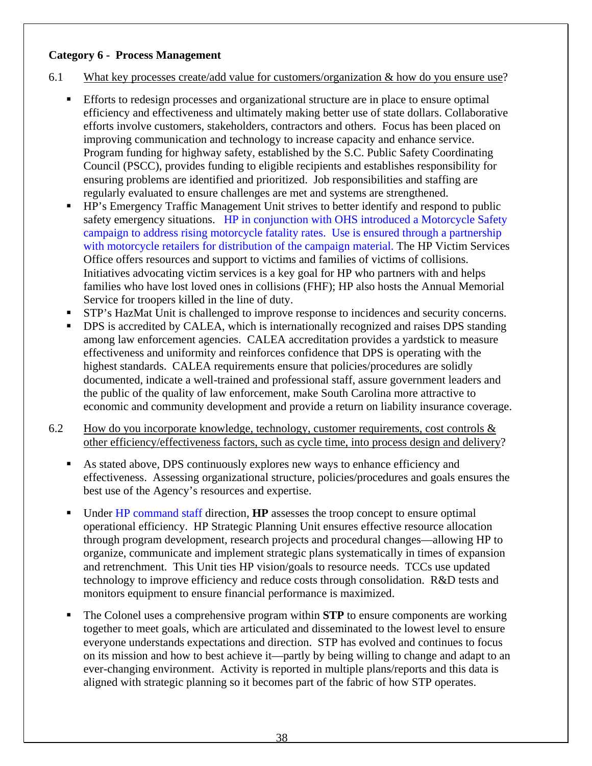### Category 6 - Process Management

6.1 What key processes create/add value for customers/organization & how do you ensure use?

- Efforts to redesign processes and organizational structure are in place to ensure optimal efficiency and effectiveness and ultimately making better use of state dollars. Collaborative efforts involve customers, stakeholders, contractors and others. Focus has been placed on improving communication and technology to increase capacity and enhance service. Program funding for highway safety, established by the S.C. Public Safety Coordinating Council (PSCC), provides funding to eligible recipients and establishes responsibility for ensuring problems are identified and prioritized. Job responsibilities and staffing are regularly evaluated to ensure challenges are met and systems are strengthened.
- HP's Emergency Traffic Management Unit strives to better identify and respond to public safety emergency situations. HP in conjunction with OHS introduced a Motorcycle Safety campaign to address rising motorcycle fatality rates. Use is ensured through a partnership with motorcycle retailers for distribution of the campaign material. The HP Victim Services Office offers resources and support to victims and families of victims of collisions. Initiatives advocating victim services is a key goal for HP who partners with and helps families who have lost loved ones in collisions (FHF); HP also hosts the Annual Memorial Service for troopers killed in the line of duty.
- STP's HazMat Unit is challenged to improve response to incidences and security concerns.
- DPS is accredited by CALEA, which is internationally recognized and raises DPS standing among law enforcement agencies. CALEA accreditation provides a yardstick to measure effectiveness and uniformity and reinforces confidence that DPS is operating with the highest standards. CALEA requirements ensure that policies/procedures are solidly documented, indicate a well-trained and professional staff, assure government leaders and the public of the quality of law enforcement, make South Carolina more attractive to economic and community development and provide a return on liability insurance coverage.

6.2 How do you incorporate knowledge, technology, customer requirements, cost controls & other efficiency/effectiveness factors, such as cycle time, into process design and delivery?

- As stated above, DPS continuously explores new ways to enhance efficiency and effectiveness. Assessing organizational structure, policies/procedures and goals ensures the best use of the Agency's resources and expertise.

- Under HP command staff direction, **HP** assesses the troop concept to ensure optimal operational efficiency. HP Strategic Planning Unit ensures effective resource allocation through program development, research projects and procedural changes—allowing HP to organize, communicate and implement strategic plans systematically in times of expansion and retrenchment. This Unit ties HP vision/goals to resource needs. TCCs use updated technology to improve efficiency and reduce costs through consolidation. R&D tests and monitors equipment to ensure financial performance is maximized.

- The Colonel uses a comprehensive program within **STP** to ensure components are working together to meet goals, which are articulated and disseminated to the lowest level to ensure everyone understands expectations and direction. STP has evolved and continues to focus on its mission and how to best achieve it—partly by being willing to change and adapt to an ever-changing environment. Activity is reported in multiple plans/reports and this data is aligned with strategic planning so it becomes part of the fabric of how STP operates.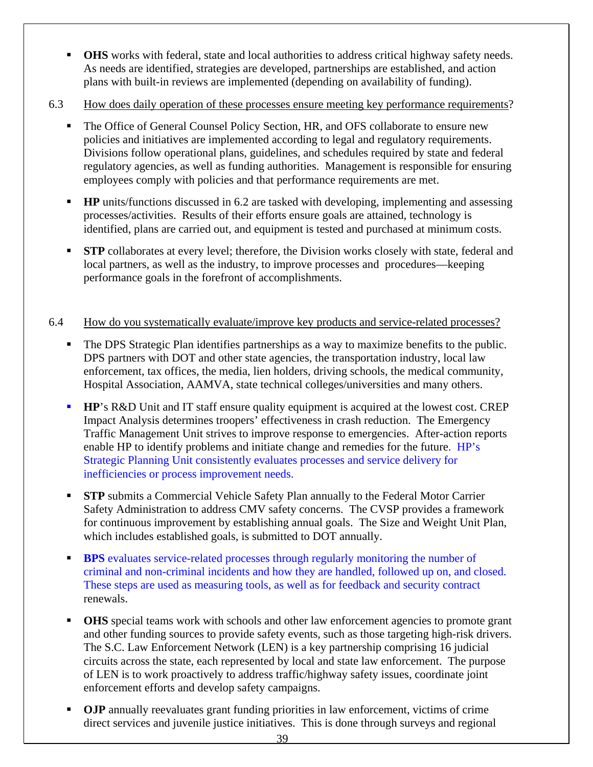- **OHS** works with federal, state and local authorities to address critical highway safety needs. As needs are identified, strategies are developed, partnerships are established, and action plans with built-in reviews are implemented (depending on availability of funding).

6.3 How does daily operation of these processes ensure meeting key performance requirements?

- The Office of General Counsel Policy Section, HR, and OFS collaborate to ensure new policies and initiatives are implemented according to legal and regulatory requirements. Divisions follow operational plans, guidelines, and schedules required by state and federal regulatory agencies, as well as funding authorities. Management is responsible for ensuring employees comply with policies and that performance requirements are met.

- **HP** units/functions discussed in 6.2 are tasked with developing, implementing and assessing processes/activities. Results of their efforts ensure goals are attained, technology is identified, plans are carried out, and equipment is tested and purchased at minimum costs.

- **STP** collaborates at every level; therefore, the Division works closely with state, federal and local partners, as well as the industry, to improve processes and procedures—keeping performance goals in the forefront of accomplishments.

6.4 How do you systematically evaluate/improve key products and service-related processes?

- The DPS Strategic Plan identifies partnerships as a way to maximize benefits to the public. DPS partners with DOT and other state agencies, the transportation industry, local law enforcement, tax offices, the media, lien holders, driving schools, the medical community, Hospital Association, AAMVA, state technical colleges/universities and many others.

- **HP**'s R&D Unit and IT staff ensure quality equipment is acquired at the lowest cost. CREP Impact Analysis determines troopers' effectiveness in crash reduction. The Emergency Traffic Management Unit strives to improve response to emergencies. After-action reports enable HP to identify problems and initiate change and remedies for the future. HP's Strategic Planning Unit consistently evaluates processes and service delivery for inefficiencies or process improvement needs.

- **STP** submits a Commercial Vehicle Safety Plan annually to the Federal Motor Carrier Safety Administration to address CMV safety concerns. The CVSP provides a framework for continuous improvement by establishing annual goals. The Size and Weight Unit Plan, which includes established goals, is submitted to DOT annually.

- **BPS** evaluates service-related processes through regularly monitoring the number of criminal and non-criminal incidents and how they are handled, followed up on, and closed. These steps are used as measuring tools, as well as for feedback and security contract renewals.

- **OHS** special teams work with schools and other law enforcement agencies to promote grant and other funding sources to provide safety events, such as those targeting high-risk drivers. The S.C. Law Enforcement Network (LEN) is a key partnership comprising 16 judicial circuits across the state, each represented by local and state law enforcement. The purpose of LEN is to work proactively to address traffic/highway safety issues, coordinate joint enforcement efforts and develop safety campaigns.

- **OJP** annually reevaluates grant funding priorities in law enforcement, victims of crime direct services and juvenile justice initiatives. This is done through surveys and regional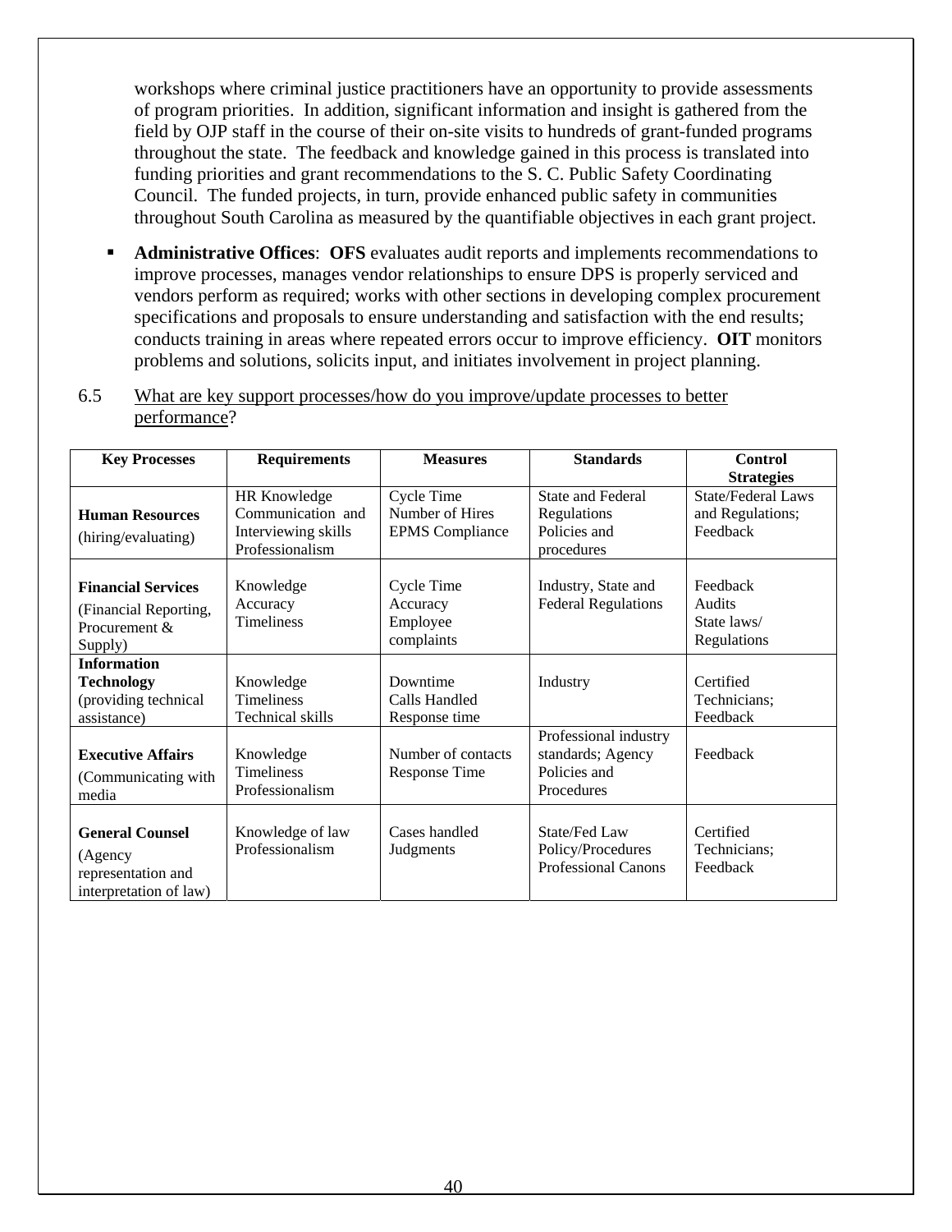workshops where criminal justice practitioners have an opportunity to provide assessments of program priorities. In addition, significant information and insight is gathered from the field by OJP staff in the course of their on-site visits to hundreds of grant-funded programs throughout the state. The feedback and knowledge gained in this process is translated into funding priorities and grant recommendations to the S. C. Public Safety Coordinating Council. The funded projects, in turn, provide enhanced public safety in communities throughout South Carolina as measured by the quantifiable objectives in each grant project.

- **Administrative Offices**: **OFS** evaluates audit reports and implements recommendations to improve processes, manages vendor relationships to ensure DPS is properly serviced and vendors perform as required; works with other sections in developing complex procurement specifications and proposals to ensure understanding and satisfaction with the end results; conducts training in areas where repeated errors occur to improve efficiency. **OIT** monitors problems and solutions, solicits input, and initiates involvement in project planning.

6.5 What are key support processes/how do you improve/update processes to better performance?

| Key Processes | Requirements | Measures | Standards | Control Strategies |
|---|---|---|---|---|
| **Human Resources** (hiring/evaluating) | HR Knowledge<br>Communication and Interviewing skills<br>Professionalism | Cycle Time<br>Number of Hires<br>EPMS Compliance | State and Federal Regulations<br>Policies and procedures | State/Federal Laws and Regulations;<br>Feedback |
| **Financial Services** (Financial Reporting, Procurement & Supply) | Knowledge<br>Accuracy<br>Timeliness | Cycle Time<br>Accuracy<br>Employee complaints | Industry, State and Federal Regulations | Feedback<br>Audits<br>State laws/ Regulations |
| **Information Technology** (providing technical assistance) | Knowledge<br>Timeliness<br>Technical skills | Downtime<br>Calls Handled<br>Response time | Industry | Certified Technicians;<br>Feedback |
| **Executive Affairs** (Communicating with media | Knowledge<br>Timeliness<br>Professionalism | Number of contacts<br>Response Time | Professional industry standards; Agency Policies and Procedures | Feedback |
| **General Counsel** (Agency representation and interpretation of law) | Knowledge of law<br>Professionalism | Cases handled<br>Judgments | State/Fed Law<br>Policy/Procedures<br>Professional Canons | Certified Technicians;<br>Feedback |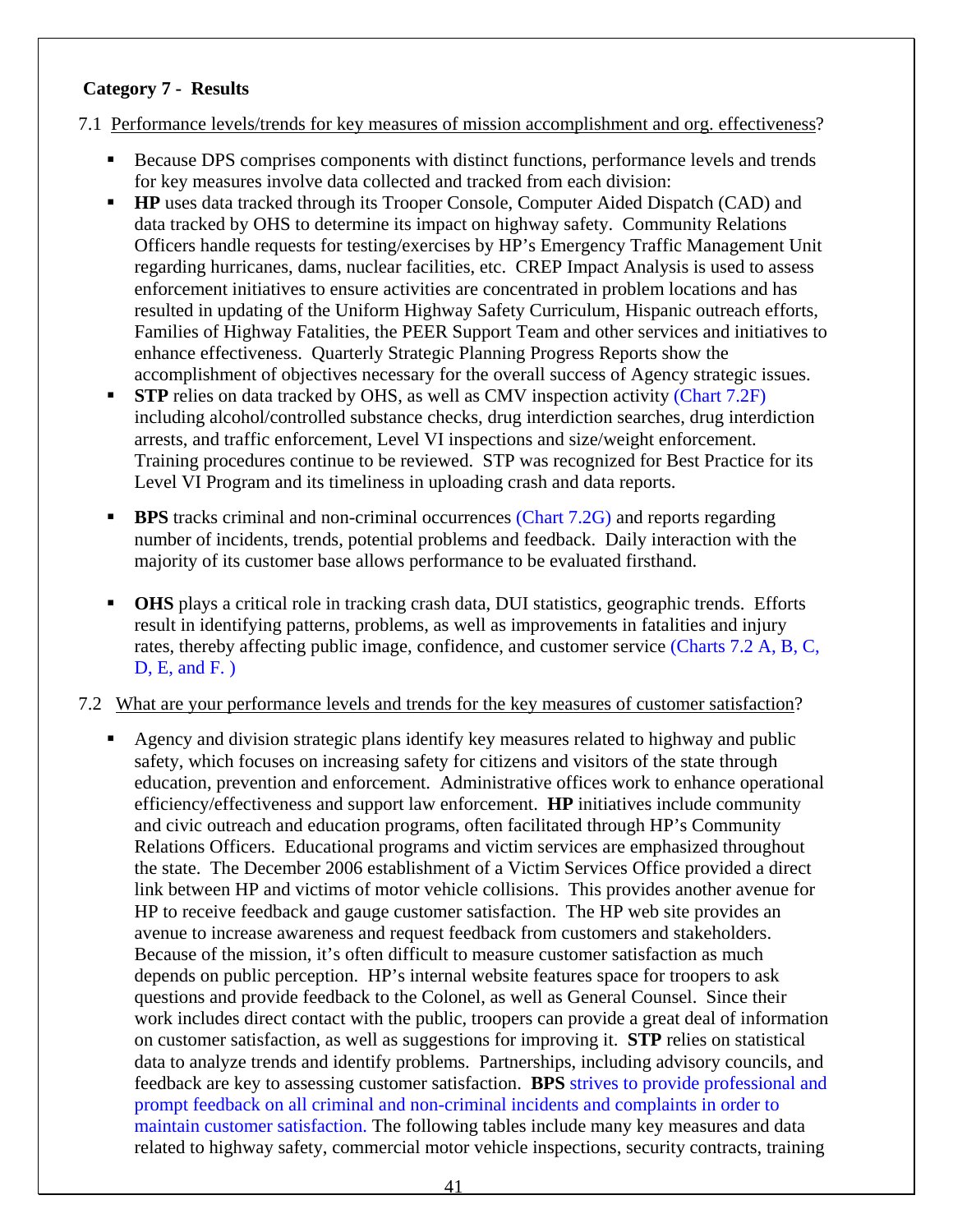**Category 7 - Results**

7.1 Performance levels/trends for key measures of mission accomplishment and org. effectiveness?

- Because DPS comprises components with distinct functions, performance levels and trends for key measures involve data collected and tracked from each division:
- **HP** uses data tracked through its Trooper Console, Computer Aided Dispatch (CAD) and data tracked by OHS to determine its impact on highway safety. Community Relations Officers handle requests for testing/exercises by HP's Emergency Traffic Management Unit regarding hurricanes, dams, nuclear facilities, etc. CREP Impact Analysis is used to assess enforcement initiatives to ensure activities are concentrated in problem locations and has resulted in updating of the Uniform Highway Safety Curriculum, Hispanic outreach efforts, Families of Highway Fatalities, the PEER Support Team and other services and initiatives to enhance effectiveness. Quarterly Strategic Planning Progress Reports show the accomplishment of objectives necessary for the overall success of Agency strategic issues.
- **STP** relies on data tracked by OHS, as well as CMV inspection activity (Chart 7.2F) including alcohol/controlled substance checks, drug interdiction searches, drug interdiction arrests, and traffic enforcement, Level VI inspections and size/weight enforcement. Training procedures continue to be reviewed. STP was recognized for Best Practice for its Level VI Program and its timeliness in uploading crash and data reports.
- **BPS** tracks criminal and non-criminal occurrences (Chart 7.2G) and reports regarding number of incidents, trends, potential problems and feedback. Daily interaction with the majority of its customer base allows performance to be evaluated firsthand.
- **OHS** plays a critical role in tracking crash data, DUI statistics, geographic trends. Efforts result in identifying patterns, problems, as well as improvements in fatalities and injury rates, thereby affecting public image, confidence, and customer service (Charts 7.2 A, B, C, D, E, and F. )

7.2 What are your performance levels and trends for the key measures of customer satisfaction?

- Agency and division strategic plans identify key measures related to highway and public safety, which focuses on increasing safety for citizens and visitors of the state through education, prevention and enforcement. Administrative offices work to enhance operational efficiency/effectiveness and support law enforcement. **HP** initiatives include community and civic outreach and education programs, often facilitated through HP's Community Relations Officers. Educational programs and victim services are emphasized throughout the state. The December 2006 establishment of a Victim Services Office provided a direct link between HP and victims of motor vehicle collisions. This provides another avenue for HP to receive feedback and gauge customer satisfaction. The HP web site provides an avenue to increase awareness and request feedback from customers and stakeholders. Because of the mission, it's often difficult to measure customer satisfaction as much depends on public perception. HP's internal website features space for troopers to ask questions and provide feedback to the Colonel, as well as General Counsel. Since their work includes direct contact with the public, troopers can provide a great deal of information on customer satisfaction, as well as suggestions for improving it. **STP** relies on statistical data to analyze trends and identify problems. Partnerships, including advisory councils, and feedback are key to assessing customer satisfaction. **BPS** strives to provide professional and prompt feedback on all criminal and non-criminal incidents and complaints in order to maintain customer satisfaction. The following tables include many key measures and data related to highway safety, commercial motor vehicle inspections, security contracts, training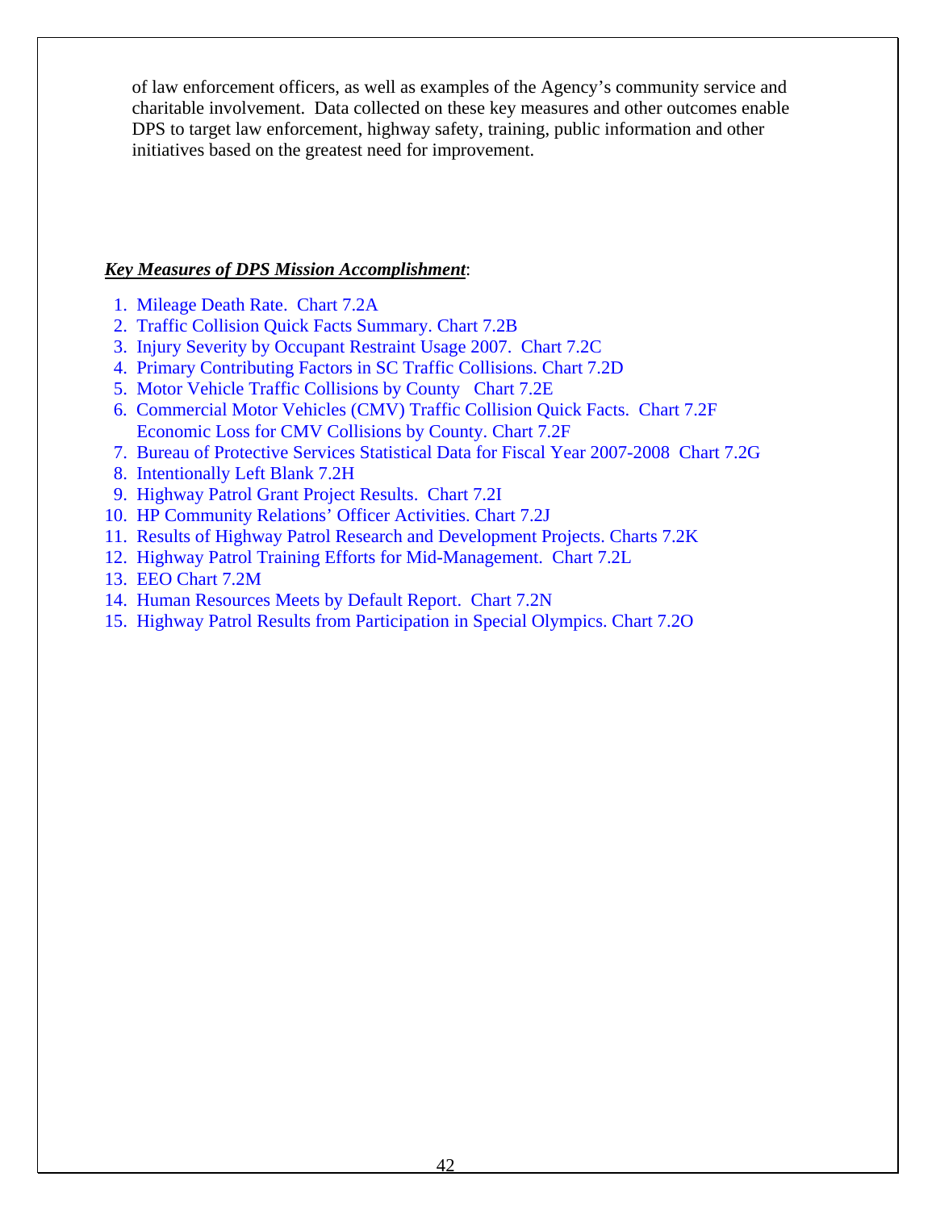of law enforcement officers, as well as examples of the Agency's community service and charitable involvement. Data collected on these key measures and other outcomes enable DPS to target law enforcement, highway safety, training, public information and other initiatives based on the greatest need for improvement.

***Key Measures of DPS Mission Accomplishment***:

1. Mileage Death Rate. Chart 7.2A
2. Traffic Collision Quick Facts Summary. Chart 7.2B
3. Injury Severity by Occupant Restraint Usage 2007. Chart 7.2C
4. Primary Contributing Factors in SC Traffic Collisions. Chart 7.2D
5. Motor Vehicle Traffic Collisions by County Chart 7.2E
6. Commercial Motor Vehicles (CMV) Traffic Collision Quick Facts. Chart 7.2F
   Economic Loss for CMV Collisions by County. Chart 7.2F
7. Bureau of Protective Services Statistical Data for Fiscal Year 2007-2008 Chart 7.2G
8. Intentionally Left Blank 7.2H
9. Highway Patrol Grant Project Results. Chart 7.2I
10. HP Community Relations' Officer Activities. Chart 7.2J
11. Results of Highway Patrol Research and Development Projects. Charts 7.2K
12. Highway Patrol Training Efforts for Mid-Management. Chart 7.2L
13. EEO Chart 7.2M
14. Human Resources Meets by Default Report. Chart 7.2N
15. Highway Patrol Results from Participation in Special Olympics. Chart 7.2O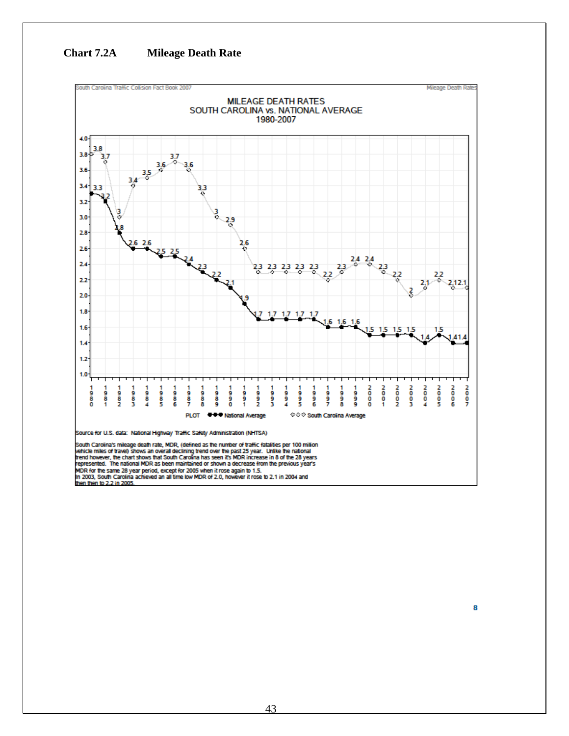## Chart 7.2A Mileage Death Rate

South Carolina Traffic Collision Fact Book 2007

Mileage Death Rates

MILEAGE DEATH RATES
SOUTH CAROLINA vs. NATIONAL AVERAGE
1980-2007

4.0
3.8
3.6
3.4
3.2
3.0
2.8
2.6
2.4
2.2
2.0
1.8
1.6
1.4
1.2
1.0

3.8 3.7 3 3.4 3.5 3.6 3.7 3.6 3.3 3 2.9 2.6 2.3 2.3 2.3 2.3 2.3 2.2 2.3 2.4 2.4 2.3 2.2 2 2.1 2.2 2.1 2.1

3.3 3.2 2.8 2.6 2.6 2.5 2.5 2.4 2.3 2.2 2.1 1.9 1.7 1.7 1.7 1.7 1.7 1.6 1.6 1.6 1.5 1.5 1.5 1.5 1.4 1.5 1.4 1.4

1980 1981 1982 1983 1984 1985 1986 1987 1988 1989 1990 1991 1992 1993 1994 1995 1996 1997 1998 1999 2000 2001 2002 2003 2004 2005 2006 2007

PLOT National Average South Carolina Average

Source for U.S. data: National Highway Traffic Safety Administration (NHTSA)

South Carolina's mileage death rate, MDR, (defined as the number of traffic fatalities per 100 million vehicle miles of travel) shows an overall declining trend over the past 25 year. Unlike the national trend however, the chart shows that South Carolina has seen it's MDR increase in 8 of the 28 years represented. The national MDR as been maintained or shown a decrease from the previous year's MDR for the same 28 year period, except for 2005 when it rose again to 1.5.
In 2003, South Carolina achieved an all time low MDR of 2.0, however it rose to 2.1 in 2004 and then then to 2.2 in 2005.

8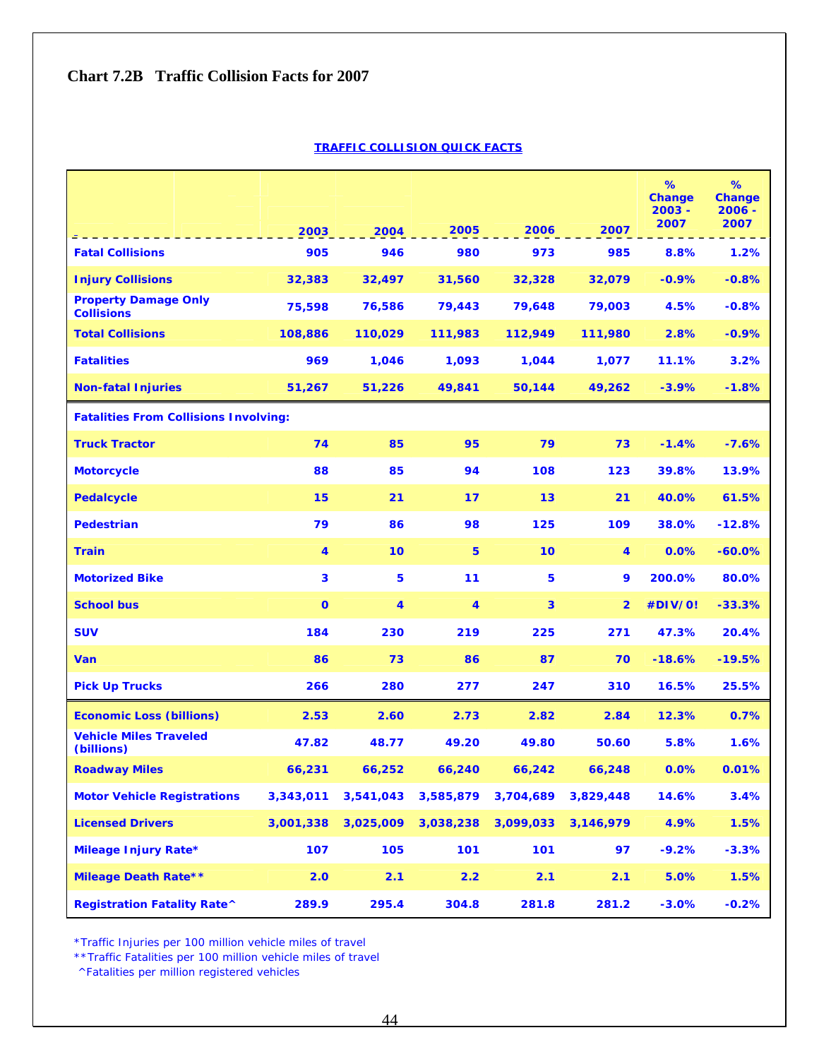## Chart 7.2B Traffic Collision Facts for 2007

**TRAFFIC COLLISION QUICK FACTS**

| | 2003 | 2004 | 2005 | 2006 | 2007 | % Change 2003 - 2007 | % Change 2006 - 2007 |
|---|---|---|---|---|---|---|---|
| **Fatal Collisions** | 905 | 946 | 980 | 973 | 985 | 8.8% | 1.2% |
| **Injury Collisions** | 32,383 | 32,497 | 31,560 | 32,328 | 32,079 | -0.9% | -0.8% |
| **Property Damage Only Collisions** | 75,598 | 76,586 | 79,443 | 79,648 | 79,003 | 4.5% | -0.8% |
| **Total Collisions** | 108,886 | 110,029 | 111,983 | 112,949 | 111,980 | 2.8% | -0.9% |
| **Fatalities** | 969 | 1,046 | 1,093 | 1,044 | 1,077 | 11.1% | 3.2% |
| **Non-fatal Injuries** | 51,267 | 51,226 | 49,841 | 50,144 | 49,262 | -3.9% | -1.8% |
| **Fatalities From Collisions Involving:** | | | | | | | |
| **Truck Tractor** | 74 | 85 | 95 | 79 | 73 | -1.4% | -7.6% |
| **Motorcycle** | 88 | 85 | 94 | 108 | 123 | 39.8% | 13.9% |
| **Pedalcycle** | 15 | 21 | 17 | 13 | 21 | 40.0% | 61.5% |
| **Pedestrian** | 79 | 86 | 98 | 125 | 109 | 38.0% | -12.8% |
| **Train** | 4 | 10 | 5 | 10 | 4 | 0.0% | -60.0% |
| **Motorized Bike** | 3 | 5 | 11 | 5 | 9 | 200.0% | 80.0% |
| **School bus** | 0 | 4 | 4 | 3 | 2 | #DIV/0! | -33.3% |
| **SUV** | 184 | 230 | 219 | 225 | 271 | 47.3% | 20.4% |
| **Van** | 86 | 73 | 86 | 87 | 70 | -18.6% | -19.5% |
| **Pick Up Trucks** | 266 | 280 | 277 | 247 | 310 | 16.5% | 25.5% |
| **Economic Loss (billions)** | 2.53 | 2.60 | 2.73 | 2.82 | 2.84 | 12.3% | 0.7% |
| **Vehicle Miles Traveled (billions)** | 47.82 | 48.77 | 49.20 | 49.80 | 50.60 | 5.8% | 1.6% |
| **Roadway Miles** | 66,231 | 66,252 | 66,240 | 66,242 | 66,248 | 0.0% | 0.01% |
| **Motor Vehicle Registrations** | 3,343,011 | 3,541,043 | 3,585,879 | 3,704,689 | 3,829,448 | 14.6% | 3.4% |
| **Licensed Drivers** | 3,001,338 | 3,025,009 | 3,038,238 | 3,099,033 | 3,146,979 | 4.9% | 1.5% |
| **Mileage Injury Rate*** | 107 | 105 | 101 | 101 | 97 | -9.2% | -3.3% |
| **Mileage Death Rate**** | 2.0 | 2.1 | 2.2 | 2.1 | 2.1 | 5.0% | 1.5% |
| **Registration Fatality Rate^** | 289.9 | 295.4 | 304.8 | 281.8 | 281.2 | -3.0% | -0.2% |

*Traffic Injuries per 100 million vehicle miles of travel

**Traffic Fatalities per 100 million vehicle miles of travel

^Fatalities per million registered vehicles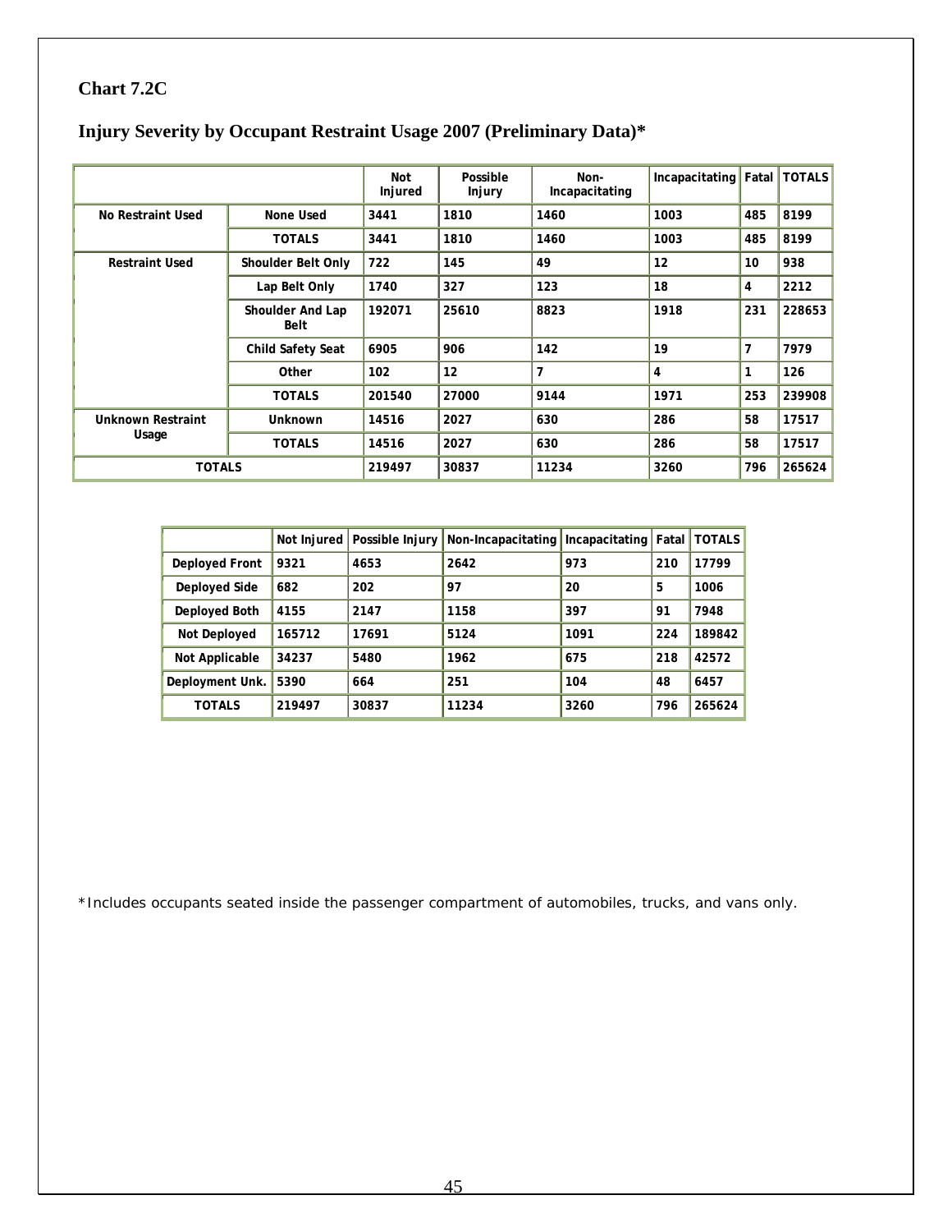## Chart 7.2C

## Injury Severity by Occupant Restraint Usage 2007 (Preliminary Data)*

| | | Not Injured | Possible Injury | Non-Incapacitating | Incapacitating | Fatal | TOTALS |
|---|---|---|---|---|---|---|---|
| No Restraint Used | None Used | 3441 | 1810 | 1460 | 1003 | 485 | 8199 |
| | TOTALS | 3441 | 1810 | 1460 | 1003 | 485 | 8199 |
| Restraint Used | Shoulder Belt Only | 722 | 145 | 49 | 12 | 10 | 938 |
| | Lap Belt Only | 1740 | 327 | 123 | 18 | 4 | 2212 |
| | Shoulder And Lap Belt | 192071 | 25610 | 8823 | 1918 | 231 | 228653 |
| | Child Safety Seat | 6905 | 906 | 142 | 19 | 7 | 7979 |
| | Other | 102 | 12 | 7 | 4 | 1 | 126 |
| | TOTALS | 201540 | 27000 | 9144 | 1971 | 253 | 239908 |
| Unknown Restraint Usage | Unknown | 14516 | 2027 | 630 | 286 | 58 | 17517 |
| | TOTALS | 14516 | 2027 | 630 | 286 | 58 | 17517 |
| TOTALS | | 219497 | 30837 | 11234 | 3260 | 796 | 265624 |

| | Not Injured | Possible Injury | Non-Incapacitating | Incapacitating | Fatal | TOTALS |
|---|---|---|---|---|---|---|
| Deployed Front | 9321 | 4653 | 2642 | 973 | 210 | 17799 |
| Deployed Side | 682 | 202 | 97 | 20 | 5 | 1006 |
| Deployed Both | 4155 | 2147 | 1158 | 397 | 91 | 7948 |
| Not Deployed | 165712 | 17691 | 5124 | 1091 | 224 | 189842 |
| Not Applicable | 34237 | 5480 | 1962 | 675 | 218 | 42572 |
| Deployment Unk. | 5390 | 664 | 251 | 104 | 48 | 6457 |
| TOTALS | 219497 | 30837 | 11234 | 3260 | 796 | 265624 |

*Includes occupants seated inside the passenger compartment of automobiles, trucks, and vans only.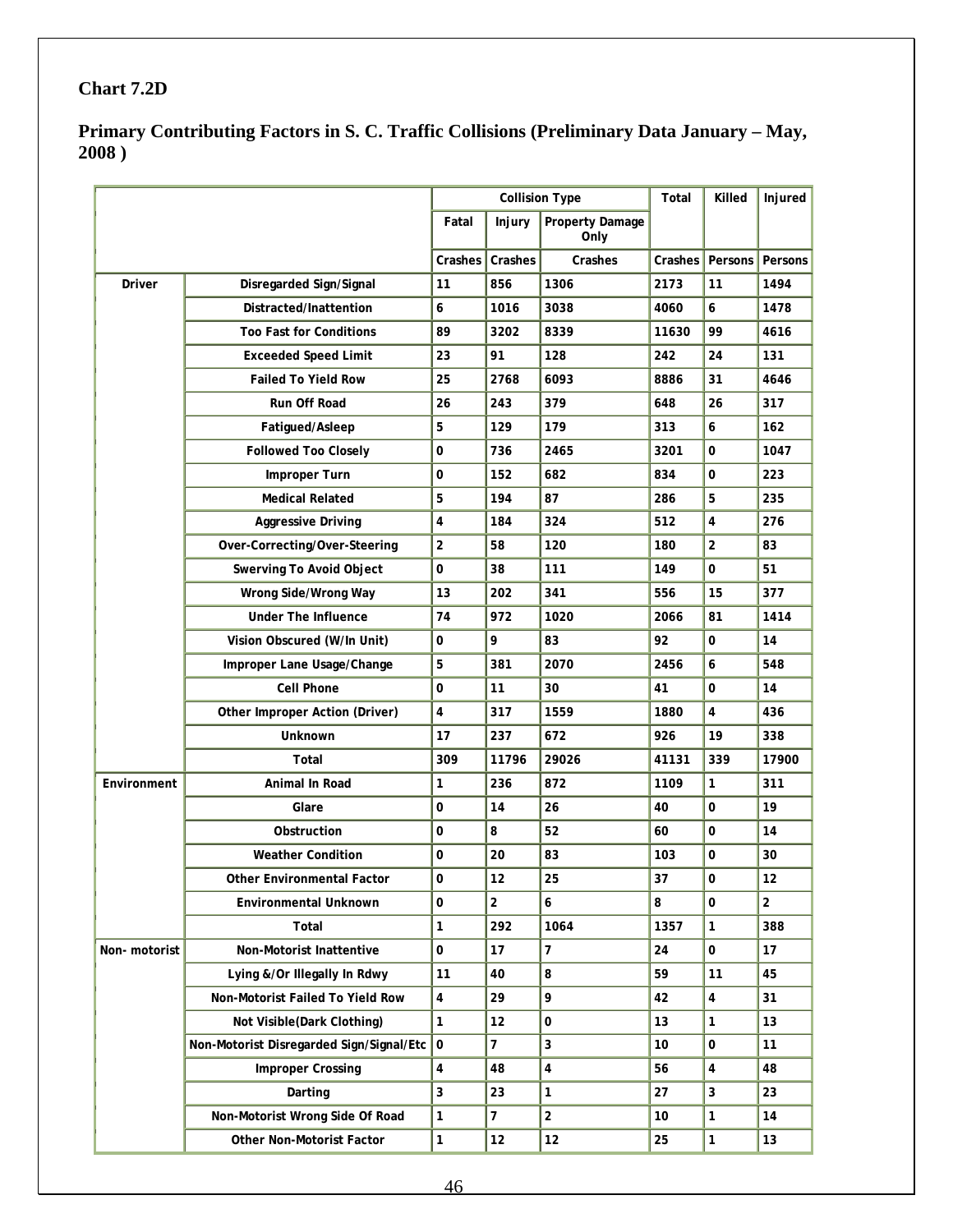**Chart 7.2D**

**Primary Contributing Factors in S. C. Traffic Collisions (Preliminary Data January – May, 2008 )**

| | | Collision Type | | | Total | Killed | Injured |
|---|---|---|---|---|---|---|---|
| | | Fatal | Injury | Property Damage Only | | | |
| | | Crashes | Crashes | Crashes | Crashes | Persons | Persons |
| Driver | Disregarded Sign/Signal | 11 | 856 | 1306 | 2173 | 11 | 1494 |
| | Distracted/Inattention | 6 | 1016 | 3038 | 4060 | 6 | 1478 |
| | Too Fast for Conditions | 89 | 3202 | 8339 | 11630 | 99 | 4616 |
| | Exceeded Speed Limit | 23 | 91 | 128 | 242 | 24 | 131 |
| | Failed To Yield Row | 25 | 2768 | 6093 | 8886 | 31 | 4646 |
| | Run Off Road | 26 | 243 | 379 | 648 | 26 | 317 |
| | Fatigued/Asleep | 5 | 129 | 179 | 313 | 6 | 162 |
| | Followed Too Closely | 0 | 736 | 2465 | 3201 | 0 | 1047 |
| | Improper Turn | 0 | 152 | 682 | 834 | 0 | 223 |
| | Medical Related | 5 | 194 | 87 | 286 | 5 | 235 |
| | Aggressive Driving | 4 | 184 | 324 | 512 | 4 | 276 |
| | Over-Correcting/Over-Steering | 2 | 58 | 120 | 180 | 2 | 83 |
| | Swerving To Avoid Object | 0 | 38 | 111 | 149 | 0 | 51 |
| | Wrong Side/Wrong Way | 13 | 202 | 341 | 556 | 15 | 377 |
| | Under The Influence | 74 | 972 | 1020 | 2066 | 81 | 1414 |
| | Vision Obscured (W/In Unit) | 0 | 9 | 83 | 92 | 0 | 14 |
| | Improper Lane Usage/Change | 5 | 381 | 2070 | 2456 | 6 | 548 |
| | Cell Phone | 0 | 11 | 30 | 41 | 0 | 14 |
| | Other Improper Action (Driver) | 4 | 317 | 1559 | 1880 | 4 | 436 |
| | Unknown | 17 | 237 | 672 | 926 | 19 | 338 |
| | Total | 309 | 11796 | 29026 | 41131 | 339 | 17900 |
| Environment | Animal In Road | 1 | 236 | 872 | 1109 | 1 | 311 |
| | Glare | 0 | 14 | 26 | 40 | 0 | 19 |
| | Obstruction | 0 | 8 | 52 | 60 | 0 | 14 |
| | Weather Condition | 0 | 20 | 83 | 103 | 0 | 30 |
| | Other Environmental Factor | 0 | 12 | 25 | 37 | 0 | 12 |
| | Environmental Unknown | 0 | 2 | 6 | 8 | 0 | 2 |
| | Total | 1 | 292 | 1064 | 1357 | 1 | 388 |
| Non- motorist | Non-Motorist Inattentive | 0 | 17 | 7 | 24 | 0 | 17 |
| | Lying &/Or Illegally In Rdwy | 11 | 40 | 8 | 59 | 11 | 45 |
| | Non-Motorist Failed To Yield Row | 4 | 29 | 9 | 42 | 4 | 31 |
| | Not Visible(Dark Clothing) | 1 | 12 | 0 | 13 | 1 | 13 |
| | Non-Motorist Disregarded Sign/Signal/Etc | 0 | 7 | 3 | 10 | 0 | 11 |
| | Improper Crossing | 4 | 48 | 4 | 56 | 4 | 48 |
| | Darting | 3 | 23 | 1 | 27 | 3 | 23 |
| | Non-Motorist Wrong Side Of Road | 1 | 7 | 2 | 10 | 1 | 14 |
| | Other Non-Motorist Factor | 1 | 12 | 12 | 25 | 1 | 13 |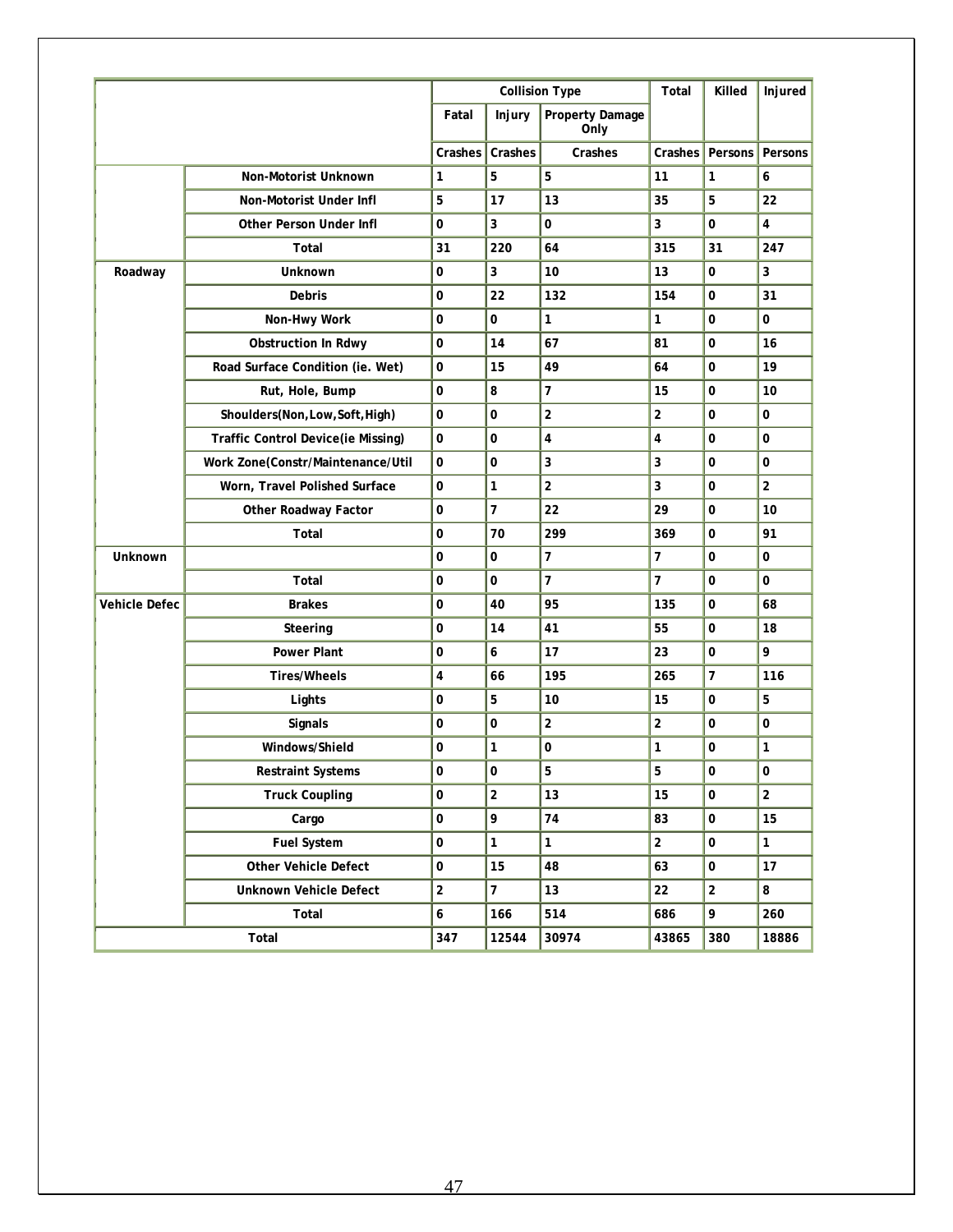| | | Collision Type | | | Total | Killed | Injured |
|---|---|---|---|---|---|---|---|
| | | Fatal | Injury | Property Damage Only | | | |
| | | Crashes | Crashes | Crashes | Crashes | Persons | Persons |
| | Non-Motorist Unknown | 1 | 5 | 5 | 11 | 1 | 6 |
| | Non-Motorist Under Infl | 5 | 17 | 13 | 35 | 5 | 22 |
| | Other Person Under Infl | 0 | 3 | 0 | 3 | 0 | 4 |
| | Total | 31 | 220 | 64 | 315 | 31 | 247 |
| Roadway | Unknown | 0 | 3 | 10 | 13 | 0 | 3 |
| | Debris | 0 | 22 | 132 | 154 | 0 | 31 |
| | Non-Hwy Work | 0 | 0 | 1 | 1 | 0 | 0 |
| | Obstruction In Rdwy | 0 | 14 | 67 | 81 | 0 | 16 |
| | Road Surface Condition (ie. Wet) | 0 | 15 | 49 | 64 | 0 | 19 |
| | Rut, Hole, Bump | 0 | 8 | 7 | 15 | 0 | 10 |
| | Shoulders(Non,Low,Soft,High) | 0 | 0 | 2 | 2 | 0 | 0 |
| | Traffic Control Device(ie Missing) | 0 | 0 | 4 | 4 | 0 | 0 |
| | Work Zone(Constr/Maintenance/Util | 0 | 0 | 3 | 3 | 0 | 0 |
| | Worn, Travel Polished Surface | 0 | 1 | 2 | 3 | 0 | 2 |
| | Other Roadway Factor | 0 | 7 | 22 | 29 | 0 | 10 |
| | Total | 0 | 70 | 299 | 369 | 0 | 91 |
| Unknown | | 0 | 0 | 7 | 7 | 0 | 0 |
| | Total | 0 | 0 | 7 | 7 | 0 | 0 |
| Vehicle Defec | Brakes | 0 | 40 | 95 | 135 | 0 | 68 |
| | Steering | 0 | 14 | 41 | 55 | 0 | 18 |
| | Power Plant | 0 | 6 | 17 | 23 | 0 | 9 |
| | Tires/Wheels | 4 | 66 | 195 | 265 | 7 | 116 |
| | Lights | 0 | 5 | 10 | 15 | 0 | 5 |
| | Signals | 0 | 0 | 2 | 2 | 0 | 0 |
| | Windows/Shield | 0 | 1 | 0 | 1 | 0 | 1 |
| | Restraint Systems | 0 | 0 | 5 | 5 | 0 | 0 |
| | Truck Coupling | 0 | 2 | 13 | 15 | 0 | 2 |
| | Cargo | 0 | 9 | 74 | 83 | 0 | 15 |
| | Fuel System | 0 | 1 | 1 | 2 | 0 | 1 |
| | Other Vehicle Defect | 0 | 15 | 48 | 63 | 0 | 17 |
| | Unknown Vehicle Defect | 2 | 7 | 13 | 22 | 2 | 8 |
| | Total | 6 | 166 | 514 | 686 | 9 | 260 |
| Total | | 347 | 12544 | 30974 | 43865 | 380 | 18886 |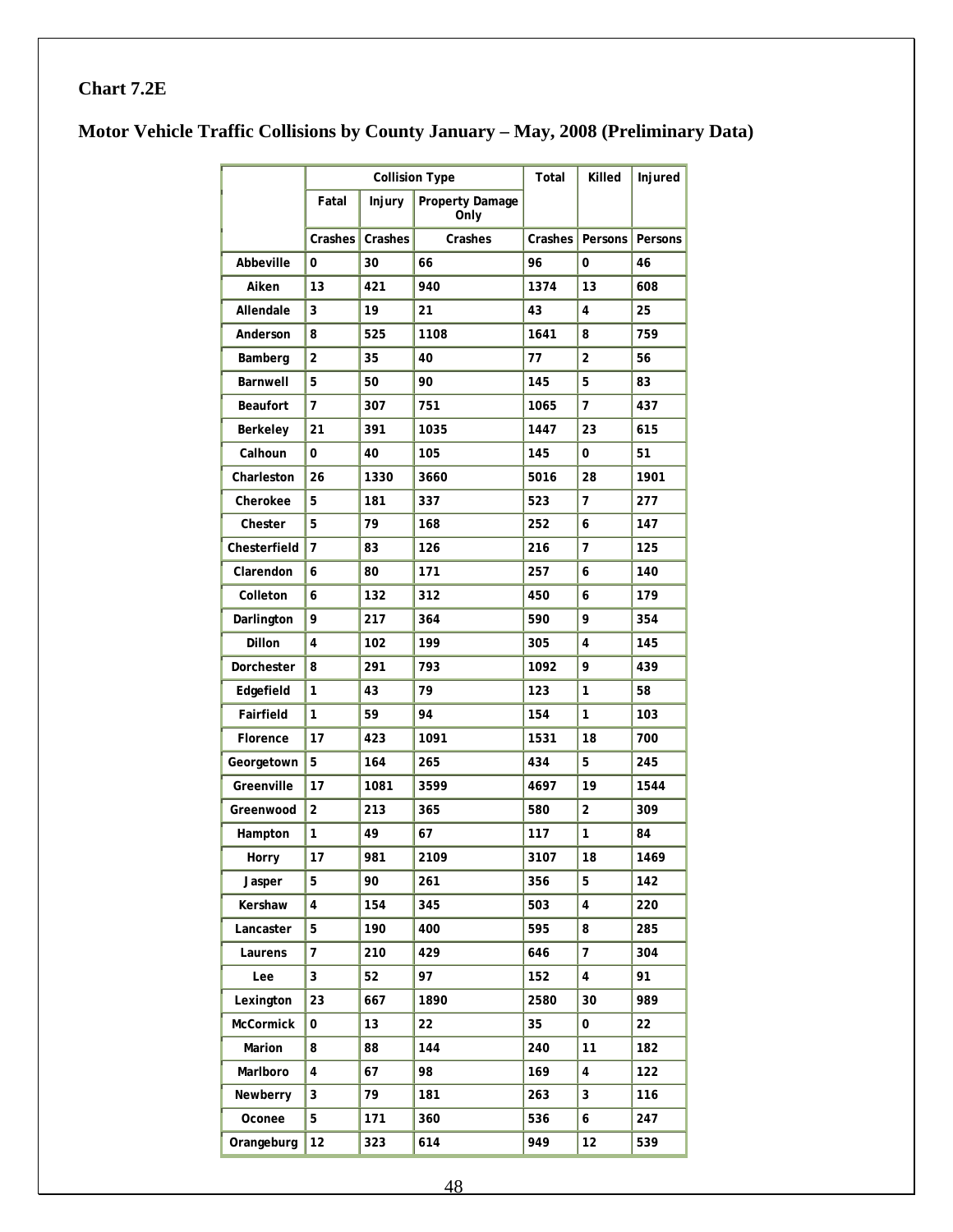**Chart 7.2E**

**Motor Vehicle Traffic Collisions by County January – May, 2008 (Preliminary Data)**

| | Collision Type | | | Total | Killed | Injured |
|---|---|---|---|---|---|---|
| | Fatal | Injury | Property Damage Only | | | |
| | Crashes | Crashes | Crashes | Crashes | Persons | Persons |
| Abbeville | 0 | 30 | 66 | 96 | 0 | 46 |
| Aiken | 13 | 421 | 940 | 1374 | 13 | 608 |
| Allendale | 3 | 19 | 21 | 43 | 4 | 25 |
| Anderson | 8 | 525 | 1108 | 1641 | 8 | 759 |
| Bamberg | 2 | 35 | 40 | 77 | 2 | 56 |
| Barnwell | 5 | 50 | 90 | 145 | 5 | 83 |
| Beaufort | 7 | 307 | 751 | 1065 | 7 | 437 |
| Berkeley | 21 | 391 | 1035 | 1447 | 23 | 615 |
| Calhoun | 0 | 40 | 105 | 145 | 0 | 51 |
| Charleston | 26 | 1330 | 3660 | 5016 | 28 | 1901 |
| Cherokee | 5 | 181 | 337 | 523 | 7 | 277 |
| Chester | 5 | 79 | 168 | 252 | 6 | 147 |
| Chesterfield | 7 | 83 | 126 | 216 | 7 | 125 |
| Clarendon | 6 | 80 | 171 | 257 | 6 | 140 |
| Colleton | 6 | 132 | 312 | 450 | 6 | 179 |
| Darlington | 9 | 217 | 364 | 590 | 9 | 354 |
| Dillon | 4 | 102 | 199 | 305 | 4 | 145 |
| Dorchester | 8 | 291 | 793 | 1092 | 9 | 439 |
| Edgefield | 1 | 43 | 79 | 123 | 1 | 58 |
| Fairfield | 1 | 59 | 94 | 154 | 1 | 103 |
| Florence | 17 | 423 | 1091 | 1531 | 18 | 700 |
| Georgetown | 5 | 164 | 265 | 434 | 5 | 245 |
| Greenville | 17 | 1081 | 3599 | 4697 | 19 | 1544 |
| Greenwood | 2 | 213 | 365 | 580 | 2 | 309 |
| Hampton | 1 | 49 | 67 | 117 | 1 | 84 |
| Horry | 17 | 981 | 2109 | 3107 | 18 | 1469 |
| Jasper | 5 | 90 | 261 | 356 | 5 | 142 |
| Kershaw | 4 | 154 | 345 | 503 | 4 | 220 |
| Lancaster | 5 | 190 | 400 | 595 | 8 | 285 |
| Laurens | 7 | 210 | 429 | 646 | 7 | 304 |
| Lee | 3 | 52 | 97 | 152 | 4 | 91 |
| Lexington | 23 | 667 | 1890 | 2580 | 30 | 989 |
| McCormick | 0 | 13 | 22 | 35 | 0 | 22 |
| Marion | 8 | 88 | 144 | 240 | 11 | 182 |
| Marlboro | 4 | 67 | 98 | 169 | 4 | 122 |
| Newberry | 3 | 79 | 181 | 263 | 3 | 116 |
| Oconee | 5 | 171 | 360 | 536 | 6 | 247 |
| Orangeburg | 12 | 323 | 614 | 949 | 12 | 539 |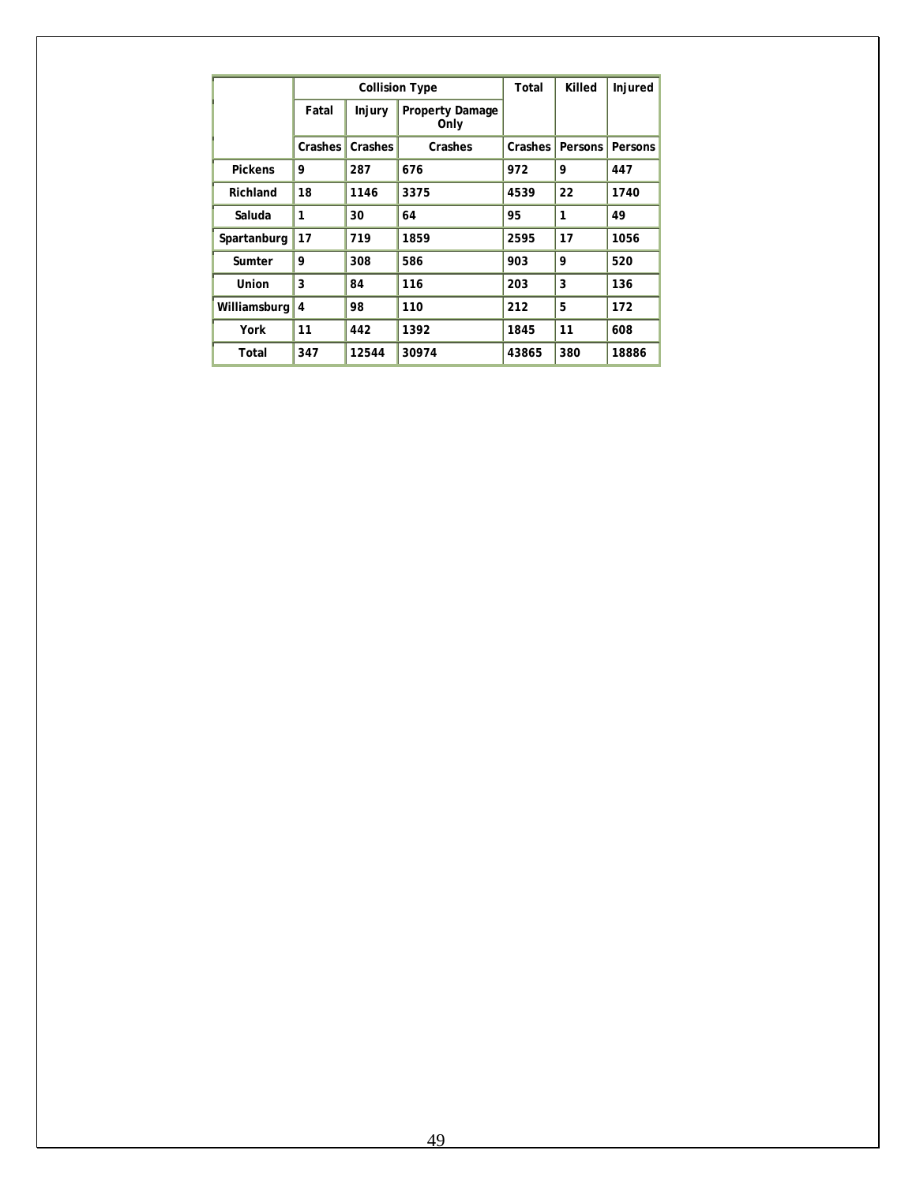| | Collision Type | | | Total | Killed | Injured |
|---|---|---|---|---|---|---|
| | Fatal | Injury | Property Damage Only | | | |
| | Crashes | Crashes | Crashes | Crashes | Persons | Persons |
| Pickens | 9 | 287 | 676 | 972 | 9 | 447 |
| Richland | 18 | 1146 | 3375 | 4539 | 22 | 1740 |
| Saluda | 1 | 30 | 64 | 95 | 1 | 49 |
| Spartanburg | 17 | 719 | 1859 | 2595 | 17 | 1056 |
| Sumter | 9 | 308 | 586 | 903 | 9 | 520 |
| Union | 3 | 84 | 116 | 203 | 3 | 136 |
| Williamsburg | 4 | 98 | 110 | 212 | 5 | 172 |
| York | 11 | 442 | 1392 | 1845 | 11 | 608 |
| Total | 347 | 12544 | 30974 | 43865 | 380 | 18886 |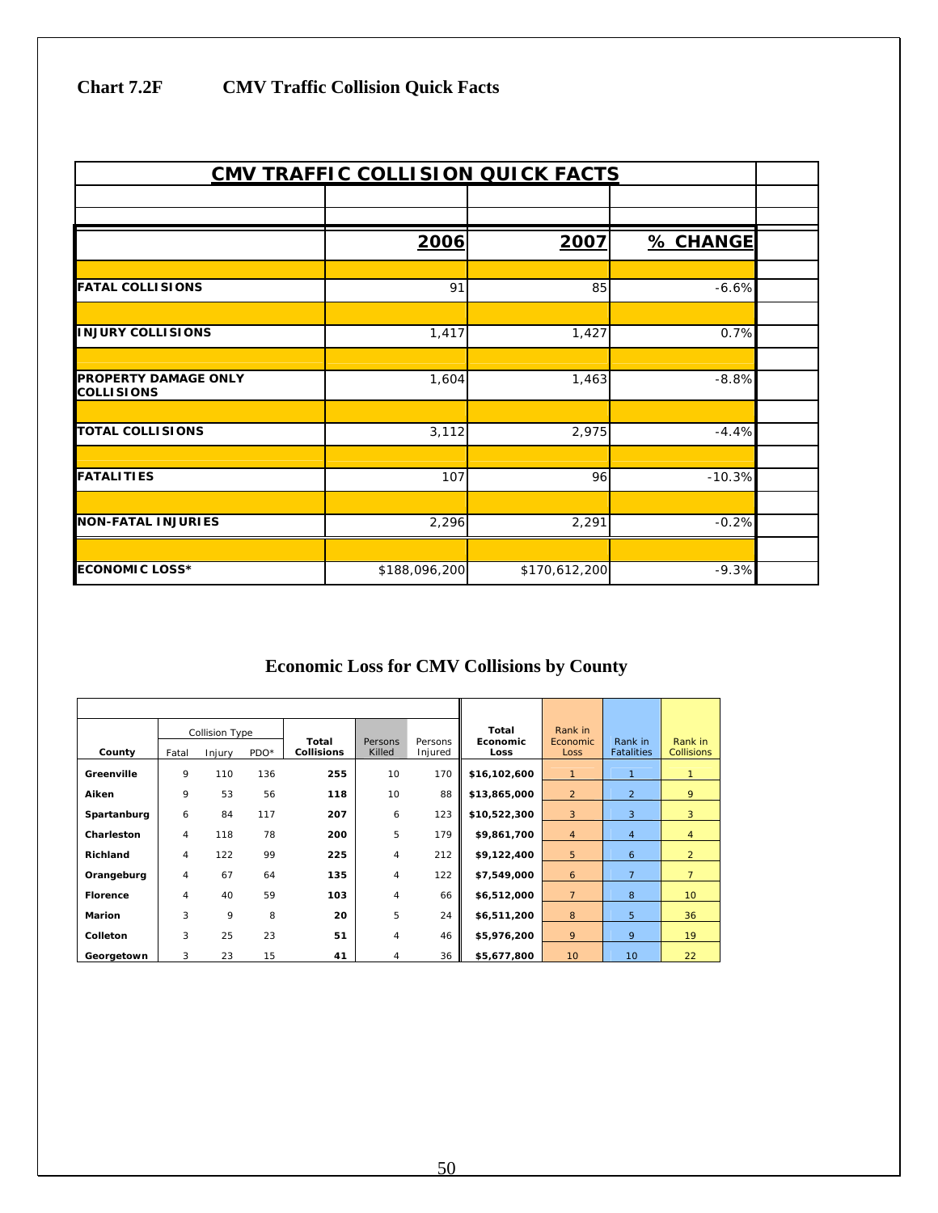# Chart 7.2F CMV Traffic Collision Quick Facts

| CMV TRAFFIC COLLISION QUICK FACTS | 2006 | 2007 | % CHANGE |
|---|---|---|---|
| FATAL COLLISIONS | 91 | 85 | -6.6% |
| INJURY COLLISIONS | 1,417 | 1,427 | 0.7% |
| PROPERTY DAMAGE ONLY COLLISIONS | 1,604 | 1,463 | -8.8% |
| TOTAL COLLISIONS | 3,112 | 2,975 | -4.4% |
| FATALITIES | 107 | 96 | -10.3% |
| NON-FATAL INJURIES | 2,296 | 2,291 | -0.2% |
| ECONOMIC LOSS* | $188,096,200 | $170,612,200 | -9.3% |

## Economic Loss for CMV Collisions by County

| County | Collision Type | | | Total Collisions | Persons Killed | Persons Injured | Total Economic Loss | Rank in Economic Loss | Rank in Fatalities | Rank in Collisions |
|---|---|---|---|---|---|---|---|---|---|---|
| | Fatal | Injury | PDO* | | | | | | | |
| Greenville | 9 | 110 | 136 | 255 | 10 | 170 | $16,102,600 | 1 | 1 | 1 |
| Aiken | 9 | 53 | 56 | 118 | 10 | 88 | $13,865,000 | 2 | 2 | 9 |
| Spartanburg | 6 | 84 | 117 | 207 | 6 | 123 | $10,522,300 | 3 | 3 | 3 |
| Charleston | 4 | 118 | 78 | 200 | 5 | 179 | $9,861,700 | 4 | 4 | 4 |
| Richland | 4 | 122 | 99 | 225 | 4 | 212 | $9,122,400 | 5 | 6 | 2 |
| Orangeburg | 4 | 67 | 64 | 135 | 4 | 122 | $7,549,000 | 6 | 7 | 7 |
| Florence | 4 | 40 | 59 | 103 | 4 | 66 | $6,512,000 | 7 | 8 | 10 |
| Marion | 3 | 9 | 8 | 20 | 5 | 24 | $6,511,200 | 8 | 5 | 36 |
| Colleton | 3 | 25 | 23 | 51 | 4 | 46 | $5,976,200 | 9 | 9 | 19 |
| Georgetown | 3 | 23 | 15 | 41 | 4 | 36 | $5,677,800 | 10 | 10 | 22 |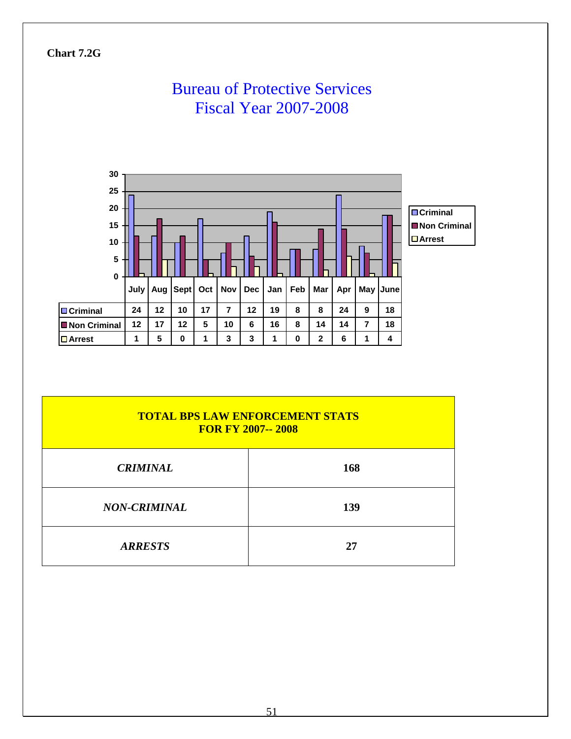**Chart 7.2G**

## Bureau of Protective Services
## Fiscal Year 2007-2008

| | July | Aug | Sept | Oct | Nov | Dec | Jan | Feb | Mar | Apr | May | June |
|---|---|---|---|---|---|---|---|---|---|---|---|---|
| Criminal | 24 | 12 | 10 | 17 | 7 | 12 | 19 | 8 | 8 | 24 | 9 | 18 |
| Non Criminal | 12 | 17 | 12 | 5 | 10 | 6 | 16 | 8 | 14 | 14 | 7 | 18 |
| Arrest | 1 | 5 | 0 | 1 | 3 | 3 | 1 | 0 | 2 | 6 | 1 | 4 |

| TOTAL BPS LAW ENFORCEMENT STATS FOR FY 2007-- 2008 | |
|---|---|
| *CRIMINAL* | 168 |
| *NON-CRIMINAL* | 139 |
| *ARRESTS* | 27 |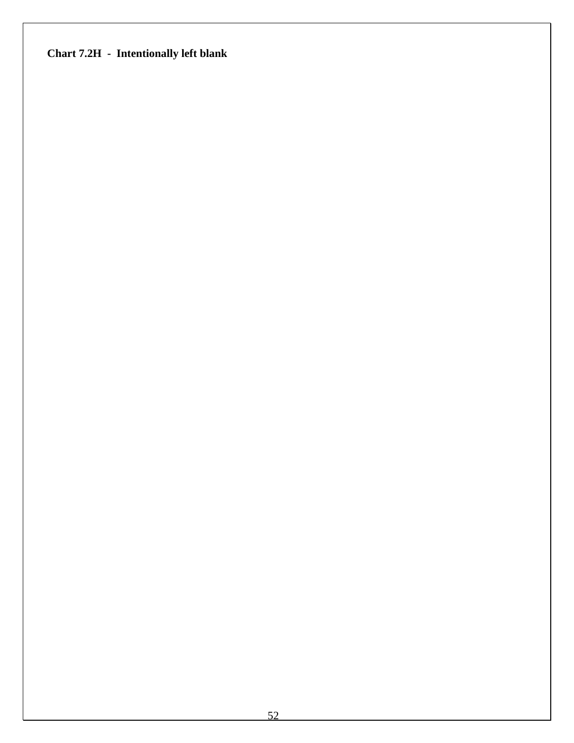**Chart 7.2H - Intentionally left blank**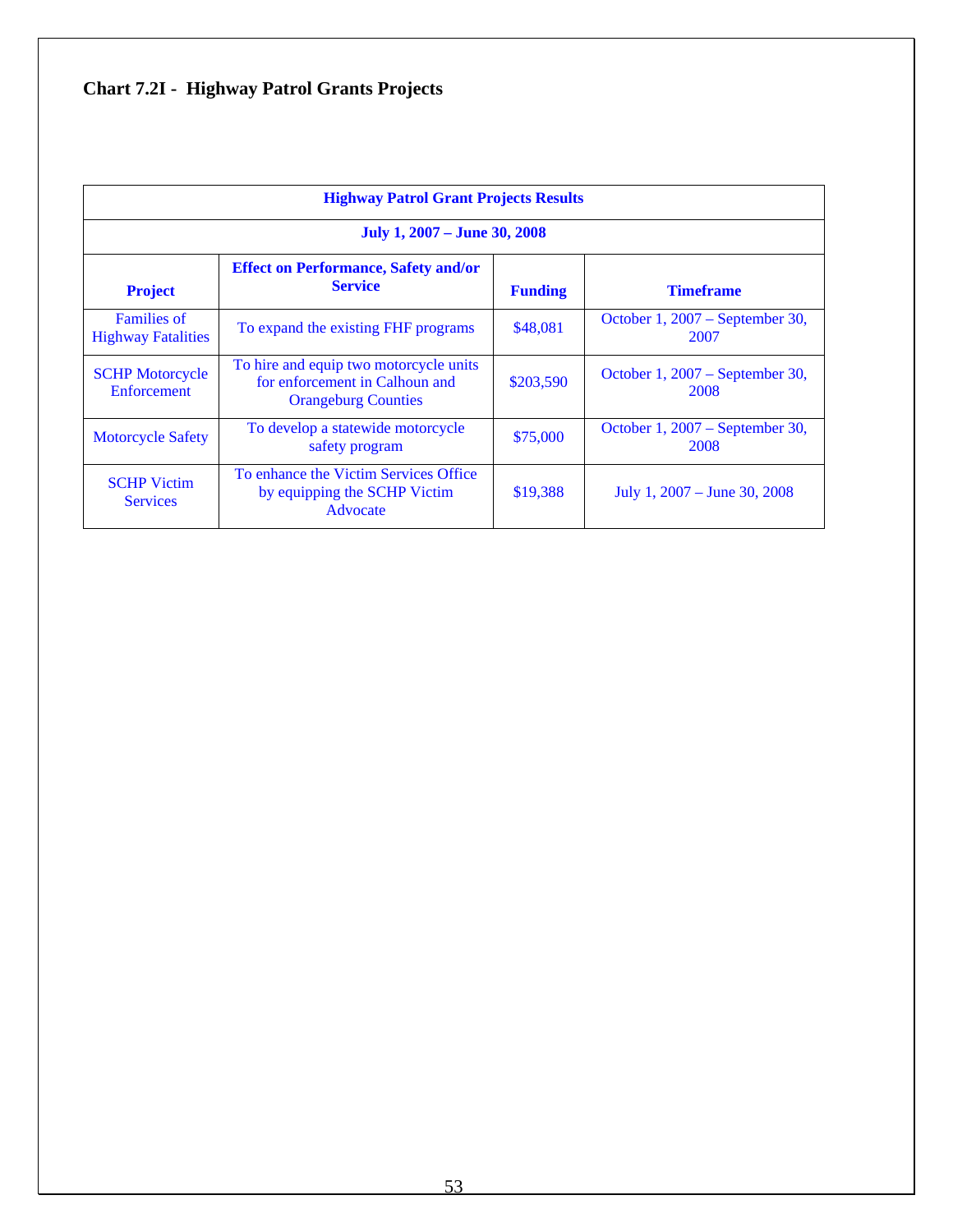## Chart 7.2I - Highway Patrol Grants Projects

| Highway Patrol Grant Projects Results | | | |
|---|---|---|---|
| July 1, 2007 – June 30, 2008 | | | |
| **Project** | **Effect on Performance, Safety and/or Service** | **Funding** | **Timeframe** |
| Families of Highway Fatalities | To expand the existing FHF programs | $48,081 | October 1, 2007 – September 30, 2007 |
| SCHP Motorcycle Enforcement | To hire and equip two motorcycle units for enforcement in Calhoun and Orangeburg Counties | $203,590 | October 1, 2007 – September 30, 2008 |
| Motorcycle Safety | To develop a statewide motorcycle safety program | $75,000 | October 1, 2007 – September 30, 2008 |
| SCHP Victim Services | To enhance the Victim Services Office by equipping the SCHP Victim Advocate | $19,388 | July 1, 2007 – June 30, 2008 |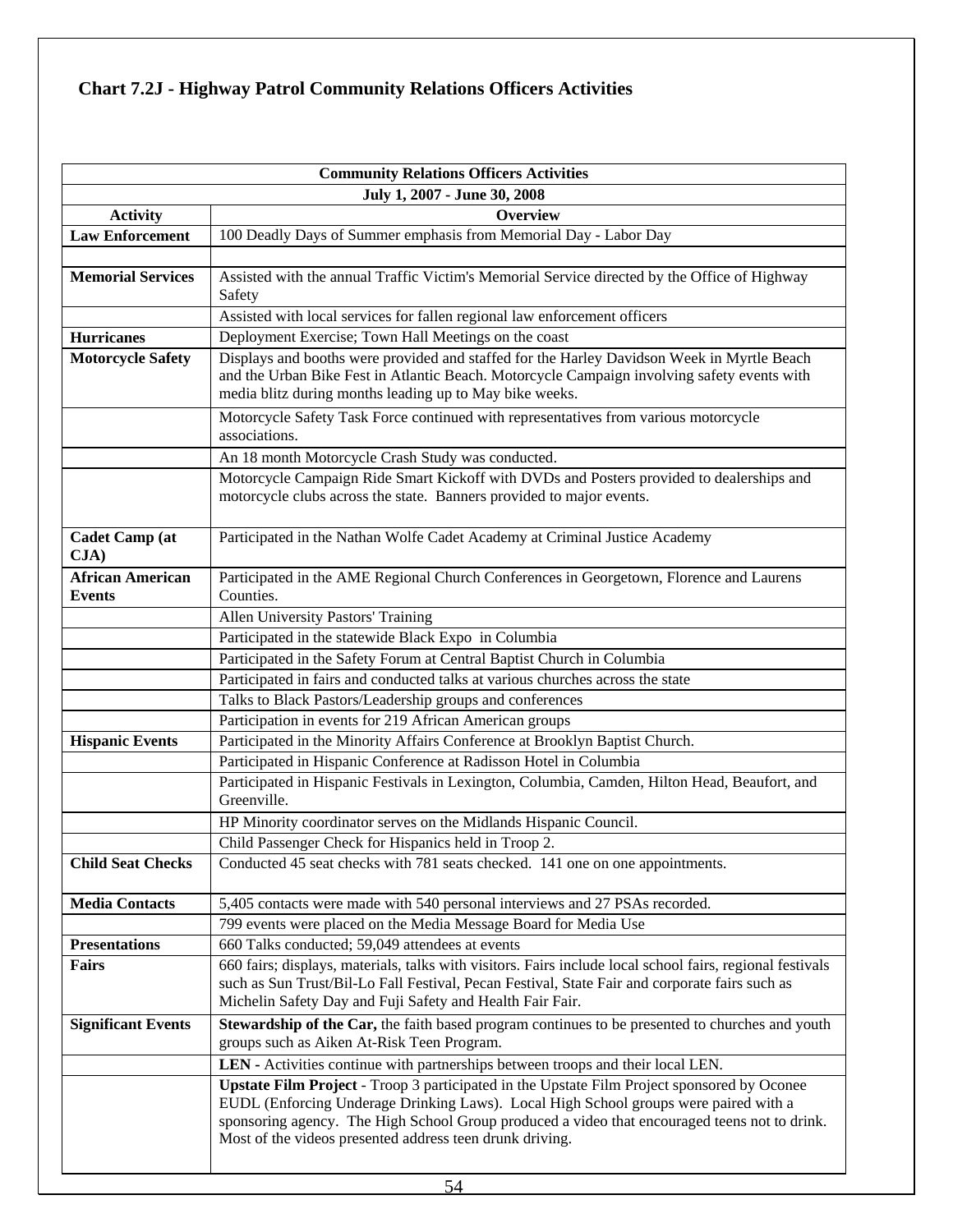## Chart 7.2J - Highway Patrol Community Relations Officers Activities

| Community Relations Officers Activities | |
|---|---|
| July 1, 2007 - June 30, 2008 | |
| **Activity** | **Overview** |
| **Law Enforcement** | 100 Deadly Days of Summer emphasis from Memorial Day - Labor Day |
| | |
| **Memorial Services** | Assisted with the annual Traffic Victim's Memorial Service directed by the Office of Highway Safety |
| | Assisted with local services for fallen regional law enforcement officers |
| **Hurricanes** | Deployment Exercise; Town Hall Meetings on the coast |
| **Motorcycle Safety** | Displays and booths were provided and staffed for the Harley Davidson Week in Myrtle Beach and the Urban Bike Fest in Atlantic Beach. Motorcycle Campaign involving safety events with media blitz during months leading up to May bike weeks. |
| | Motorcycle Safety Task Force continued with representatives from various motorcycle associations. |
| | An 18 month Motorcycle Crash Study was conducted. |
| | Motorcycle Campaign Ride Smart Kickoff with DVDs and Posters provided to dealerships and motorcycle clubs across the state. Banners provided to major events. |
| **Cadet Camp (at CJA)** | Participated in the Nathan Wolfe Cadet Academy at Criminal Justice Academy |
| **African American Events** | Participated in the AME Regional Church Conferences in Georgetown, Florence and Laurens Counties. |
| | Allen University Pastors' Training |
| | Participated in the statewide Black Expo in Columbia |
| | Participated in the Safety Forum at Central Baptist Church in Columbia |
| | Participated in fairs and conducted talks at various churches across the state |
| | Talks to Black Pastors/Leadership groups and conferences |
| | Participation in events for 219 African American groups |
| **Hispanic Events** | Participated in the Minority Affairs Conference at Brooklyn Baptist Church. |
| | Participated in Hispanic Conference at Radisson Hotel in Columbia |
| | Participated in Hispanic Festivals in Lexington, Columbia, Camden, Hilton Head, Beaufort, and Greenville. |
| | HP Minority coordinator serves on the Midlands Hispanic Council. |
| | Child Passenger Check for Hispanics held in Troop 2. |
| **Child Seat Checks** | Conducted 45 seat checks with 781 seats checked. 141 one on one appointments. |
| **Media Contacts** | 5,405 contacts were made with 540 personal interviews and 27 PSAs recorded. |
| | 799 events were placed on the Media Message Board for Media Use |
| **Presentations** | 660 Talks conducted; 59,049 attendees at events |
| **Fairs** | 660 fairs; displays, materials, talks with visitors. Fairs include local school fairs, regional festivals such as Sun Trust/Bil-Lo Fall Festival, Pecan Festival, State Fair and corporate fairs such as Michelin Safety Day and Fuji Safety and Health Fair Fair. |
| **Significant Events** | **Stewardship of the Car,** the faith based program continues to be presented to churches and youth groups such as Aiken At-Risk Teen Program. |
| | **LEN** - Activities continue with partnerships between troops and their local LEN. |
| | **Upstate Film Project** - Troop 3 participated in the Upstate Film Project sponsored by Oconee EUDL (Enforcing Underage Drinking Laws). Local High School groups were paired with a sponsoring agency. The High School Group produced a video that encouraged teens not to drink. Most of the videos presented address teen drunk driving. |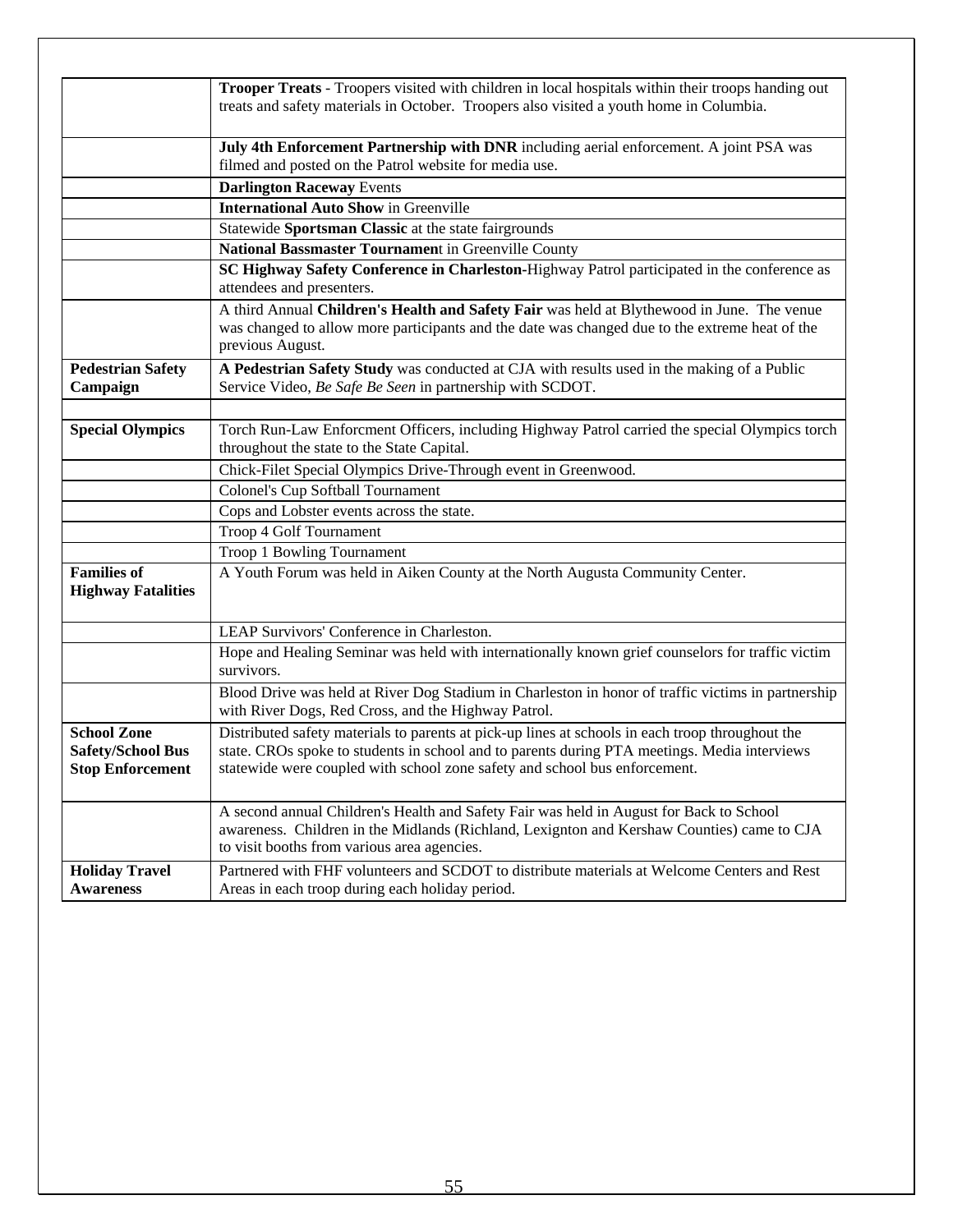| | |
|---|---|
| | **Trooper Treats** - Troopers visited with children in local hospitals within their troops handing out treats and safety materials in October. Troopers also visited a youth home in Columbia. |
| | **July 4th Enforcement Partnership with DNR** including aerial enforcement. A joint PSA was filmed and posted on the Patrol website for media use. |
| | **Darlington Raceway** Events |
| | **International Auto Show** in Greenville |
| | Statewide **Sportsman Classic** at the state fairgrounds |
| | **National Bassmaster Tournamen**t in Greenville County |
| | **SC Highway Safety Conference in Charleston-**Highway Patrol participated in the conference as attendees and presenters. |
| | A third Annual **Children's Health and Safety Fair** was held at Blythewood in June. The venue was changed to allow more participants and the date was changed due to the extreme heat of the previous August. |
| **Pedestrian Safety Campaign** | **A Pedestrian Safety Study** was conducted at CJA with results used in the making of a Public Service Video, *Be Safe Be Seen* in partnership with SCDOT. |
| | |
| **Special Olympics** | Torch Run-Law Enforcment Officers, including Highway Patrol carried the special Olympics torch throughout the state to the State Capital. |
| | Chick-Filet Special Olympics Drive-Through event in Greenwood. |
| | Colonel's Cup Softball Tournament |
| | Cops and Lobster events across the state. |
| | Troop 4 Golf Tournament |
| | Troop 1 Bowling Tournament |
| **Families of Highway Fatalities** | A Youth Forum was held in Aiken County at the North Augusta Community Center. |
| | LEAP Survivors' Conference in Charleston. |
| | Hope and Healing Seminar was held with internationally known grief counselors for traffic victim survivors. |
| | Blood Drive was held at River Dog Stadium in Charleston in honor of traffic victims in partnership with River Dogs, Red Cross, and the Highway Patrol. |
| **School Zone Safety/School Bus Stop Enforcement** | Distributed safety materials to parents at pick-up lines at schools in each troop throughout the state. CROs spoke to students in school and to parents during PTA meetings. Media interviews statewide were coupled with school zone safety and school bus enforcement. |
| | A second annual Children's Health and Safety Fair was held in August for Back to School awareness. Children in the Midlands (Richland, Lexignton and Kershaw Counties) came to CJA to visit booths from various area agencies. |
| **Holiday Travel Awareness** | Partnered with FHF volunteers and SCDOT to distribute materials at Welcome Centers and Rest Areas in each troop during each holiday period. |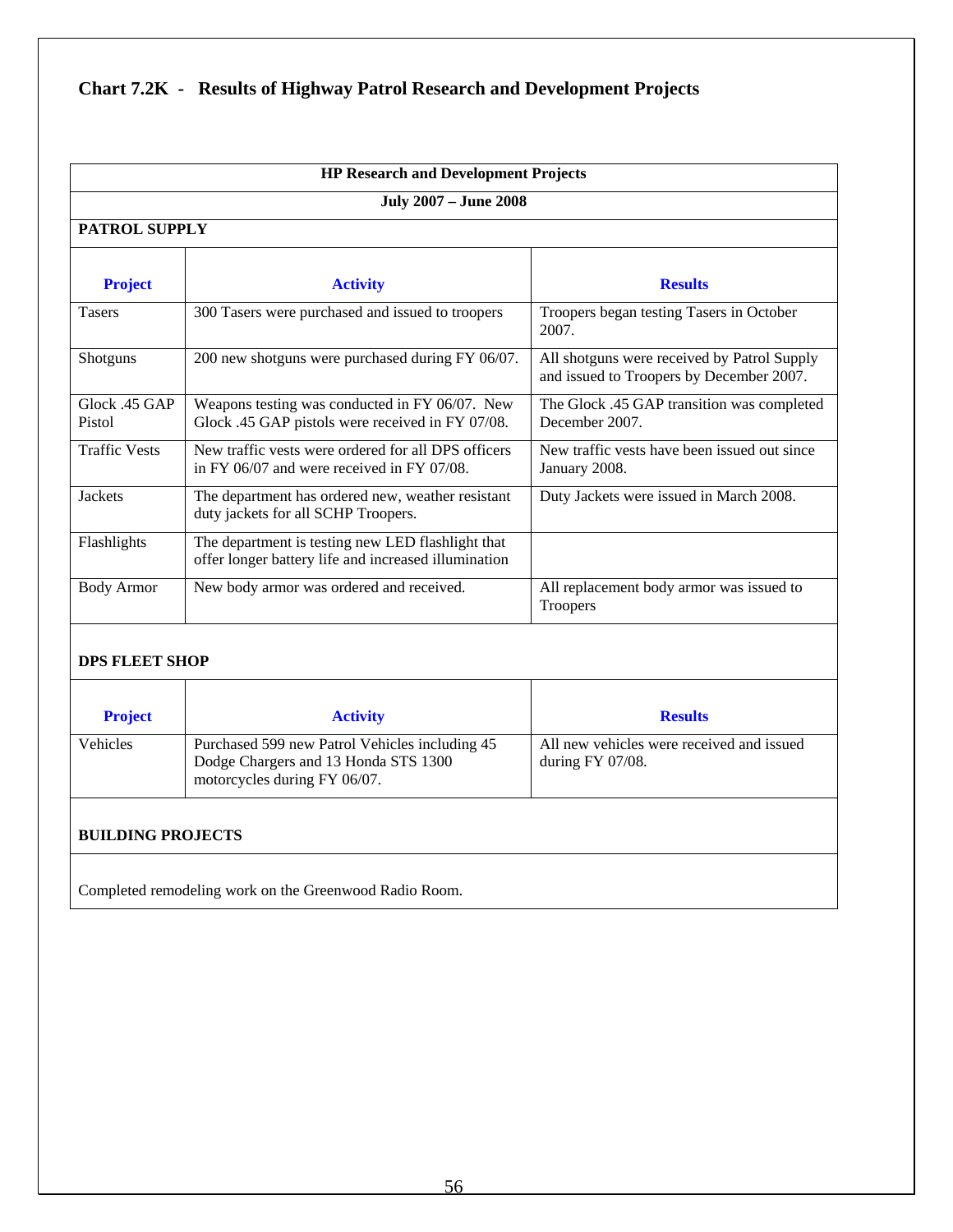## Chart 7.2K - Results of Highway Patrol Research and Development Projects

**HP Research and Development Projects**

**July 2007 – June 2008**

**PATROL SUPPLY**

| Project | Activity | Results |
|---|---|---|
| Tasers | 300 Tasers were purchased and issued to troopers | Troopers began testing Tasers in October 2007. |
| Shotguns | 200 new shotguns were purchased during FY 06/07. | All shotguns were received by Patrol Supply and issued to Troopers by December 2007. |
| Glock .45 GAP Pistol | Weapons testing was conducted in FY 06/07. New Glock .45 GAP pistols were received in FY 07/08. | The Glock .45 GAP transition was completed December 2007. |
| Traffic Vests | New traffic vests were ordered for all DPS officers in FY 06/07 and were received in FY 07/08. | New traffic vests have been issued out since January 2008. |
| Jackets | The department has ordered new, weather resistant duty jackets for all SCHP Troopers. | Duty Jackets were issued in March 2008. |
| Flashlights | The department is testing new LED flashlight that offer longer battery life and increased illumination | |
| Body Armor | New body armor was ordered and received. | All replacement body armor was issued to Troopers |

**DPS FLEET SHOP**

| Project | Activity | Results |
|---|---|---|
| Vehicles | Purchased 599 new Patrol Vehicles including 45 Dodge Chargers and 13 Honda STS 1300 motorcycles during FY 06/07. | All new vehicles were received and issued during FY 07/08. |

**BUILDING PROJECTS**

Completed remodeling work on the Greenwood Radio Room.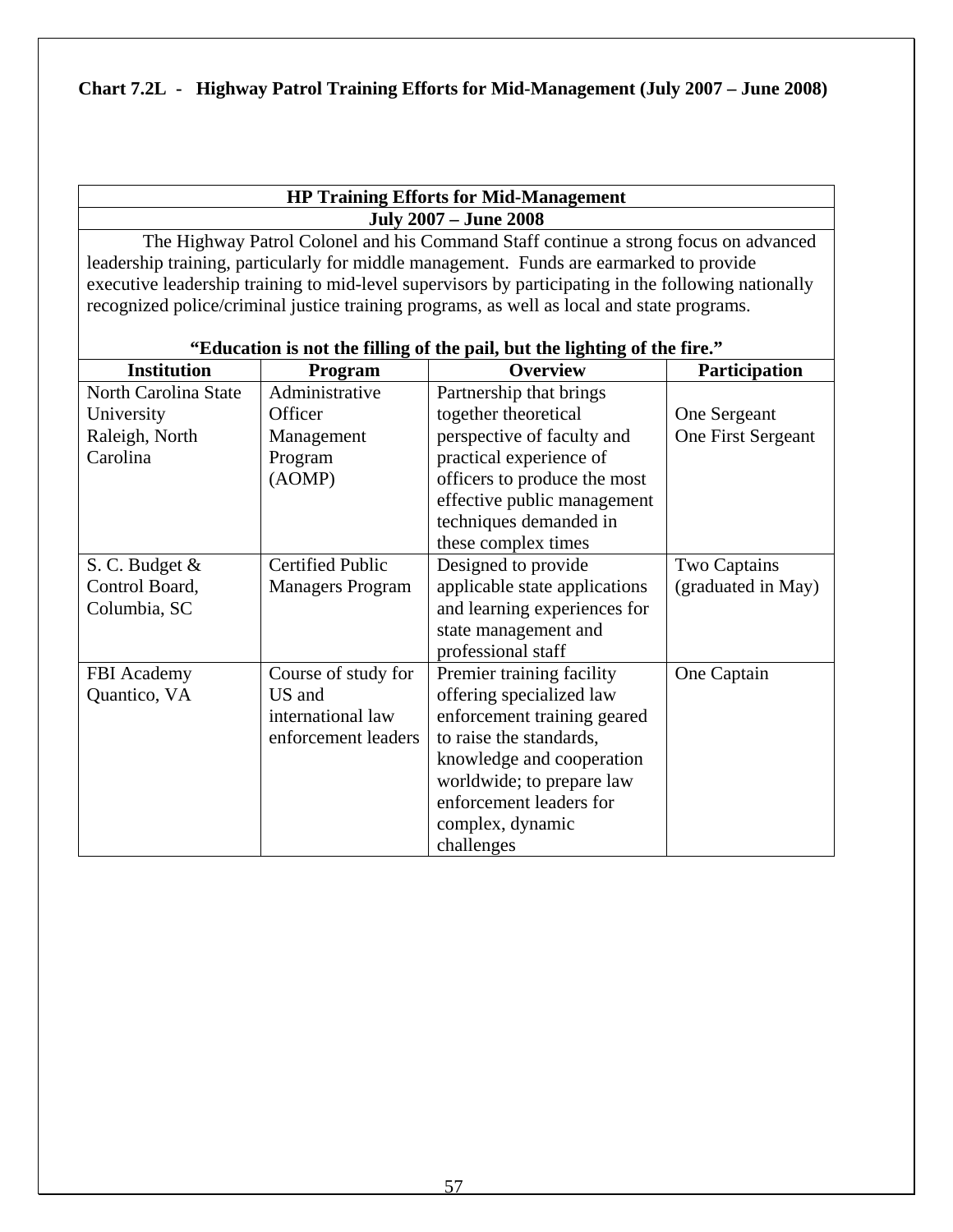**Chart 7.2L - Highway Patrol Training Efforts for Mid-Management (July 2007 – June 2008)**

**HP Training Efforts for Mid-Management**

**July 2007 – June 2008**

The Highway Patrol Colonel and his Command Staff continue a strong focus on advanced leadership training, particularly for middle management. Funds are earmarked to provide executive leadership training to mid-level supervisors by participating in the following nationally recognized police/criminal justice training programs, as well as local and state programs.

**"Education is not the filling of the pail, but the lighting of the fire."**

| Institution | Program | Overview | Participation |
|---|---|---|---|
| North Carolina State University Raleigh, North Carolina | Administrative Officer Management Program (AOMP) | Partnership that brings together theoretical perspective of faculty and practical experience of officers to produce the most effective public management techniques demanded in these complex times | One Sergeant<br>One First Sergeant |
| S. C. Budget & Control Board, Columbia, SC | Certified Public Managers Program | Designed to provide applicable state applications and learning experiences for state management and professional staff | Two Captains (graduated in May) |
| FBI Academy Quantico, VA | Course of study for US and international law enforcement leaders | Premier training facility offering specialized law enforcement training geared to raise the standards, knowledge and cooperation worldwide; to prepare law enforcement leaders for complex, dynamic challenges | One Captain |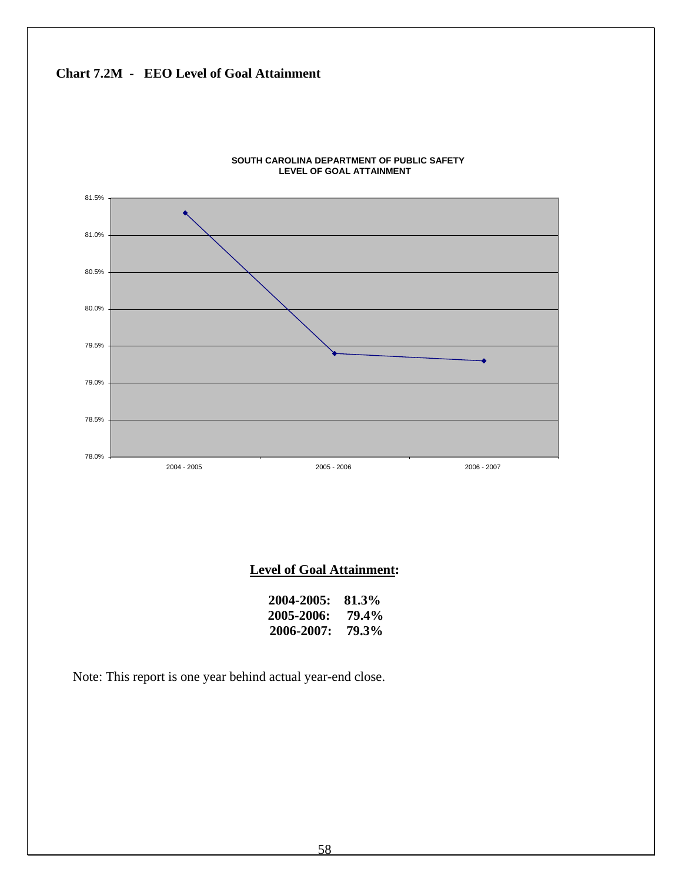**Chart 7.2M - EEO Level of Goal Attainment**

SOUTH CAROLINA DEPARTMENT OF PUBLIC SAFETY
LEVEL OF GOAL ATTAINMENT

81.5%
81.0%
80.5%
80.0%
79.5%
79.0%
78.5%
78.0%

2004 - 2005
2005 - 2006
2006 - 2007

**Level of Goal Attainment:**

**2004-2005: 81.3%**
**2005-2006: 79.4%**
**2006-2007: 79.3%**

Note: This report is one year behind actual year-end close.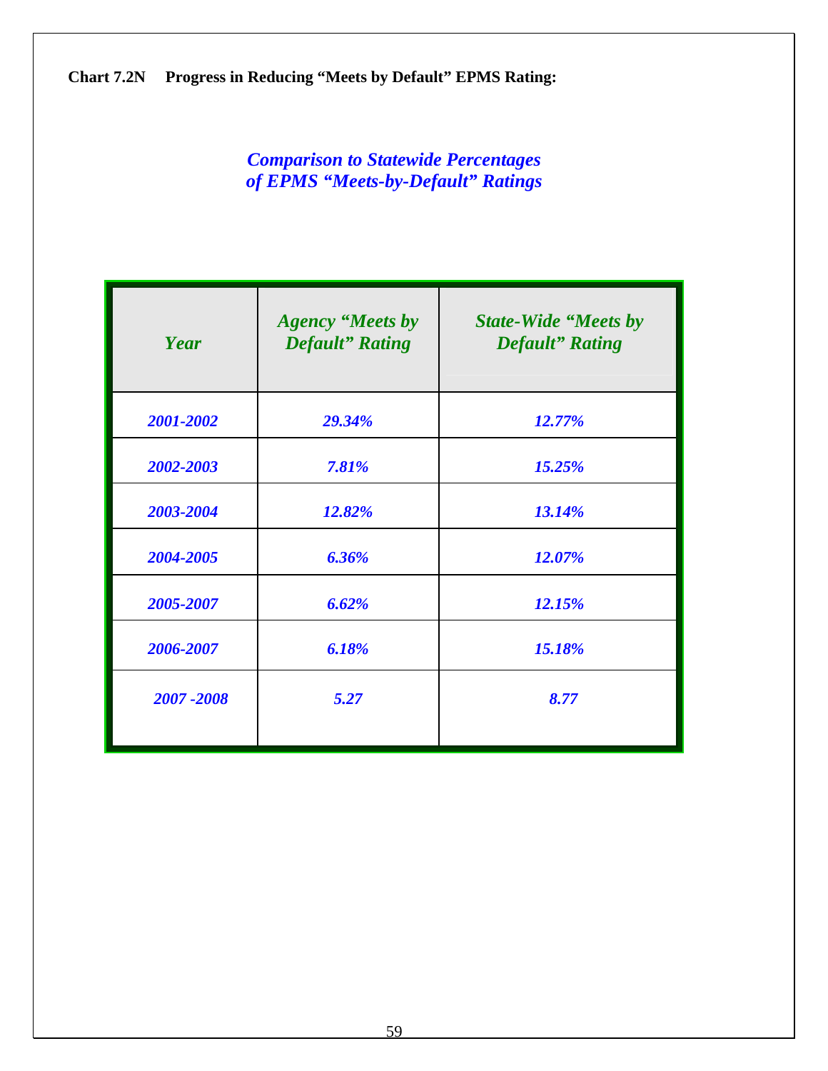**Chart 7.2N Progress in Reducing "Meets by Default" EPMS Rating:**

***Comparison to Statewide Percentages of EPMS "Meets-by-Default" Ratings***

| *Year* | *Agency "Meets by Default" Rating* | *State-Wide "Meets by Default" Rating* |
|---|---|---|
| *2001-2002* | *29.34%* | *12.77%* |
| *2002-2003* | *7.81%* | *15.25%* |
| *2003-2004* | *12.82%* | *13.14%* |
| *2004-2005* | *6.36%* | *12.07%* |
| *2005-2007* | *6.62%* | *12.15%* |
| *2006-2007* | *6.18%* | *15.18%* |
| *2007 -2008* | *5.27* | *8.77* |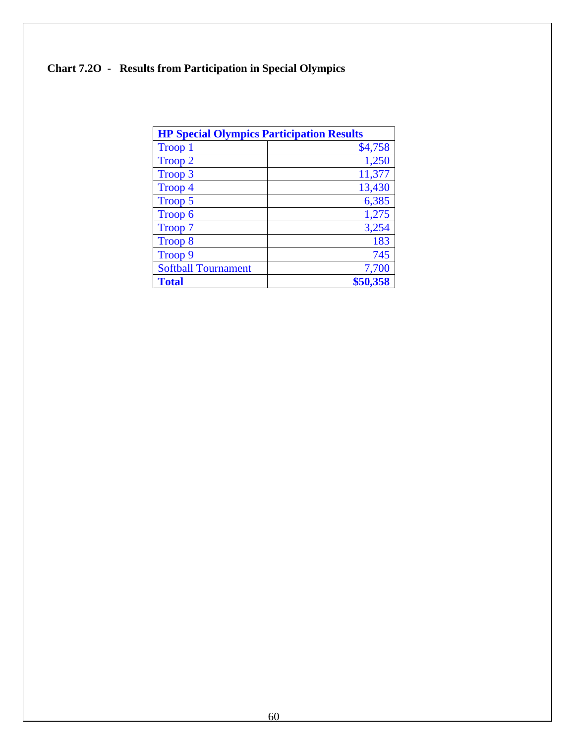**Chart 7.2O - Results from Participation in Special Olympics**

| HP Special Olympics Participation Results | |
|---|---|
| Troop 1 | $4,758 |
| Troop 2 | 1,250 |
| Troop 3 | 11,377 |
| Troop 4 | 13,430 |
| Troop 5 | 6,385 |
| Troop 6 | 1,275 |
| Troop 7 | 3,254 |
| Troop 8 | 183 |
| Troop 9 | 745 |
| Softball Tournament | 7,700 |
| **Total** | **$50,358** |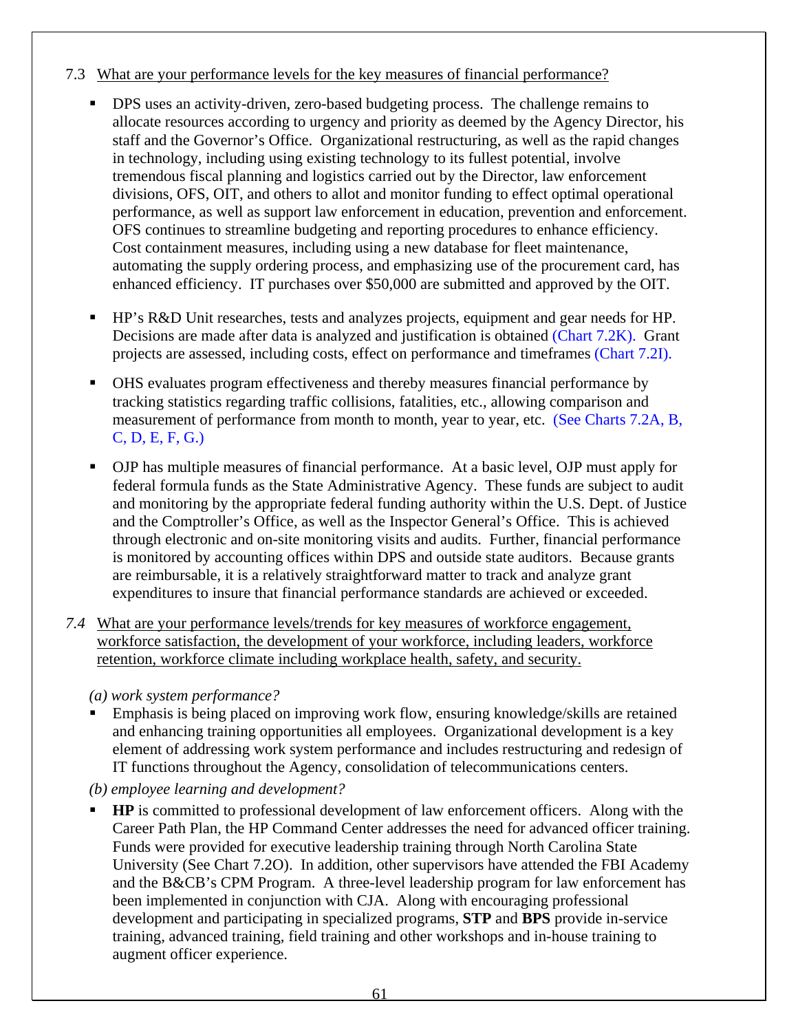7.3 What are your performance levels for the key measures of financial performance?

- DPS uses an activity-driven, zero-based budgeting process. The challenge remains to allocate resources according to urgency and priority as deemed by the Agency Director, his staff and the Governor's Office. Organizational restructuring, as well as the rapid changes in technology, including using existing technology to its fullest potential, involve tremendous fiscal planning and logistics carried out by the Director, law enforcement divisions, OFS, OIT, and others to allot and monitor funding to effect optimal operational performance, as well as support law enforcement in education, prevention and enforcement. OFS continues to streamline budgeting and reporting procedures to enhance efficiency. Cost containment measures, including using a new database for fleet maintenance, automating the supply ordering process, and emphasizing use of the procurement card, has enhanced efficiency. IT purchases over $50,000 are submitted and approved by the OIT.

- HP's R&D Unit researches, tests and analyzes projects, equipment and gear needs for HP. Decisions are made after data is analyzed and justification is obtained (Chart 7.2K). Grant projects are assessed, including costs, effect on performance and timeframes (Chart 7.2I).

- OHS evaluates program effectiveness and thereby measures financial performance by tracking statistics regarding traffic collisions, fatalities, etc., allowing comparison and measurement of performance from month to month, year to year, etc. (See Charts 7.2A, B, C, D, E, F, G.)

- OJP has multiple measures of financial performance. At a basic level, OJP must apply for federal formula funds as the State Administrative Agency. These funds are subject to audit and monitoring by the appropriate federal funding authority within the U.S. Dept. of Justice and the Comptroller's Office, as well as the Inspector General's Office. This is achieved through electronic and on-site monitoring visits and audits. Further, financial performance is monitored by accounting offices within DPS and outside state auditors. Because grants are reimbursable, it is a relatively straightforward matter to track and analyze grant expenditures to insure that financial performance standards are achieved or exceeded.

*7.4* What are your performance levels/trends for key measures of workforce engagement, workforce satisfaction, the development of your workforce, including leaders, workforce retention, workforce climate including workplace health, safety, and security.

*(a) work system performance?*

- Emphasis is being placed on improving work flow, ensuring knowledge/skills are retained and enhancing training opportunities all employees. Organizational development is a key element of addressing work system performance and includes restructuring and redesign of IT functions throughout the Agency, consolidation of telecommunications centers.

*(b) employee learning and development?*

- **HP** is committed to professional development of law enforcement officers. Along with the Career Path Plan, the HP Command Center addresses the need for advanced officer training. Funds were provided for executive leadership training through North Carolina State University (See Chart 7.2O). In addition, other supervisors have attended the FBI Academy and the B&CB's CPM Program. A three-level leadership program for law enforcement has been implemented in conjunction with CJA. Along with encouraging professional development and participating in specialized programs, **STP** and **BPS** provide in-service training, advanced training, field training and other workshops and in-house training to augment officer experience.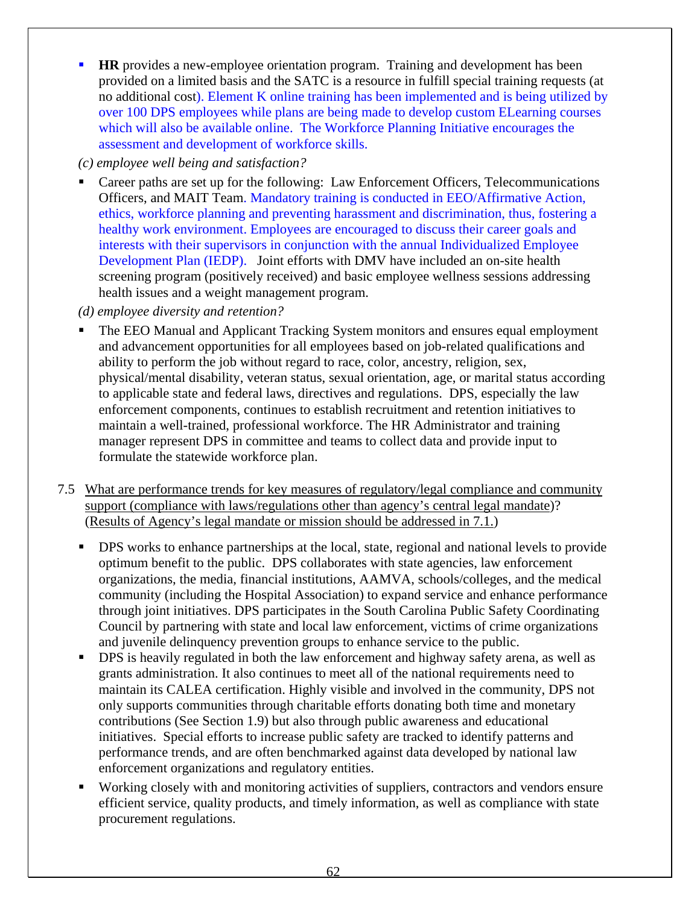- **HR** provides a new-employee orientation program. Training and development has been provided on a limited basis and the SATC is a resource in fulfill special training requests (at no additional cost). Element K online training has been implemented and is being utilized by over 100 DPS employees while plans are being made to develop custom ELearning courses which will also be available online. The Workforce Planning Initiative encourages the assessment and development of workforce skills.

*(c) employee well being and satisfaction?*

- Career paths are set up for the following: Law Enforcement Officers, Telecommunications Officers, and MAIT Team. Mandatory training is conducted in EEO/Affirmative Action, ethics, workforce planning and preventing harassment and discrimination, thus, fostering a healthy work environment. Employees are encouraged to discuss their career goals and interests with their supervisors in conjunction with the annual Individualized Employee Development Plan (IEDP). Joint efforts with DMV have included an on-site health screening program (positively received) and basic employee wellness sessions addressing health issues and a weight management program.

*(d) employee diversity and retention?*

- The EEO Manual and Applicant Tracking System monitors and ensures equal employment and advancement opportunities for all employees based on job-related qualifications and ability to perform the job without regard to race, color, ancestry, religion, sex, physical/mental disability, veteran status, sexual orientation, age, or marital status according to applicable state and federal laws, directives and regulations. DPS, especially the law enforcement components, continues to establish recruitment and retention initiatives to maintain a well-trained, professional workforce. The HR Administrator and training manager represent DPS in committee and teams to collect data and provide input to formulate the statewide workforce plan.

7.5 <u>What are performance trends for key measures of regulatory/legal compliance and community support (compliance with laws/regulations other than agency's central legal mandate</u>)? (<u>Results of Agency's legal mandate or mission should be addressed in 7.1.</u>)

- DPS works to enhance partnerships at the local, state, regional and national levels to provide optimum benefit to the public. DPS collaborates with state agencies, law enforcement organizations, the media, financial institutions, AAMVA, schools/colleges, and the medical community (including the Hospital Association) to expand service and enhance performance through joint initiatives. DPS participates in the South Carolina Public Safety Coordinating Council by partnering with state and local law enforcement, victims of crime organizations and juvenile delinquency prevention groups to enhance service to the public.
- DPS is heavily regulated in both the law enforcement and highway safety arena, as well as grants administration. It also continues to meet all of the national requirements need to maintain its CALEA certification. Highly visible and involved in the community, DPS not only supports communities through charitable efforts donating both time and monetary contributions (See Section 1.9) but also through public awareness and educational initiatives. Special efforts to increase public safety are tracked to identify patterns and performance trends, and are often benchmarked against data developed by national law enforcement organizations and regulatory entities.
- Working closely with and monitoring activities of suppliers, contractors and vendors ensure efficient service, quality products, and timely information, as well as compliance with state procurement regulations.